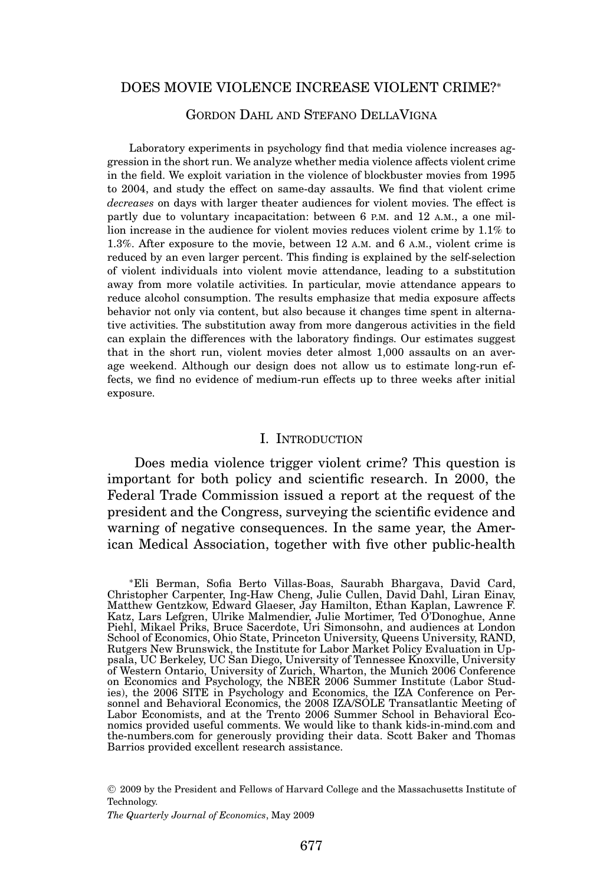# DOES MOVIE VIOLENCE INCREASE VIOLENT CRIME?*

GORDON DAHL AND STEFANO DELLAVIGNA

Laboratory experiments in psychology find that media violence increases aggression in the short run. We analyze whether media violence affects violent crime in the field. We exploit variation in the violence of blockbuster movies from 1995 to 2004, and study the effect on same-day assaults. We find that violent crime *decreases* on days with larger theater audiences for violent movies. The effect is partly due to voluntary incapacitation: between 6 P.M. and 12 A.M., a one million increase in the audience for violent movies reduces violent crime by 1.1% to 1.3%. After exposure to the movie, between 12 A.M. and 6 A.M., violent crime is reduced by an even larger percent. This finding is explained by the self-selection of violent individuals into violent movie attendance, leading to a substitution away from more volatile activities. In particular, movie attendance appears to reduce alcohol consumption. The results emphasize that media exposure affects behavior not only via content, but also because it changes time spent in alternative activities. The substitution away from more dangerous activities in the field can explain the differences with the laboratory findings. Our estimates suggest that in the short run, violent movies deter almost 1,000 assaults on an average weekend. Although our design does not allow us to estimate long-run effects, we find no evidence of medium-run effects up to three weeks after initial exposure.

## I. INTRODUCTION

Does media violence trigger violent crime? This question is important for both policy and scientific research. In 2000, the Federal Trade Commission issued a report at the request of the president and the Congress, surveying the scientific evidence and warning of negative consequences. In the same year, the American Medical Association, together with five other public-health

*Eli Berman, Sofia Berto Villas-Boas, Saurabh Bhargava, David Card, Christopher Carpenter, Ing-Haw Cheng, Julie Cullen, David Dahl, Liran Einav, Matthew Gentzkow, Edward Glaeser, Jay Hamilton, Ethan Kaplan, Lawrence F. Katz, Lars Lefgren, Ulrike Malmendier, Julie Mortimer, Ted O'Donoghue, Anne Piehl, Mikael Priks, Bruce Sacerdote, Uri Simonsohn, and audiences at London School of Economics, Ohio State, Princeton University, Queens University, RAND, Rutgers New Brunswick, the Institute for Labor Market Policy Evaluation in Uppsala, UC Berkeley, UC San Diego, University of Tennessee Knoxville, University of Western Ontario, University of Zurich, Wharton, the Munich 2006 Conference on Economics and Psychology, the NBER 2006 Summer Institute (Labor Studies), the 2006 SITE in Psychology and Economics, the IZA Conference on Personnel and Behavioral Economics, the 2008 IZA/SOLE Transatlantic Meeting of Labor Economists, and at the Trento 2006 Summer School in Behavioral Economics provided useful comments. We would like to thank kids-in-mind.com and the-numbers.com for generously providing their data. Scott Baker and Thomas Barrios provided excellent research assistance.

© 2009 by the President and Fellows of Harvard College and the Massachusetts Institute of Technology.
*The Quarterly Journal of Economics*, May 2009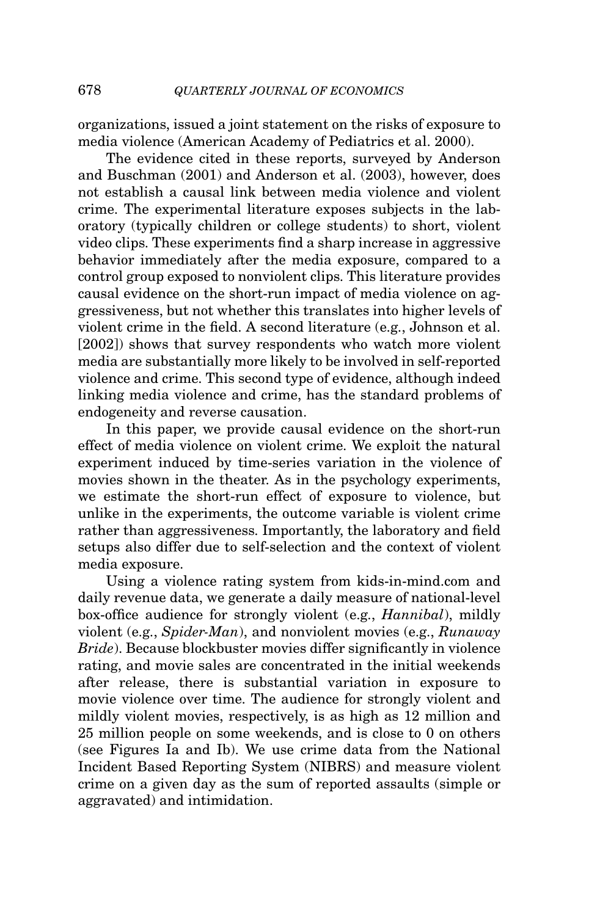organizations, issued a joint statement on the risks of exposure to media violence (American Academy of Pediatrics et al. 2000).

The evidence cited in these reports, surveyed by Anderson and Buschman (2001) and Anderson et al. (2003), however, does not establish a causal link between media violence and violent crime. The experimental literature exposes subjects in the laboratory (typically children or college students) to short, violent video clips. These experiments find a sharp increase in aggressive behavior immediately after the media exposure, compared to a control group exposed to nonviolent clips. This literature provides causal evidence on the short-run impact of media violence on aggressiveness, but not whether this translates into higher levels of violent crime in the field. A second literature (e.g., Johnson et al. [2002]) shows that survey respondents who watch more violent media are substantially more likely to be involved in self-reported violence and crime. This second type of evidence, although indeed linking media violence and crime, has the standard problems of endogeneity and reverse causation.

In this paper, we provide causal evidence on the short-run effect of media violence on violent crime. We exploit the natural experiment induced by time-series variation in the violence of movies shown in the theater. As in the psychology experiments, we estimate the short-run effect of exposure to violence, but unlike in the experiments, the outcome variable is violent crime rather than aggressiveness. Importantly, the laboratory and field setups also differ due to self-selection and the context of violent media exposure.

Using a violence rating system from kids-in-mind.com and daily revenue data, we generate a daily measure of national-level box-office audience for strongly violent (e.g., *Hannibal*), mildly violent (e.g., *Spider-Man*), and nonviolent movies (e.g., *Runaway Bride*). Because blockbuster movies differ significantly in violence rating, and movie sales are concentrated in the initial weekends after release, there is substantial variation in exposure to movie violence over time. The audience for strongly violent and mildly violent movies, respectively, is as high as 12 million and 25 million people on some weekends, and is close to 0 on others (see Figures Ia and Ib). We use crime data from the National Incident Based Reporting System (NIBRS) and measure violent crime on a given day as the sum of reported assaults (simple or aggravated) and intimidation.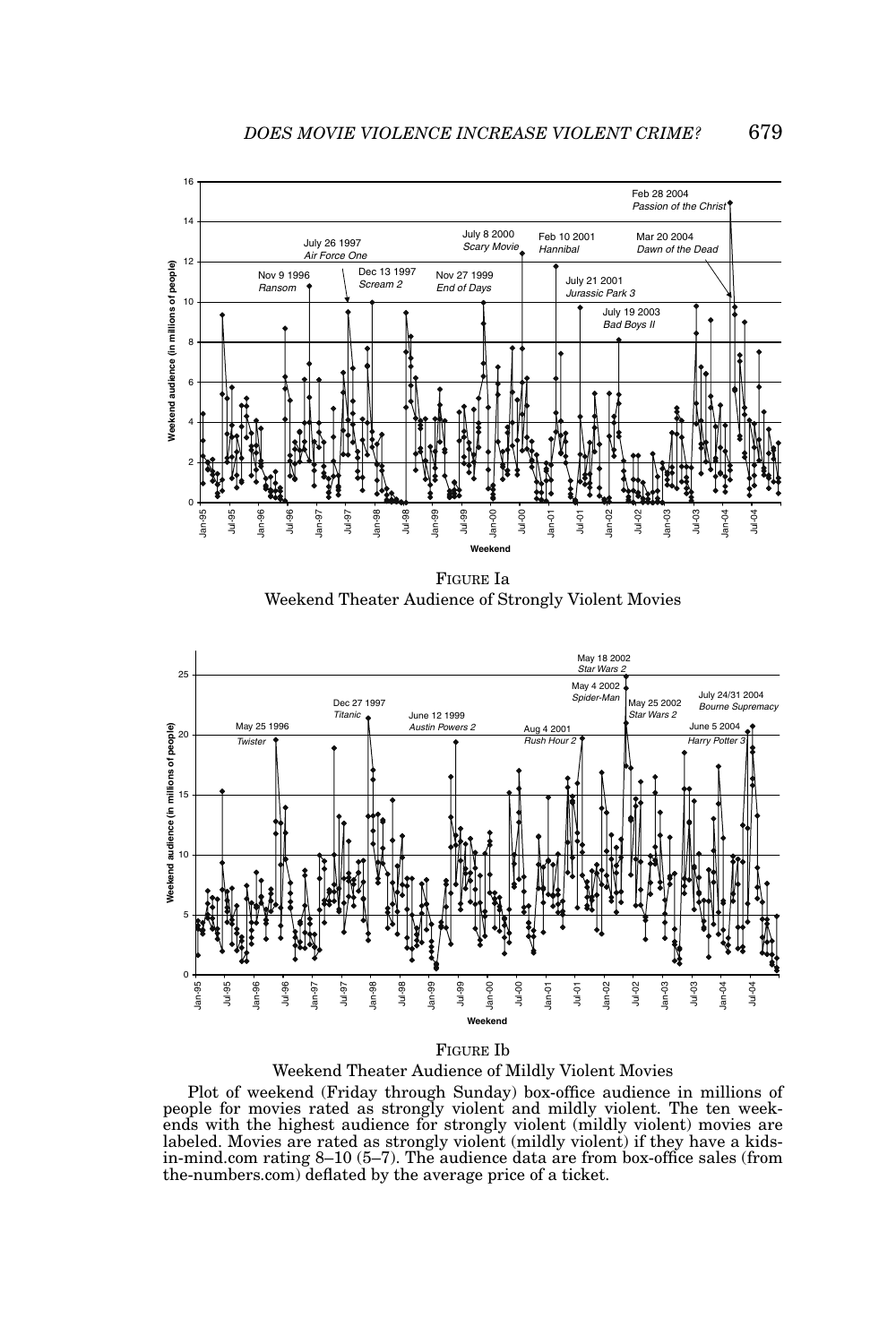FIGURE Ia
Weekend Theater Audience of Strongly Violent Movies

FIGURE Ib
Weekend Theater Audience of Mildly Violent Movies

Plot of weekend (Friday through Sunday) box-office audience in millions of people for movies rated as strongly violent and mildly violent. The ten weekends with the highest audience for strongly violent (mildly violent) movies are labeled. Movies are rated as strongly violent (mildly violent) if they have a kids-in-mind.com rating 8–10 (5–7). The audience data are from box-office sales (from the-numbers.com) deflated by the average price of a ticket.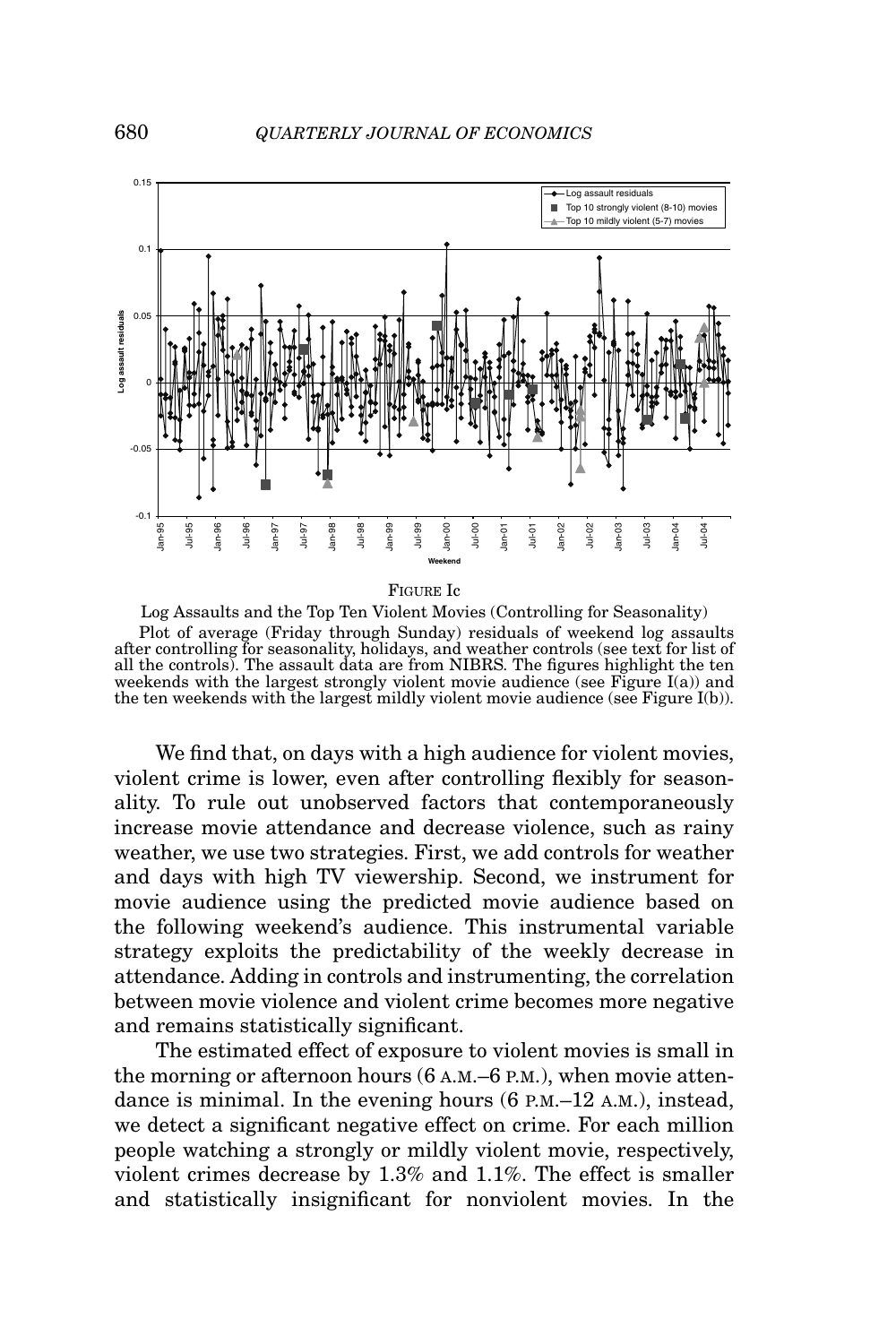FIGURE Ic

Log Assaults and the Top Ten Violent Movies (Controlling for Seasonality)

Plot of average (Friday through Sunday) residuals of weekend log assaults after controlling for seasonality, holidays, and weather controls (see text for list of all the controls). The assault data are from NIBRS. The figures highlight the ten weekends with the largest strongly violent movie audience (see Figure I(a)) and the ten weekends with the largest mildly violent movie audience (see Figure I(b)).

We find that, on days with a high audience for violent movies, violent crime is lower, even after controlling flexibly for seasonality. To rule out unobserved factors that contemporaneously increase movie attendance and decrease violence, such as rainy weather, we use two strategies. First, we add controls for weather and days with high TV viewership. Second, we instrument for movie audience using the predicted movie audience based on the following weekend's audience. This instrumental variable strategy exploits the predictability of the weekly decrease in attendance. Adding in controls and instrumenting, the correlation between movie violence and violent crime becomes more negative and remains statistically significant.

The estimated effect of exposure to violent movies is small in the morning or afternoon hours (6 A.M.–6 P.M.), when movie attendance is minimal. In the evening hours (6 P.M.–12 A.M.), instead, we detect a significant negative effect on crime. For each million people watching a strongly or mildly violent movie, respectively, violent crimes decrease by 1.3% and 1.1%. The effect is smaller and statistically insignificant for nonviolent movies. In the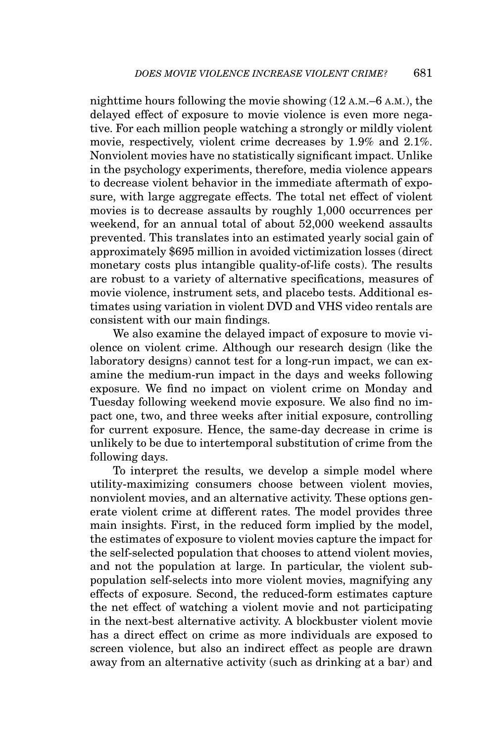nighttime hours following the movie showing (12 A.M.–6 A.M.), the delayed effect of exposure to movie violence is even more negative. For each million people watching a strongly or mildly violent movie, respectively, violent crime decreases by 1.9% and 2.1%. Nonviolent movies have no statistically significant impact. Unlike in the psychology experiments, therefore, media violence appears to decrease violent behavior in the immediate aftermath of exposure, with large aggregate effects. The total net effect of violent movies is to decrease assaults by roughly 1,000 occurrences per weekend, for an annual total of about 52,000 weekend assaults prevented. This translates into an estimated yearly social gain of approximately $695 million in avoided victimization losses (direct monetary costs plus intangible quality-of-life costs). The results are robust to a variety of alternative specifications, measures of movie violence, instrument sets, and placebo tests. Additional estimates using variation in violent DVD and VHS video rentals are consistent with our main findings.

We also examine the delayed impact of exposure to movie violence on violent crime. Although our research design (like the laboratory designs) cannot test for a long-run impact, we can examine the medium-run impact in the days and weeks following exposure. We find no impact on violent crime on Monday and Tuesday following weekend movie exposure. We also find no impact one, two, and three weeks after initial exposure, controlling for current exposure. Hence, the same-day decrease in crime is unlikely to be due to intertemporal substitution of crime from the following days.

To interpret the results, we develop a simple model where utility-maximizing consumers choose between violent movies, nonviolent movies, and an alternative activity. These options generate violent crime at different rates. The model provides three main insights. First, in the reduced form implied by the model, the estimates of exposure to violent movies capture the impact for the self-selected population that chooses to attend violent movies, and not the population at large. In particular, the violent subpopulation self-selects into more violent movies, magnifying any effects of exposure. Second, the reduced-form estimates capture the net effect of watching a violent movie and not participating in the next-best alternative activity. A blockbuster violent movie has a direct effect on crime as more individuals are exposed to screen violence, but also an indirect effect as people are drawn away from an alternative activity (such as drinking at a bar) and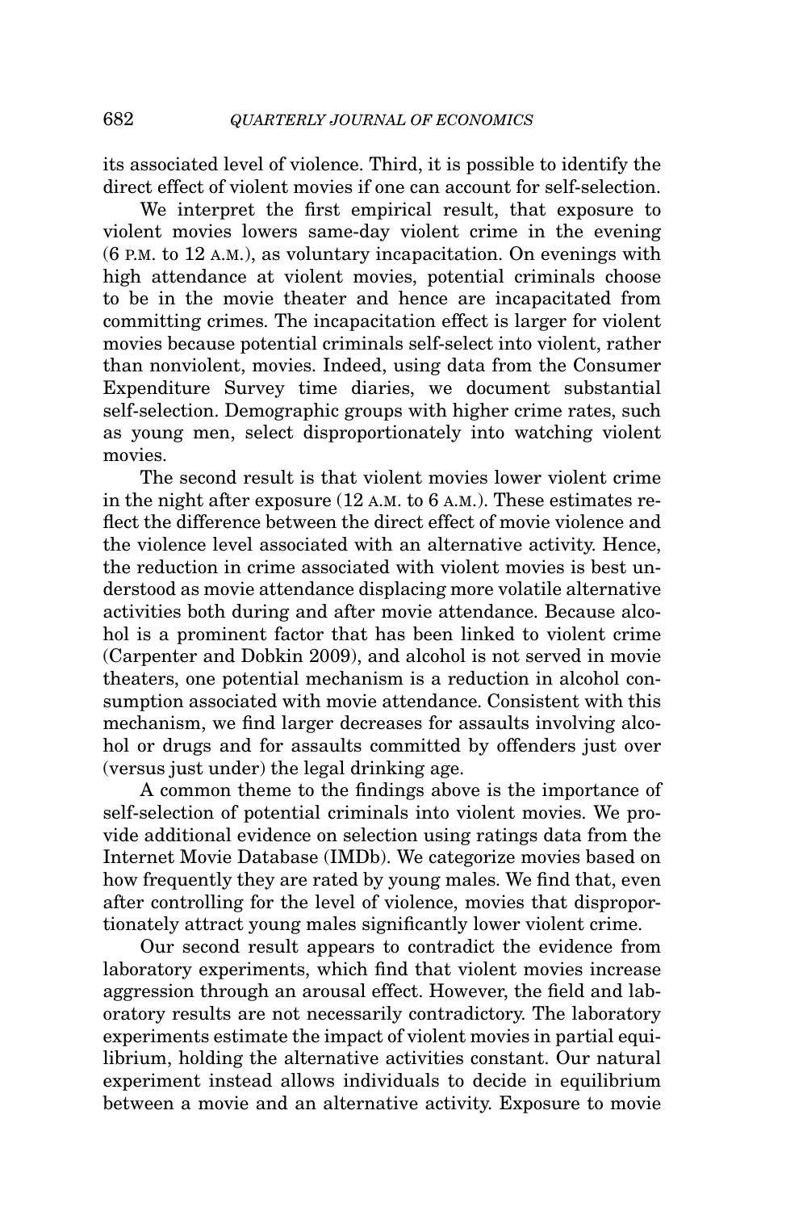its associated level of violence. Third, it is possible to identify the direct effect of violent movies if one can account for self-selection.

We interpret the first empirical result, that exposure to violent movies lowers same-day violent crime in the evening (6 P.M. to 12 A.M.), as voluntary incapacitation. On evenings with high attendance at violent movies, potential criminals choose to be in the movie theater and hence are incapacitated from committing crimes. The incapacitation effect is larger for violent movies because potential criminals self-select into violent, rather than nonviolent, movies. Indeed, using data from the Consumer Expenditure Survey time diaries, we document substantial self-selection. Demographic groups with higher crime rates, such as young men, select disproportionately into watching violent movies.

The second result is that violent movies lower violent crime in the night after exposure (12 A.M. to 6 A.M.). These estimates reflect the difference between the direct effect of movie violence and the violence level associated with an alternative activity. Hence, the reduction in crime associated with violent movies is best understood as movie attendance displacing more volatile alternative activities both during and after movie attendance. Because alcohol is a prominent factor that has been linked to violent crime (Carpenter and Dobkin 2009), and alcohol is not served in movie theaters, one potential mechanism is a reduction in alcohol consumption associated with movie attendance. Consistent with this mechanism, we find larger decreases for assaults involving alcohol or drugs and for assaults committed by offenders just over (versus just under) the legal drinking age.

A common theme to the findings above is the importance of self-selection of potential criminals into violent movies. We provide additional evidence on selection using ratings data from the Internet Movie Database (IMDb). We categorize movies based on how frequently they are rated by young males. We find that, even after controlling for the level of violence, movies that disproportionately attract young males significantly lower violent crime.

Our second result appears to contradict the evidence from laboratory experiments, which find that violent movies increase aggression through an arousal effect. However, the field and laboratory results are not necessarily contradictory. The laboratory experiments estimate the impact of violent movies in partial equilibrium, holding the alternative activities constant. Our natural experiment instead allows individuals to decide in equilibrium between a movie and an alternative activity. Exposure to movie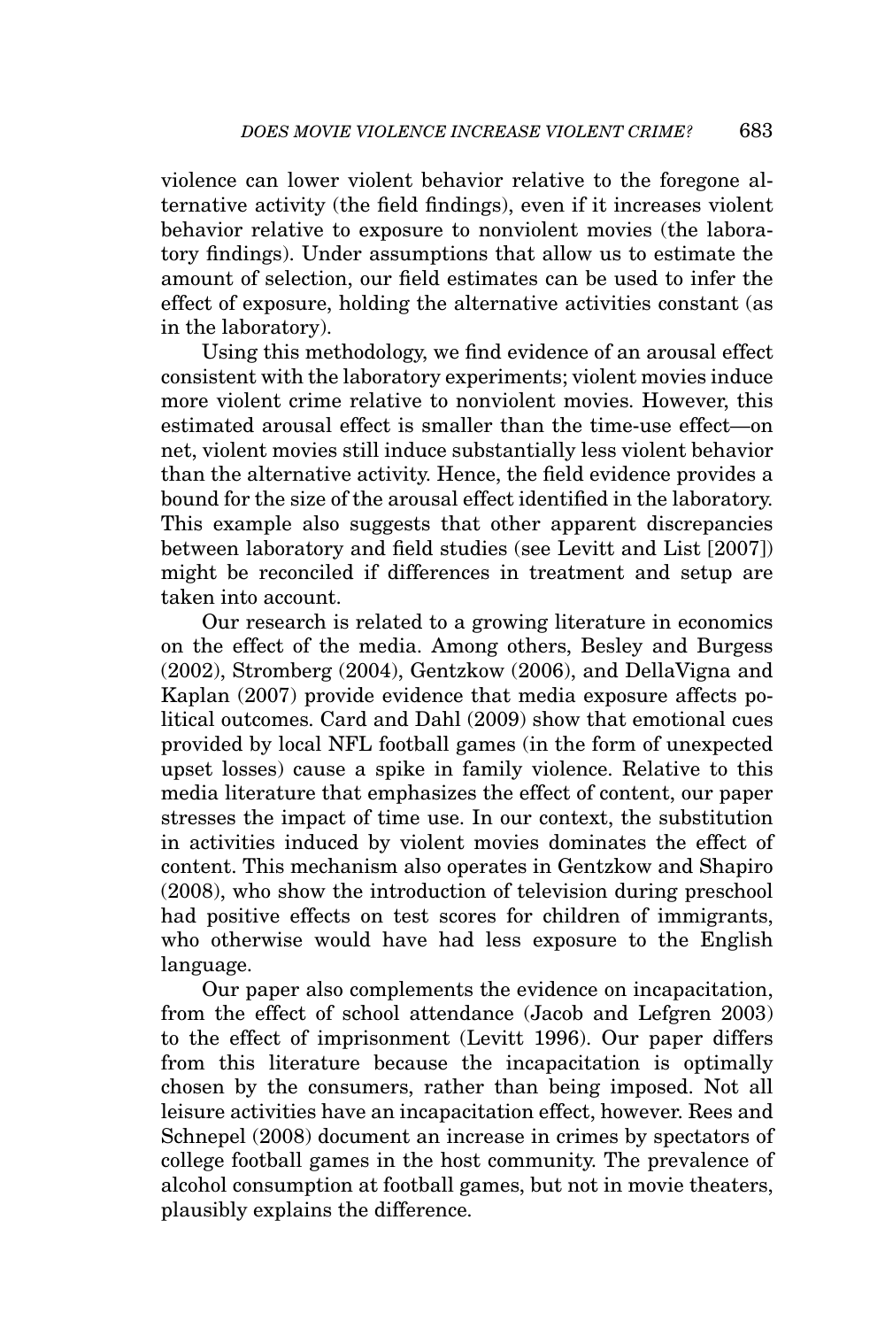violence can lower violent behavior relative to the foregone alternative activity (the field findings), even if it increases violent behavior relative to exposure to nonviolent movies (the laboratory findings). Under assumptions that allow us to estimate the amount of selection, our field estimates can be used to infer the effect of exposure, holding the alternative activities constant (as in the laboratory).

Using this methodology, we find evidence of an arousal effect consistent with the laboratory experiments; violent movies induce more violent crime relative to nonviolent movies. However, this estimated arousal effect is smaller than the time-use effect—on net, violent movies still induce substantially less violent behavior than the alternative activity. Hence, the field evidence provides a bound for the size of the arousal effect identified in the laboratory. This example also suggests that other apparent discrepancies between laboratory and field studies (see Levitt and List [2007]) might be reconciled if differences in treatment and setup are taken into account.

Our research is related to a growing literature in economics on the effect of the media. Among others, Besley and Burgess (2002), Stromberg (2004), Gentzkow (2006), and DellaVigna and Kaplan (2007) provide evidence that media exposure affects political outcomes. Card and Dahl (2009) show that emotional cues provided by local NFL football games (in the form of unexpected upset losses) cause a spike in family violence. Relative to this media literature that emphasizes the effect of content, our paper stresses the impact of time use. In our context, the substitution in activities induced by violent movies dominates the effect of content. This mechanism also operates in Gentzkow and Shapiro (2008), who show the introduction of television during preschool had positive effects on test scores for children of immigrants, who otherwise would have had less exposure to the English language.

Our paper also complements the evidence on incapacitation, from the effect of school attendance (Jacob and Lefgren 2003) to the effect of imprisonment (Levitt 1996). Our paper differs from this literature because the incapacitation is optimally chosen by the consumers, rather than being imposed. Not all leisure activities have an incapacitation effect, however. Rees and Schnepel (2008) document an increase in crimes by spectators of college football games in the host community. The prevalence of alcohol consumption at football games, but not in movie theaters, plausibly explains the difference.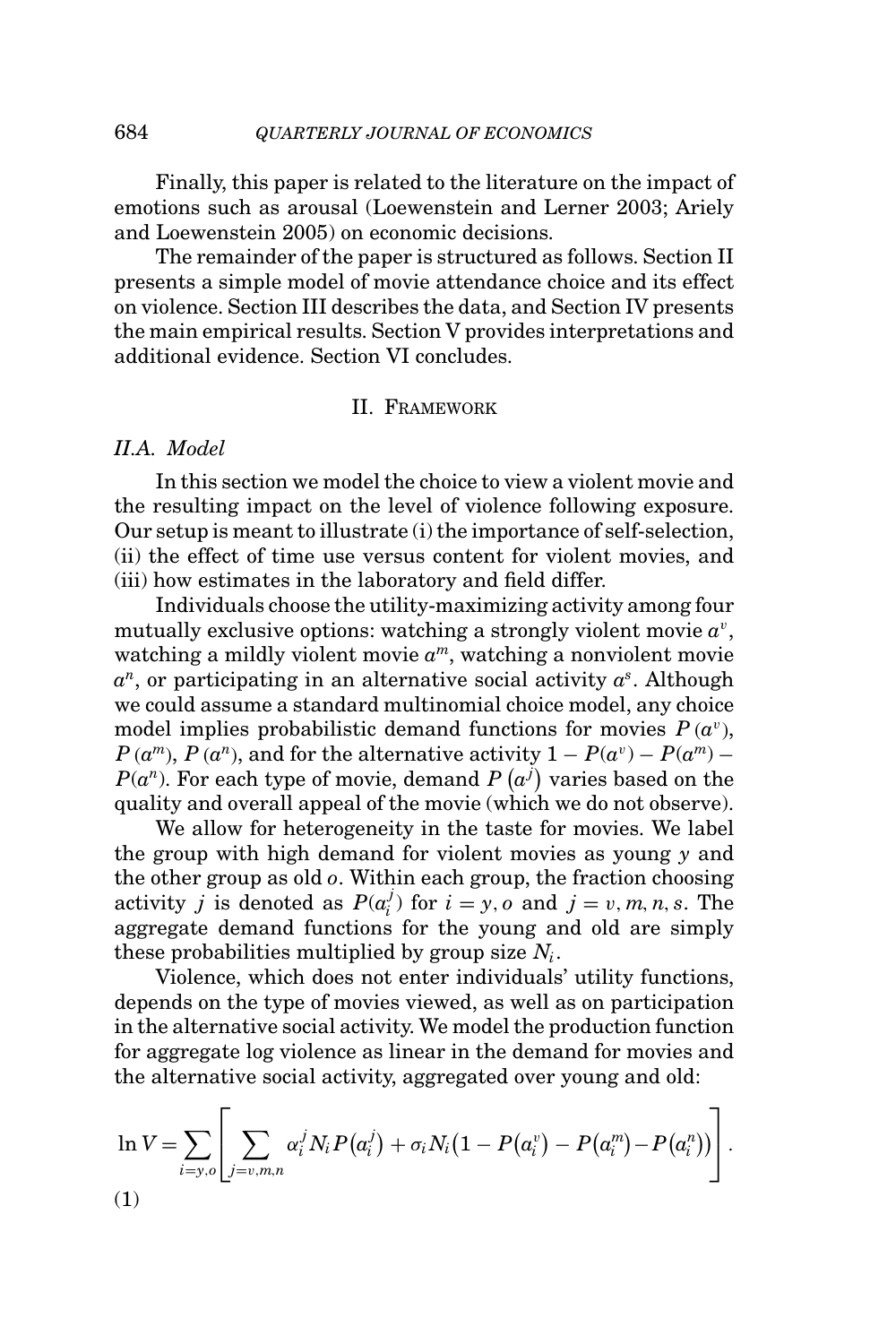Finally, this paper is related to the literature on the impact of emotions such as arousal (Loewenstein and Lerner 2003; Ariely and Loewenstein 2005) on economic decisions.

The remainder of the paper is structured as follows. Section II presents a simple model of movie attendance choice and its effect on violence. Section III describes the data, and Section IV presents the main empirical results. Section V provides interpretations and additional evidence. Section VI concludes.

## II. Framework

### II.A. Model

In this section we model the choice to view a violent movie and the resulting impact on the level of violence following exposure. Our setup is meant to illustrate (i) the importance of self-selection, (ii) the effect of time use versus content for violent movies, and (iii) how estimates in the laboratory and field differ.

Individuals choose the utility-maximizing activity among four mutually exclusive options: watching a strongly violent movie $a^v$, watching a mildly violent movie $a^m$, watching a nonviolent movie $a^n$, or participating in an alternative social activity $a^s$. Although we could assume a standard multinomial choice model, any choice model implies probabilistic demand functions for movies $P(a^v)$, $P(a^m)$, $P(a^n)$, and for the alternative activity $1 - P(a^v) - P(a^m) - P(a^n)$. For each type of movie, demand $P(a^j)$ varies based on the quality and overall appeal of the movie (which we do not observe).

We allow for heterogeneity in the taste for movies. We label the group with high demand for violent movies as young $y$ and the other group as old $o$. Within each group, the fraction choosing activity $j$ is denoted as $P(a_i^j)$ for $i = y, o$ and $j = v, m, n, s$. The aggregate demand functions for the young and old are simply these probabilities multiplied by group size $N_i$.

Violence, which does not enter individuals' utility functions, depends on the type of movies viewed, as well as on participation in the alternative social activity. We model the production function for aggregate log violence as linear in the demand for movies and the alternative social activity, aggregated over young and old:

$$\ln V = \sum_{i=y,o} \left[ \sum_{j=v,m,n} \alpha_i^j N_i P(a_i^j) + \sigma_i N_i \left(1 - P(a_i^v) - P(a_i^m) - P(a_i^n)\right) \right]. \tag{1}$$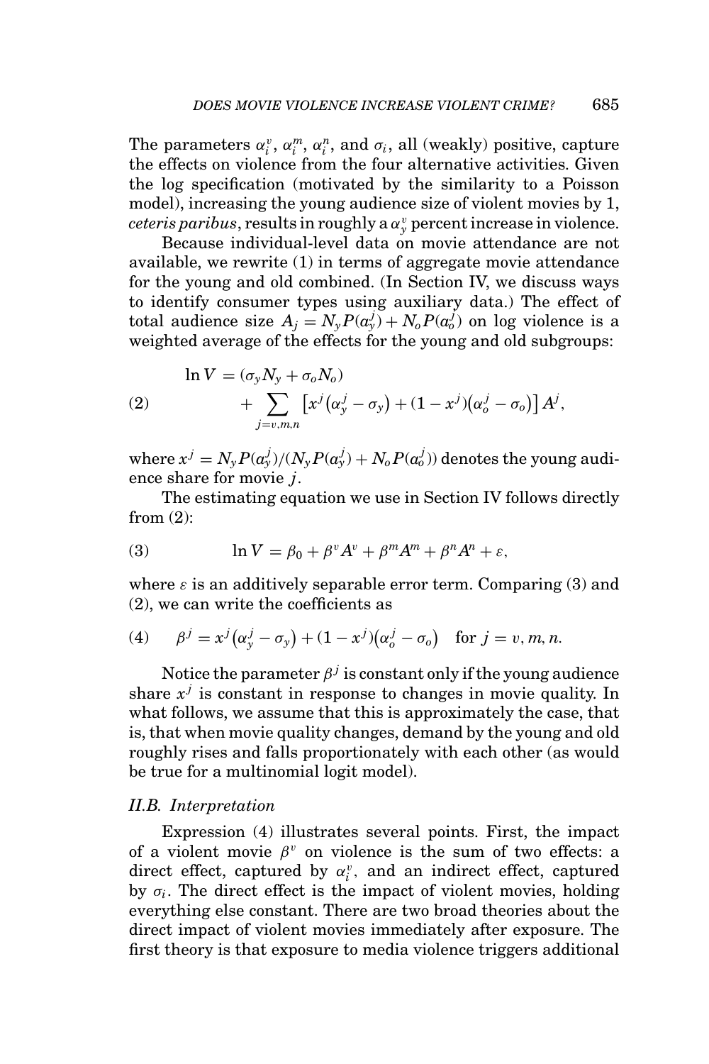The parameters $\alpha_i^v$, $\alpha_i^m$, $\alpha_i^n$, and $\sigma_i$, all (weakly) positive, capture the effects on violence from the four alternative activities. Given the log specification (motivated by the similarity to a Poisson model), increasing the young audience size of violent movies by 1, *ceteris paribus*, results in roughly a $\alpha_y^v$ percent increase in violence.

Because individual-level data on movie attendance are not available, we rewrite (1) in terms of aggregate movie attendance for the young and old combined. (In Section IV, we discuss ways to identify consumer types using auxiliary data.) The effect of total audience size $A_j = N_y P(\alpha_y^j) + N_o P(\alpha_o^j)$ on log violence is a weighted average of the effects for the young and old subgroups:

$$\ln V = (\sigma_y N_y + \sigma_o N_o) + \sum_{j=v,m,n} \left[ x^j \left( \alpha_y^j - \sigma_y \right) + (1 - x^j)\left( \alpha_o^j - \sigma_o \right) \right] A^j, \tag{2}$$

where $x^j = N_y P(\alpha_y^j)/(N_y P(\alpha_y^j) + N_o P(\alpha_o^j))$ denotes the young audience share for movie $j$.

The estimating equation we use in Section IV follows directly from (2):

$$\ln V = \beta_0 + \beta^v A^v + \beta^m A^m + \beta^n A^n + \varepsilon, \tag{3}$$

where $\varepsilon$ is an additively separable error term. Comparing (3) and (2), we can write the coefficients as

$$\beta^j = x^j \left( \alpha_y^j - \sigma_y \right) + (1 - x^j)\left( \alpha_o^j - \sigma_o \right) \quad \text{for } j = v, m, n. \tag{4}$$

Notice the parameter $\beta^j$ is constant only if the young audience share $x^j$ is constant in response to changes in movie quality. In what follows, we assume that this is approximately the case, that is, that when movie quality changes, demand by the young and old roughly rises and falls proportionately with each other (as would be true for a multinomial logit model).

### II.B. Interpretation

Expression (4) illustrates several points. First, the impact of a violent movie $\beta^v$ on violence is the sum of two effects: a direct effect, captured by $\alpha_i^v$, and an indirect effect, captured by $\sigma_i$. The direct effect is the impact of violent movies, holding everything else constant. There are two broad theories about the direct impact of violent movies immediately after exposure. The first theory is that exposure to media violence triggers additional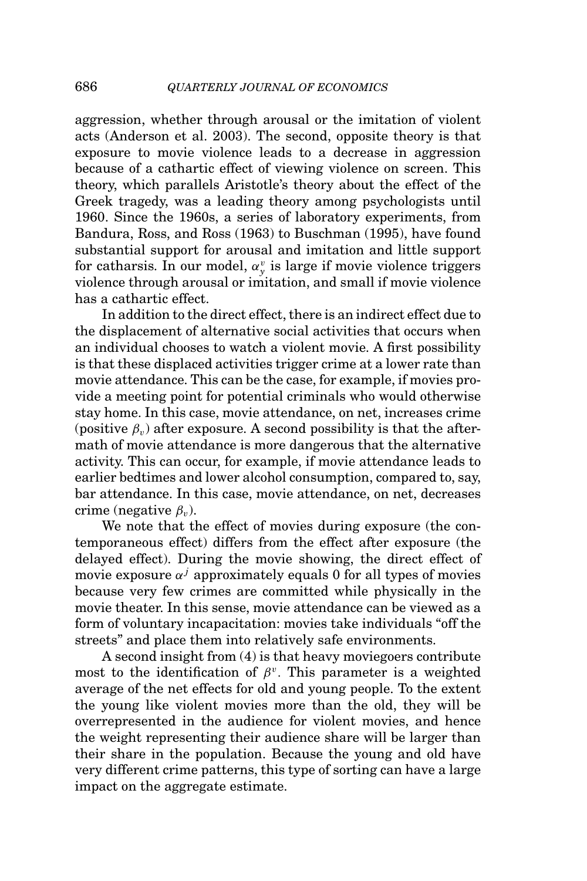aggression, whether through arousal or the imitation of violent acts (Anderson et al. 2003). The second, opposite theory is that exposure to movie violence leads to a decrease in aggression because of a cathartic effect of viewing violence on screen. This theory, which parallels Aristotle's theory about the effect of the Greek tragedy, was a leading theory among psychologists until 1960. Since the 1960s, a series of laboratory experiments, from Bandura, Ross, and Ross (1963) to Buschman (1995), have found substantial support for arousal and imitation and little support for catharsis. In our model, $\alpha_y^v$ is large if movie violence triggers violence through arousal or imitation, and small if movie violence has a cathartic effect.

In addition to the direct effect, there is an indirect effect due to the displacement of alternative social activities that occurs when an individual chooses to watch a violent movie. A first possibility is that these displaced activities trigger crime at a lower rate than movie attendance. This can be the case, for example, if movies provide a meeting point for potential criminals who would otherwise stay home. In this case, movie attendance, on net, increases crime (positive $\beta_v$) after exposure. A second possibility is that the aftermath of movie attendance is more dangerous that the alternative activity. This can occur, for example, if movie attendance leads to earlier bedtimes and lower alcohol consumption, compared to, say, bar attendance. In this case, movie attendance, on net, decreases crime (negative $\beta_v$).

We note that the effect of movies during exposure (the contemporaneous effect) differs from the effect after exposure (the delayed effect). During the movie showing, the direct effect of movie exposure $\alpha^j$ approximately equals 0 for all types of movies because very few crimes are committed while physically in the movie theater. In this sense, movie attendance can be viewed as a form of voluntary incapacitation: movies take individuals "off the streets" and place them into relatively safe environments.

A second insight from (4) is that heavy moviegoers contribute most to the identification of $\beta^v$. This parameter is a weighted average of the net effects for old and young people. To the extent the young like violent movies more than the old, they will be overrepresented in the audience for violent movies, and hence the weight representing their audience share will be larger than their share in the population. Because the young and old have very different crime patterns, this type of sorting can have a large impact on the aggregate estimate.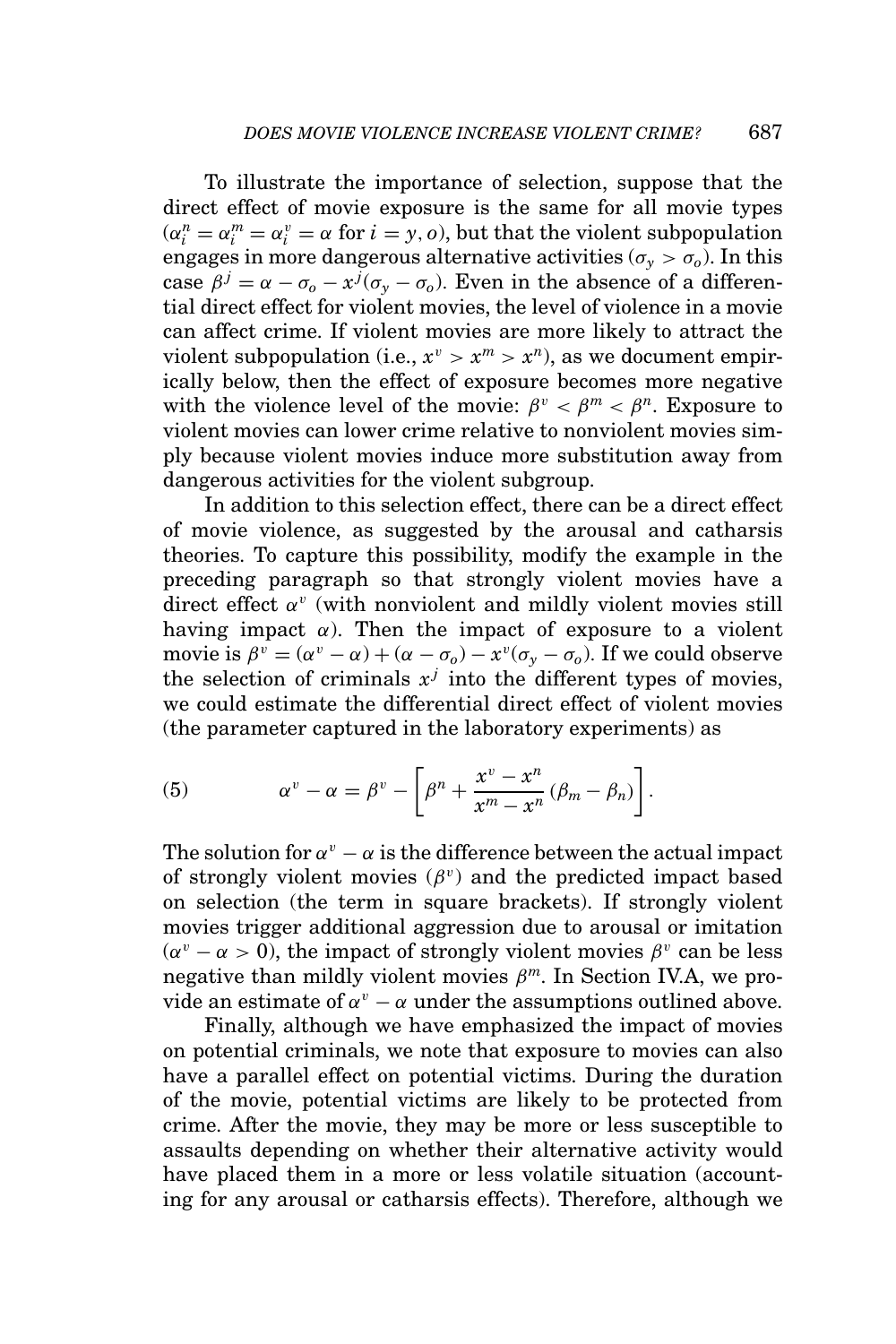To illustrate the importance of selection, suppose that the direct effect of movie exposure is the same for all movie types ($\alpha_i^n = \alpha_i^m = \alpha_i^v = \alpha$ for $i = y, o$), but that the violent subpopulation engages in more dangerous alternative activities ($\sigma_y > \sigma_o$). In this case $\beta^j = \alpha - \sigma_o - x^j(\sigma_y - \sigma_o)$. Even in the absence of a differential direct effect for violent movies, the level of violence in a movie can affect crime. If violent movies are more likely to attract the violent subpopulation (i.e., $x^v > x^m > x^n$), as we document empirically below, then the effect of exposure becomes more negative with the violence level of the movie: $\beta^v < \beta^m < \beta^n$. Exposure to violent movies can lower crime relative to nonviolent movies simply because violent movies induce more substitution away from dangerous activities for the violent subgroup.

In addition to this selection effect, there can be a direct effect of movie violence, as suggested by the arousal and catharsis theories. To capture this possibility, modify the example in the preceding paragraph so that strongly violent movies have a direct effect $\alpha^v$ (with nonviolent and mildly violent movies still having impact $\alpha$). Then the impact of exposure to a violent movie is $\beta^v = (\alpha^v - \alpha) + (\alpha - \sigma_o) - x^v(\sigma_y - \sigma_o)$. If we could observe the selection of criminals $x^j$ into the different types of movies, we could estimate the differential direct effect of violent movies (the parameter captured in the laboratory experiments) as

$$\alpha^v - \alpha = \beta^v - \left[\beta^n + \frac{x^v - x^n}{x^m - x^n}(\beta_m - \beta_n)\right]. \tag{5}$$

The solution for $\alpha^v - \alpha$ is the difference between the actual impact of strongly violent movies ($\beta^v$) and the predicted impact based on selection (the term in square brackets). If strongly violent movies trigger additional aggression due to arousal or imitation ($\alpha^v - \alpha > 0$), the impact of strongly violent movies $\beta^v$ can be less negative than mildly violent movies $\beta^m$. In Section IV.A, we provide an estimate of $\alpha^v - \alpha$ under the assumptions outlined above.

Finally, although we have emphasized the impact of movies on potential criminals, we note that exposure to movies can also have a parallel effect on potential victims. During the duration of the movie, potential victims are likely to be protected from crime. After the movie, they may be more or less susceptible to assaults depending on whether their alternative activity would have placed them in a more or less volatile situation (accounting for any arousal or catharsis effects). Therefore, although we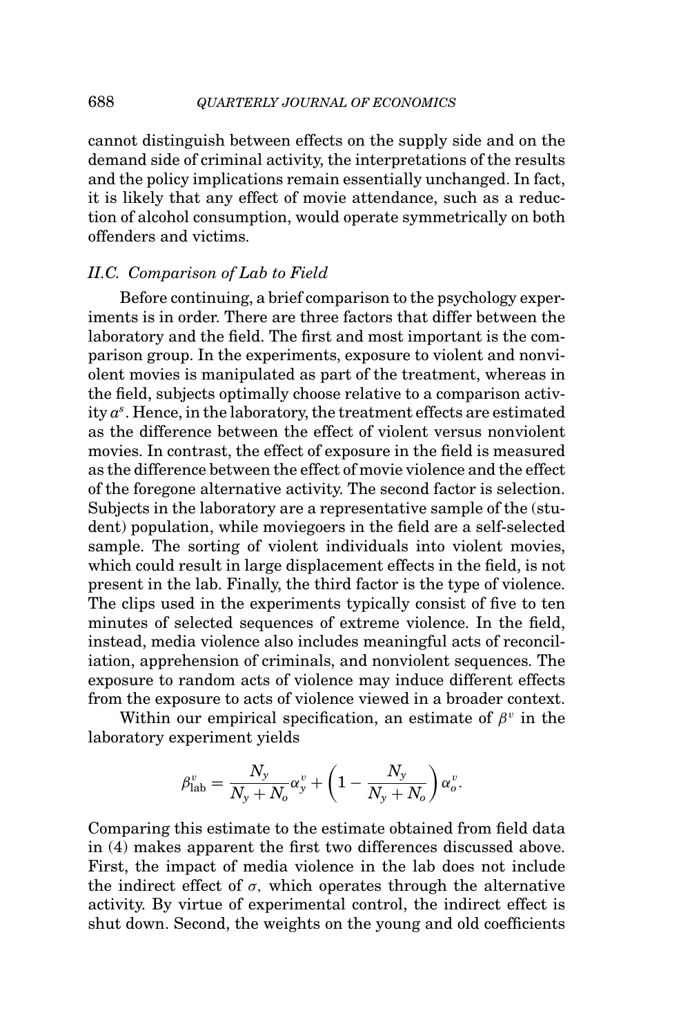cannot distinguish between effects on the supply side and on the demand side of criminal activity, the interpretations of the results and the policy implications remain essentially unchanged. In fact, it is likely that any effect of movie attendance, such as a reduction of alcohol consumption, would operate symmetrically on both offenders and victims.

### *II.C. Comparison of Lab to Field*

Before continuing, a brief comparison to the psychology experiments is in order. There are three factors that differ between the laboratory and the field. The first and most important is the comparison group. In the experiments, exposure to violent and nonviolent movies is manipulated as part of the treatment, whereas in the field, subjects optimally choose relative to a comparison activity $a^s$. Hence, in the laboratory, the treatment effects are estimated as the difference between the effect of violent versus nonviolent movies. In contrast, the effect of exposure in the field is measured as the difference between the effect of movie violence and the effect of the foregone alternative activity. The second factor is selection. Subjects in the laboratory are a representative sample of the (student) population, while moviegoers in the field are a self-selected sample. The sorting of violent individuals into violent movies, which could result in large displacement effects in the field, is not present in the lab. Finally, the third factor is the type of violence. The clips used in the experiments typically consist of five to ten minutes of selected sequences of extreme violence. In the field, instead, media violence also includes meaningful acts of reconciliation, apprehension of criminals, and nonviolent sequences. The exposure to random acts of violence may induce different effects from the exposure to acts of violence viewed in a broader context.

Within our empirical specification, an estimate of $\beta^v$ in the laboratory experiment yields

$$\beta^v_{\text{lab}} = \frac{N_y}{N_y + N_o}\alpha^v_y + \left(1 - \frac{N_y}{N_y + N_o}\right)\alpha^v_o.$$

Comparing this estimate to the estimate obtained from field data in (4) makes apparent the first two differences discussed above. First, the impact of media violence in the lab does not include the indirect effect of $\sigma$, which operates through the alternative activity. By virtue of experimental control, the indirect effect is shut down. Second, the weights on the young and old coefficients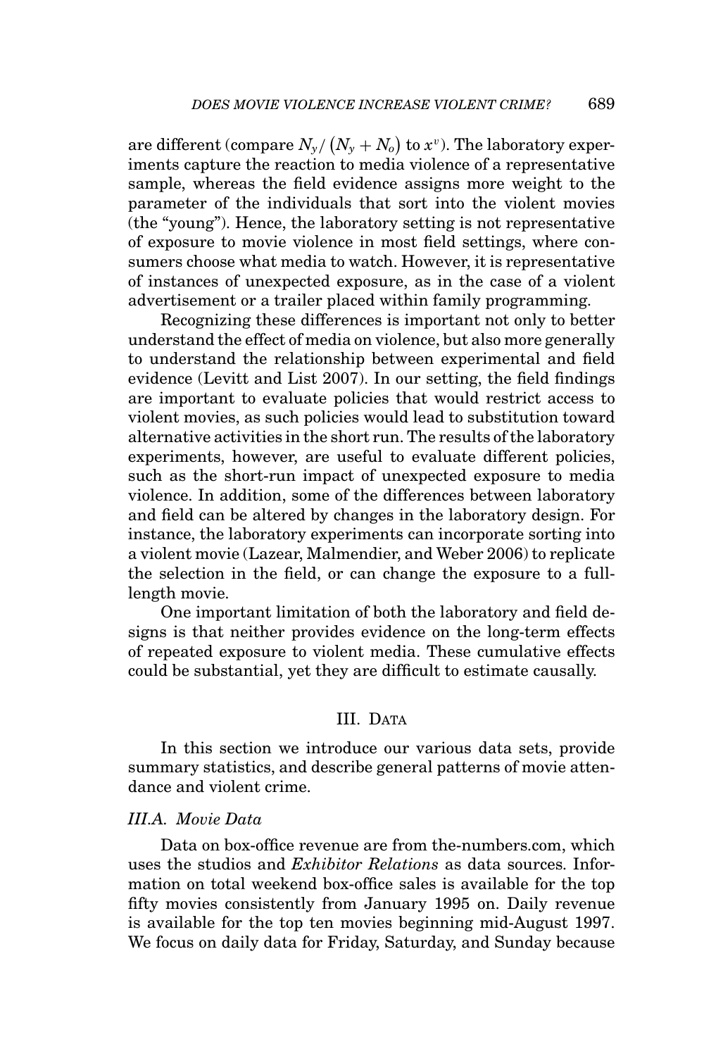are different (compare $N_y/(N_y + N_o)$ to $x^v$). The laboratory experiments capture the reaction to media violence of a representative sample, whereas the field evidence assigns more weight to the parameter of the individuals that sort into the violent movies (the "young"). Hence, the laboratory setting is not representative of exposure to movie violence in most field settings, where consumers choose what media to watch. However, it is representative of instances of unexpected exposure, as in the case of a violent advertisement or a trailer placed within family programming.

Recognizing these differences is important not only to better understand the effect of media on violence, but also more generally to understand the relationship between experimental and field evidence (Levitt and List 2007). In our setting, the field findings are important to evaluate policies that would restrict access to violent movies, as such policies would lead to substitution toward alternative activities in the short run. The results of the laboratory experiments, however, are useful to evaluate different policies, such as the short-run impact of unexpected exposure to media violence. In addition, some of the differences between laboratory and field can be altered by changes in the laboratory design. For instance, the laboratory experiments can incorporate sorting into a violent movie (Lazear, Malmendier, and Weber 2006) to replicate the selection in the field, or can change the exposure to a full-length movie.

One important limitation of both the laboratory and field designs is that neither provides evidence on the long-term effects of repeated exposure to violent media. These cumulative effects could be substantial, yet they are difficult to estimate causally.

## III. Data

In this section we introduce our various data sets, provide summary statistics, and describe general patterns of movie attendance and violent crime.

### *III.A. Movie Data*

Data on box-office revenue are from the-numbers.com, which uses the studios and *Exhibitor Relations* as data sources. Information on total weekend box-office sales is available for the top fifty movies consistently from January 1995 on. Daily revenue is available for the top ten movies beginning mid-August 1997. We focus on daily data for Friday, Saturday, and Sunday because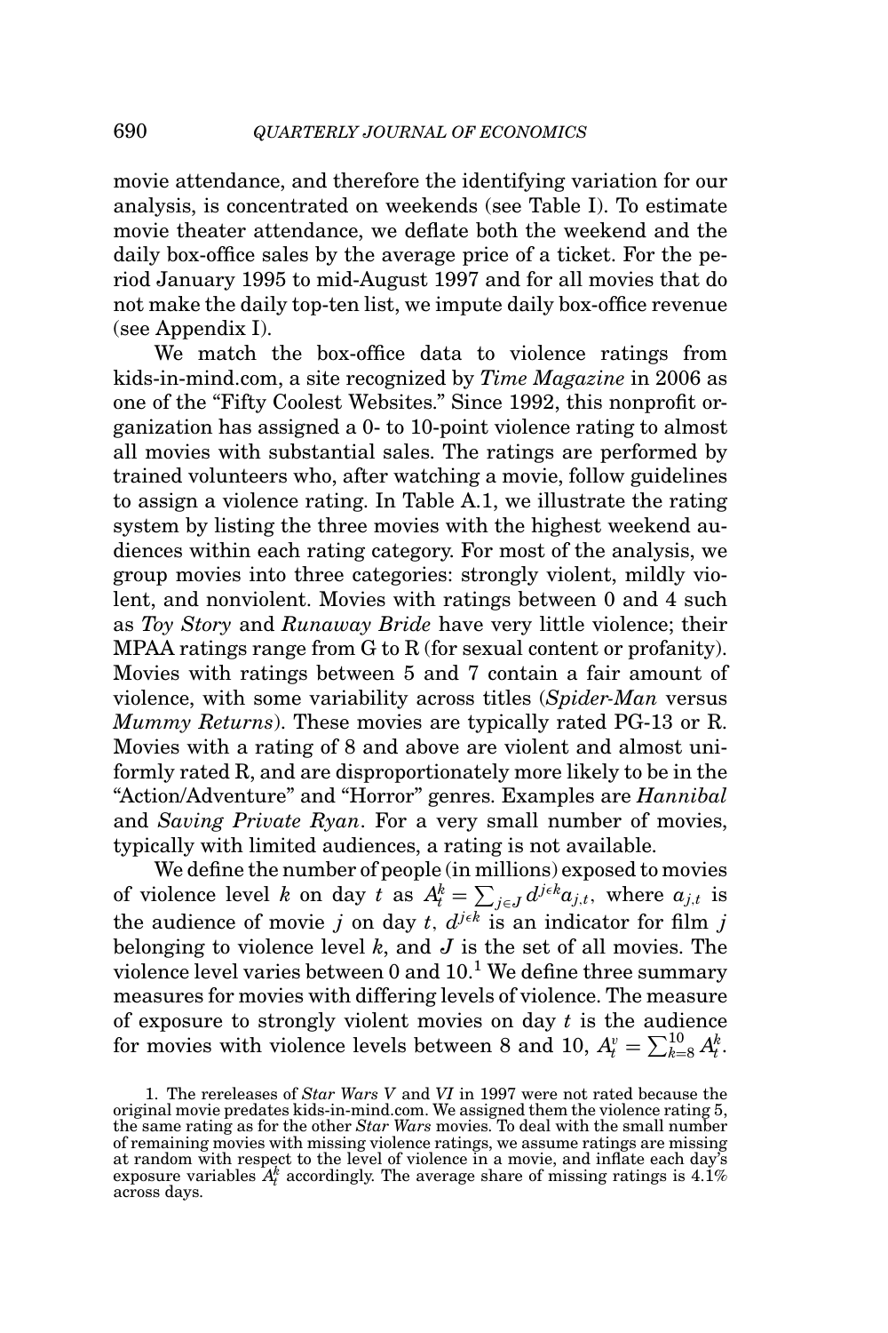movie attendance, and therefore the identifying variation for our analysis, is concentrated on weekends (see Table I). To estimate movie theater attendance, we deflate both the weekend and the daily box-office sales by the average price of a ticket. For the period January 1995 to mid-August 1997 and for all movies that do not make the daily top-ten list, we impute daily box-office revenue (see Appendix I).

We match the box-office data to violence ratings from kids-in-mind.com, a site recognized by *Time Magazine* in 2006 as one of the "Fifty Coolest Websites." Since 1992, this nonprofit organization has assigned a 0- to 10-point violence rating to almost all movies with substantial sales. The ratings are performed by trained volunteers who, after watching a movie, follow guidelines to assign a violence rating. In Table A.1, we illustrate the rating system by listing the three movies with the highest weekend audiences within each rating category. For most of the analysis, we group movies into three categories: strongly violent, mildly violent, and nonviolent. Movies with ratings between 0 and 4 such as *Toy Story* and *Runaway Bride* have very little violence; their MPAA ratings range from G to R (for sexual content or profanity). Movies with ratings between 5 and 7 contain a fair amount of violence, with some variability across titles (*Spider-Man* versus *Mummy Returns*). These movies are typically rated PG-13 or R. Movies with a rating of 8 and above are violent and almost uniformly rated R, and are disproportionately more likely to be in the "Action/Adventure" and "Horror" genres. Examples are *Hannibal* and *Saving Private Ryan*. For a very small number of movies, typically with limited audiences, a rating is not available.

We define the number of people (in millions) exposed to movies of violence level $k$ on day $t$ as $A_t^k = \sum_{j \in J} d^{j\epsilon k} a_{j,t}$, where $a_{j,t}$ is the audience of movie $j$ on day $t$, $d^{j\epsilon k}$ is an indicator for film $j$ belonging to violence level $k$, and $J$ is the set of all movies. The violence level varies between 0 and 10.[1] We define three summary measures for movies with differing levels of violence. The measure of exposure to strongly violent movies on day $t$ is the audience for movies with violence levels between 8 and 10, $A_t^v = \sum_{k=8}^{10} A_t^k$.

1. The rereleases of *Star Wars V* and *VI* in 1997 were not rated because the original movie predates kids-in-mind.com. We assigned them the violence rating 5, the same rating as for the other *Star Wars* movies. To deal with the small number of remaining movies with missing violence ratings, we assume ratings are missing at random with respect to the level of violence in a movie, and inflate each day's exposure variables $A_t^k$ accordingly. The average share of missing ratings is 4.1% across days.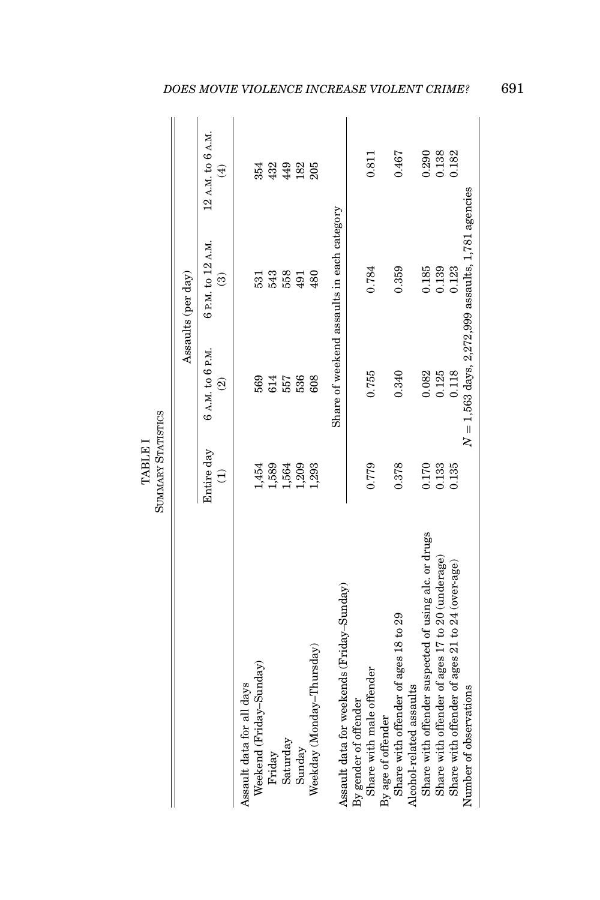TABLE I

SUMMARY STATISTICS

| | Assaults (per day) | | | |
|---|---|---|---|---|
| | Entire day (1) | 6 A.M. to 6 P.M. (2) | 6 P.M. to 12 A.M. (3) | 12 A.M. to 6 A.M. (4) |
| Assault data for all days | | | | |
| Weekend (Friday–Sunday) | 1,454 | 569 | 531 | 354 |
| Friday | 1,589 | 614 | 543 | 432 |
| Saturday | 1,564 | 557 | 558 | 449 |
| Sunday | 1,209 | 536 | 491 | 182 |
| Weekday (Monday–Thursday) | 1,293 | 608 | 480 | 205 |
| | Share of weekend assaults in each category | | | |
| Assault data for weekends (Friday–Sunday) | | | | |
| By gender of offender | | | | |
| Share with male offender | 0.779 | 0.755 | 0.784 | 0.811 |
| By age of offender | | | | |
| Share with offender of ages 18 to 29 | 0.378 | 0.340 | 0.359 | 0.467 |
| Alcohol-related assaults | | | | |
| Share with offender suspected of using alc. or drugs | 0.170 | 0.082 | 0.185 | 0.290 |
| Share with offender of ages 17 to 20 (underage) | 0.133 | 0.125 | 0.139 | 0.138 |
| Share with offender of ages 21 to 24 (over-age) | 0.135 | 0.118 | 0.123 | 0.182 |
| Number of observations | $N = 1{,}563$ days, 2,272,999 assaults, 1,781 agencies | | | |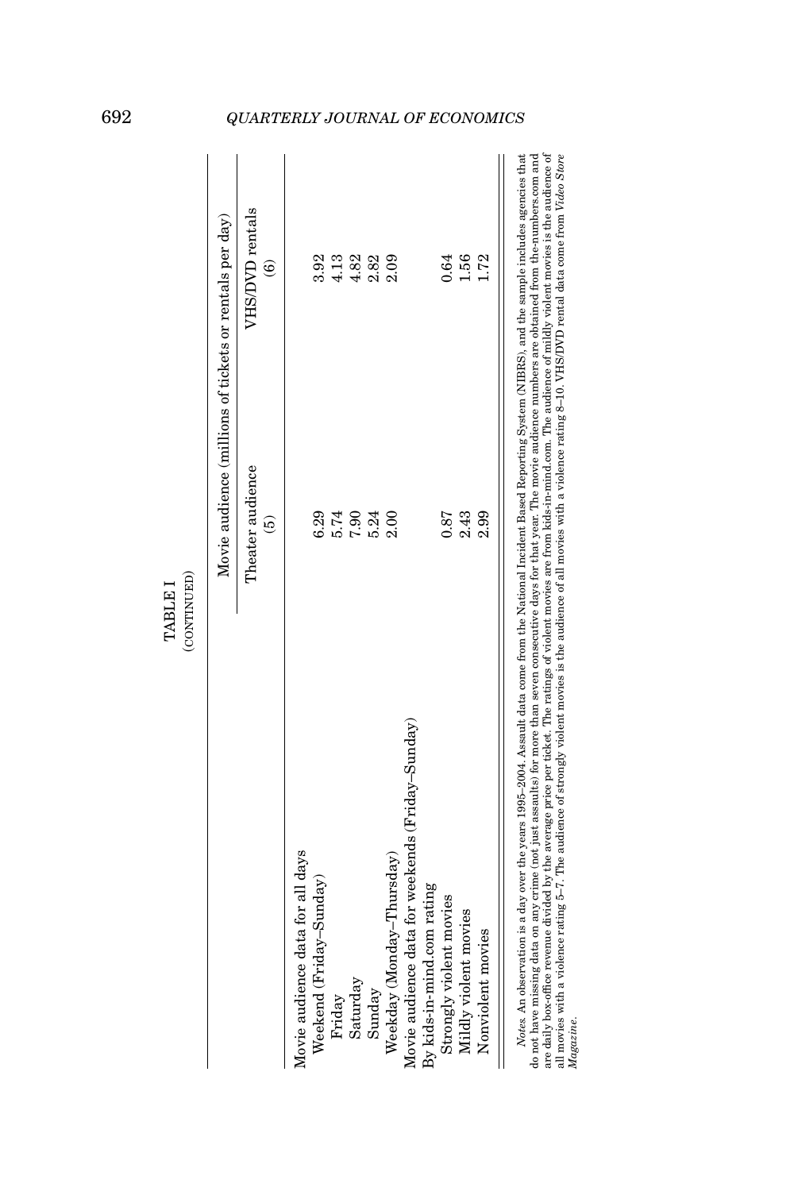TABLE I
(CONTINUED)

| | Movie audience (millions of tickets or rentals per day) | |
|---|---|---|
| | Theater audience | VHS/DVD rentals |
| | (5) | (6) |
| Movie audience data for all days | | |
| Weekend (Friday–Sunday) | 6.29 | 3.92 |
| Friday | 5.74 | 4.13 |
| Saturday | 7.90 | 4.82 |
| Sunday | 5.24 | 2.82 |
| Weekday (Monday–Thursday) | 2.00 | 2.09 |
| Movie audience data for weekends (Friday–Sunday) | | |
| By kids-in-mind.com rating | | |
| Strongly violent movies | 0.87 | 0.64 |
| Mildly violent movies | 2.43 | 1.56 |
| Nonviolent movies | 2.99 | 1.72 |

*Notes.* An observation is a day over the years 1995–2004. Assault data come from the National Incident Based Reporting System (NIBRS), and the sample includes agencies that do not have missing data on any crime (not just assaults) for more than seven consecutive days for that year. The movie audience numbers are obtained from the-numbers.com and are daily box-office revenue divided by the average price per ticket. The ratings of violent movies are from kids-in-mind.com. The audience of mildly violent movies is the audience of all movies with a violence rating 5–7. The audience of strongly violent movies is the audience of all movies with a violence rating 8–10. VHS/DVD rental data come from *Video Store Magazine*.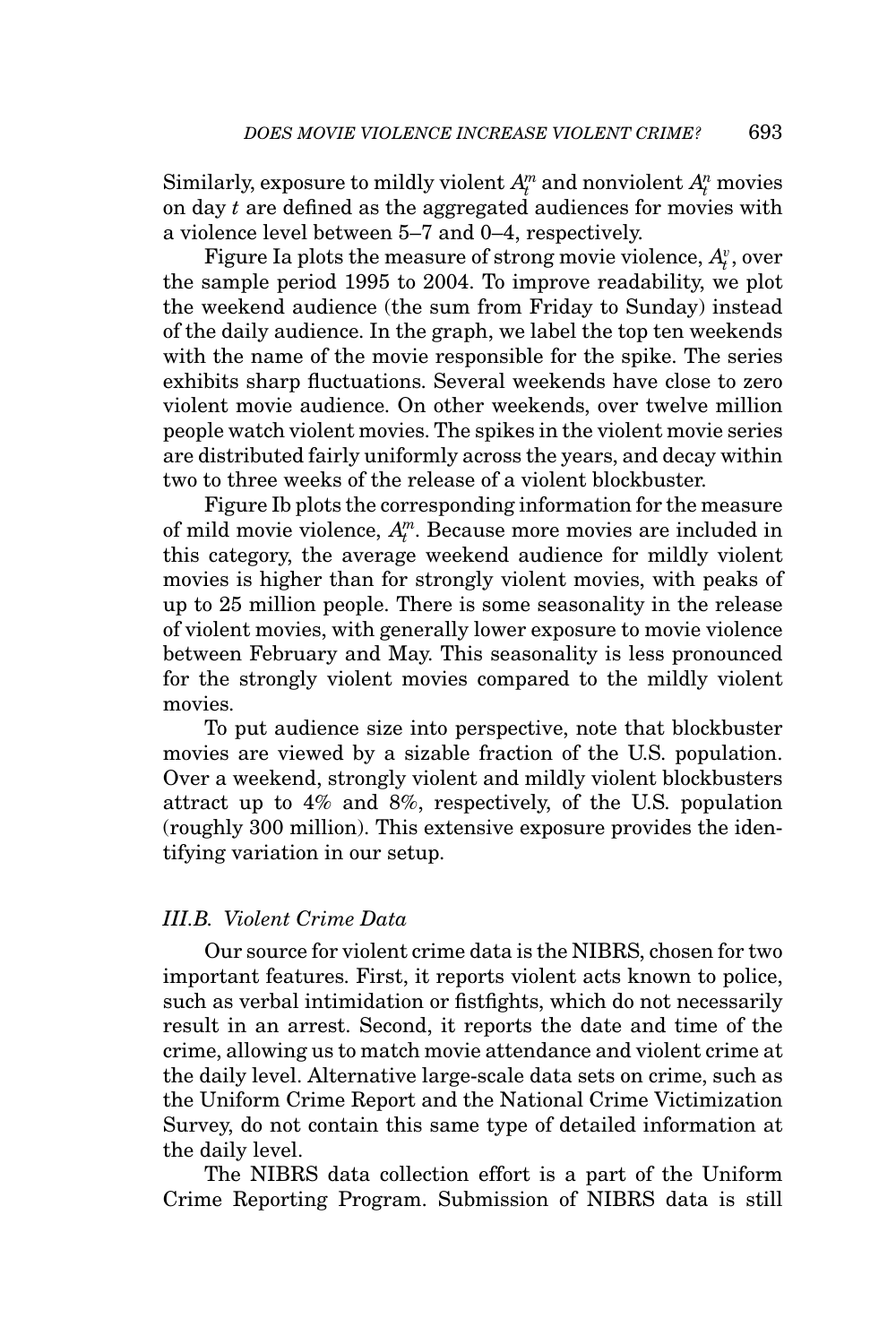Similarly, exposure to mildly violent $A_t^m$ and nonviolent $A_t^n$ movies on day $t$ are defined as the aggregated audiences for movies with a violence level between 5–7 and 0–4, respectively.

Figure Ia plots the measure of strong movie violence, $A_t^v$, over the sample period 1995 to 2004. To improve readability, we plot the weekend audience (the sum from Friday to Sunday) instead of the daily audience. In the graph, we label the top ten weekends with the name of the movie responsible for the spike. The series exhibits sharp fluctuations. Several weekends have close to zero violent movie audience. On other weekends, over twelve million people watch violent movies. The spikes in the violent movie series are distributed fairly uniformly across the years, and decay within two to three weeks of the release of a violent blockbuster.

Figure Ib plots the corresponding information for the measure of mild movie violence, $A_t^m$. Because more movies are included in this category, the average weekend audience for mildly violent movies is higher than for strongly violent movies, with peaks of up to 25 million people. There is some seasonality in the release of violent movies, with generally lower exposure to movie violence between February and May. This seasonality is less pronounced for the strongly violent movies compared to the mildly violent movies.

To put audience size into perspective, note that blockbuster movies are viewed by a sizable fraction of the U.S. population. Over a weekend, strongly violent and mildly violent blockbusters attract up to 4% and 8%, respectively, of the U.S. population (roughly 300 million). This extensive exposure provides the identifying variation in our setup.

### *III.B. Violent Crime Data*

Our source for violent crime data is the NIBRS, chosen for two important features. First, it reports violent acts known to police, such as verbal intimidation or fistfights, which do not necessarily result in an arrest. Second, it reports the date and time of the crime, allowing us to match movie attendance and violent crime at the daily level. Alternative large-scale data sets on crime, such as the Uniform Crime Report and the National Crime Victimization Survey, do not contain this same type of detailed information at the daily level.

The NIBRS data collection effort is a part of the Uniform Crime Reporting Program. Submission of NIBRS data is still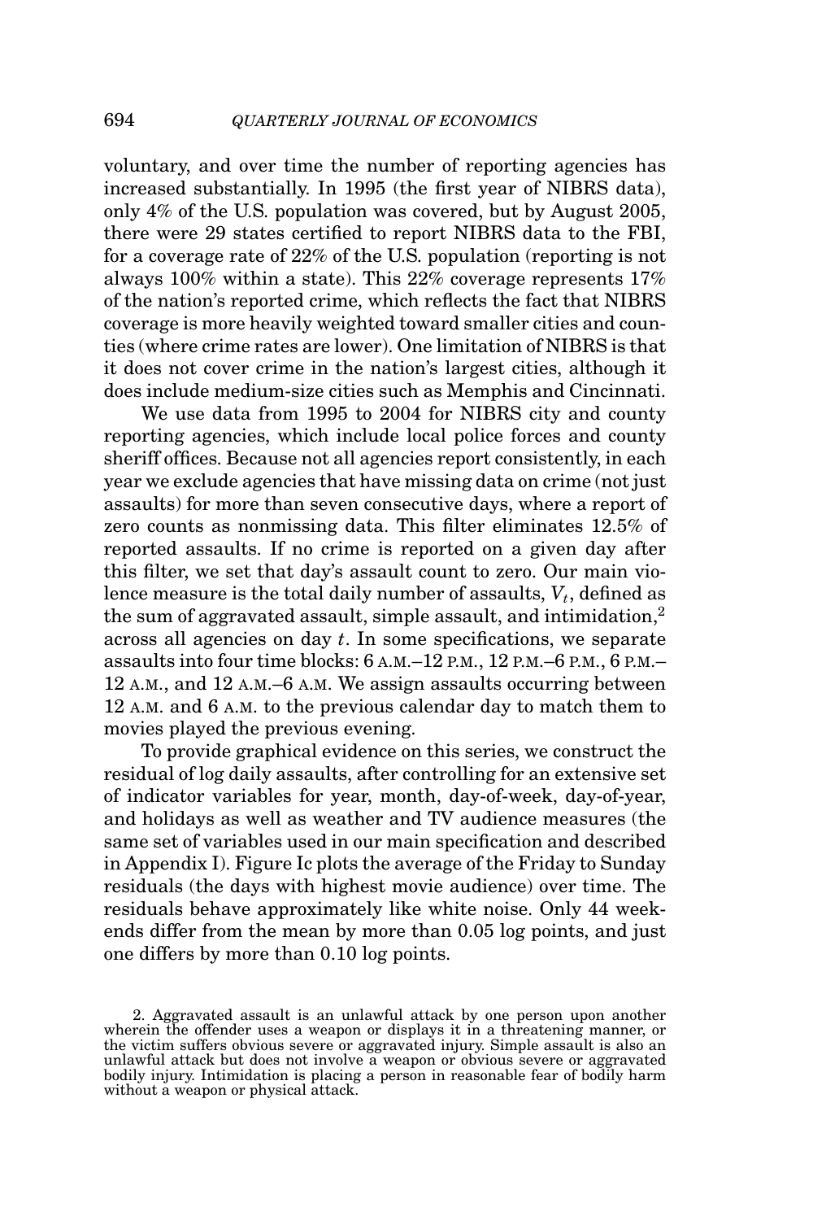voluntary, and over time the number of reporting agencies has increased substantially. In 1995 (the first year of NIBRS data), only 4% of the U.S. population was covered, but by August 2005, there were 29 states certified to report NIBRS data to the FBI, for a coverage rate of 22% of the U.S. population (reporting is not always 100% within a state). This 22% coverage represents 17% of the nation's reported crime, which reflects the fact that NIBRS coverage is more heavily weighted toward smaller cities and counties (where crime rates are lower). One limitation of NIBRS is that it does not cover crime in the nation's largest cities, although it does include medium-size cities such as Memphis and Cincinnati.

We use data from 1995 to 2004 for NIBRS city and county reporting agencies, which include local police forces and county sheriff offices. Because not all agencies report consistently, in each year we exclude agencies that have missing data on crime (not just assaults) for more than seven consecutive days, where a report of zero counts as nonmissing data. This filter eliminates 12.5% of reported assaults. If no crime is reported on a given day after this filter, we set that day's assault count to zero. Our main violence measure is the total daily number of assaults, $V_t$, defined as the sum of aggravated assault, simple assault, and intimidation,[2] across all agencies on day $t$. In some specifications, we separate assaults into four time blocks: 6 A.M.–12 P.M., 12 P.M.–6 P.M., 6 P.M.–12 A.M., and 12 A.M.–6 A.M. We assign assaults occurring between 12 A.M. and 6 A.M. to the previous calendar day to match them to movies played the previous evening.

To provide graphical evidence on this series, we construct the residual of log daily assaults, after controlling for an extensive set of indicator variables for year, month, day-of-week, day-of-year, and holidays as well as weather and TV audience measures (the same set of variables used in our main specification and described in Appendix I). Figure Ic plots the average of the Friday to Sunday residuals (the days with highest movie audience) over time. The residuals behave approximately like white noise. Only 44 weekends differ from the mean by more than 0.05 log points, and just one differs by more than 0.10 log points.

2. Aggravated assault is an unlawful attack by one person upon another wherein the offender uses a weapon or displays it in a threatening manner, or the victim suffers obvious severe or aggravated injury. Simple assault is also an unlawful attack but does not involve a weapon or obvious severe or aggravated bodily injury. Intimidation is placing a person in reasonable fear of bodily harm without a weapon or physical attack.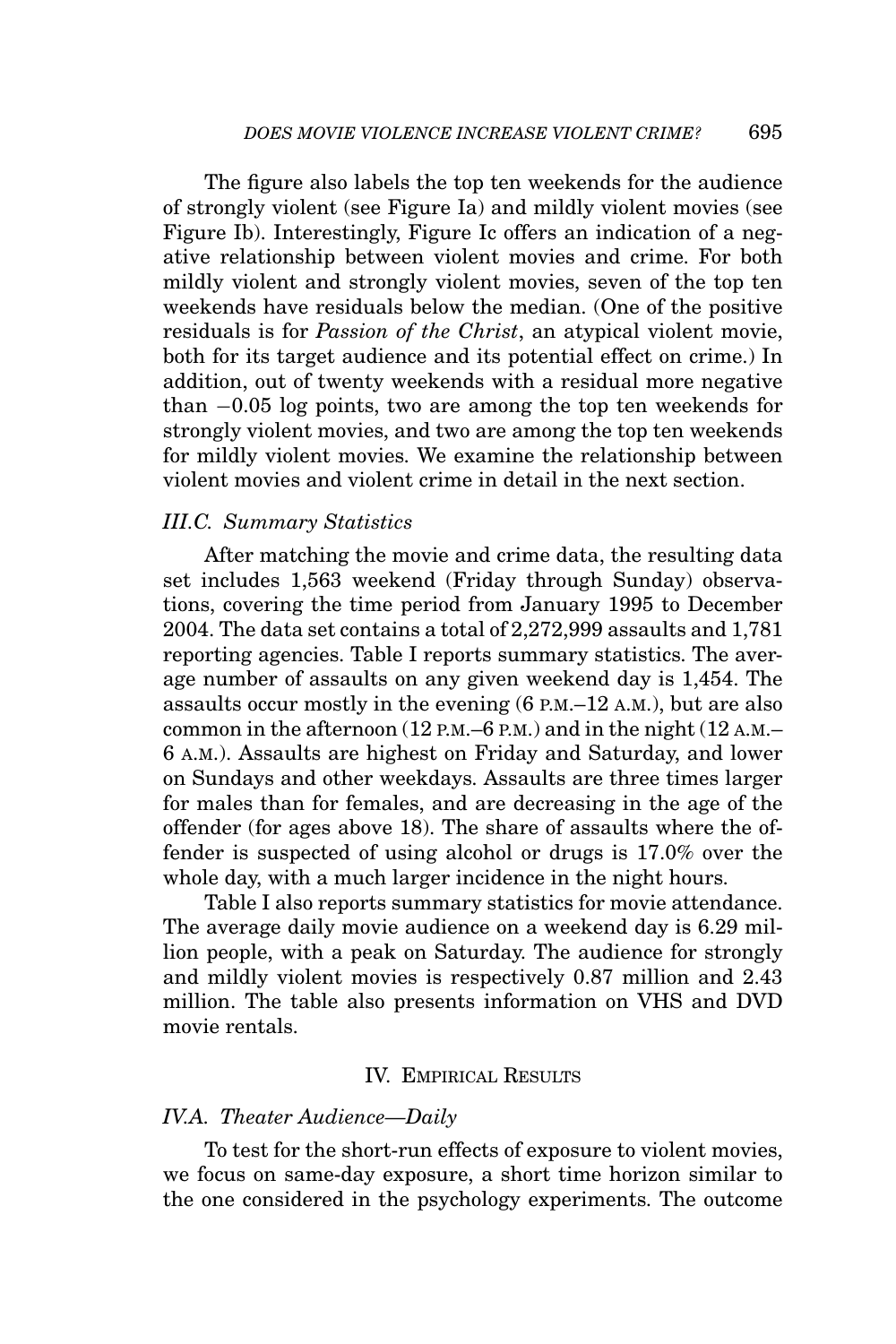The figure also labels the top ten weekends for the audience of strongly violent (see Figure Ia) and mildly violent movies (see Figure Ib). Interestingly, Figure Ic offers an indication of a negative relationship between violent movies and crime. For both mildly violent and strongly violent movies, seven of the top ten weekends have residuals below the median. (One of the positive residuals is for *Passion of the Christ*, an atypical violent movie, both for its target audience and its potential effect on crime.) In addition, out of twenty weekends with a residual more negative than −0.05 log points, two are among the top ten weekends for strongly violent movies, and two are among the top ten weekends for mildly violent movies. We examine the relationship between violent movies and violent crime in detail in the next section.

### *III.C. Summary Statistics*

After matching the movie and crime data, the resulting data set includes 1,563 weekend (Friday through Sunday) observations, covering the time period from January 1995 to December 2004. The data set contains a total of 2,272,999 assaults and 1,781 reporting agencies. Table I reports summary statistics. The average number of assaults on any given weekend day is 1,454. The assaults occur mostly in the evening (6 P.M.–12 A.M.), but are also common in the afternoon (12 P.M.–6 P.M.) and in the night (12 A.M.–6 A.M.). Assaults are highest on Friday and Saturday, and lower on Sundays and other weekdays. Assaults are three times larger for males than for females, and are decreasing in the age of the offender (for ages above 18). The share of assaults where the offender is suspected of using alcohol or drugs is 17.0% over the whole day, with a much larger incidence in the night hours.

Table I also reports summary statistics for movie attendance. The average daily movie audience on a weekend day is 6.29 million people, with a peak on Saturday. The audience for strongly and mildly violent movies is respectively 0.87 million and 2.43 million. The table also presents information on VHS and DVD movie rentals.

## IV. Empirical Results

### *IV.A. Theater Audience—Daily*

To test for the short-run effects of exposure to violent movies, we focus on same-day exposure, a short time horizon similar to the one considered in the psychology experiments. The outcome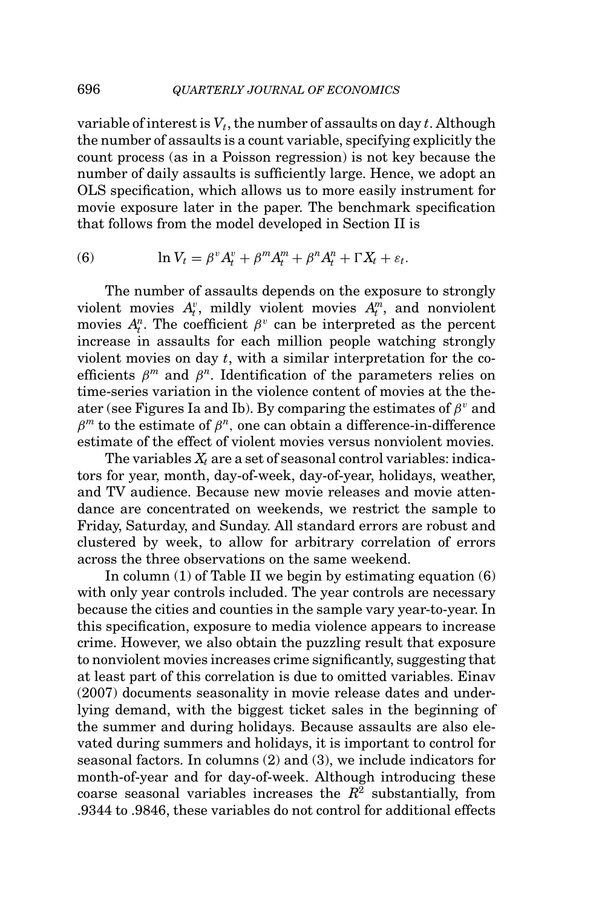variable of interest is $V_t$, the number of assaults on day $t$. Although the number of assaults is a count variable, specifying explicitly the count process (as in a Poisson regression) is not key because the number of daily assaults is sufficiently large. Hence, we adopt an OLS specification, which allows us to more easily instrument for movie exposure later in the paper. The benchmark specification that follows from the model developed in Section II is

$$\ln V_t = \beta^v A_t^v + \beta^m A_t^m + \beta^n A_t^n + \Gamma X_t + \varepsilon_t. \tag{6}$$

The number of assaults depends on the exposure to strongly violent movies $A_t^v$, mildly violent movies $A_t^m$, and nonviolent movies $A_t^n$. The coefficient $\beta^v$ can be interpreted as the percent increase in assaults for each million people watching strongly violent movies on day $t$, with a similar interpretation for the coefficients $\beta^m$ and $\beta^n$. Identification of the parameters relies on time-series variation in the violence content of movies at the theater (see Figures Ia and Ib). By comparing the estimates of $\beta^v$ and $\beta^m$ to the estimate of $\beta^n$, one can obtain a difference-in-difference estimate of the effect of violent movies versus nonviolent movies.

The variables $X_t$ are a set of seasonal control variables: indicators for year, month, day-of-week, day-of-year, holidays, weather, and TV audience. Because new movie releases and movie attendance are concentrated on weekends, we restrict the sample to Friday, Saturday, and Sunday. All standard errors are robust and clustered by week, to allow for arbitrary correlation of errors across the three observations on the same weekend.

In column (1) of Table II we begin by estimating equation (6) with only year controls included. The year controls are necessary because the cities and counties in the sample vary year-to-year. In this specification, exposure to media violence appears to increase crime. However, we also obtain the puzzling result that exposure to nonviolent movies increases crime significantly, suggesting that at least part of this correlation is due to omitted variables. Einav (2007) documents seasonality in movie release dates and underlying demand, with the biggest ticket sales in the beginning of the summer and during holidays. Because assaults are also elevated during summers and holidays, it is important to control for seasonal factors. In columns (2) and (3), we include indicators for month-of-year and for day-of-week. Although introducing these coarse seasonal variables increases the $R^2$ substantially, from .9344 to .9846, these variables do not control for additional effects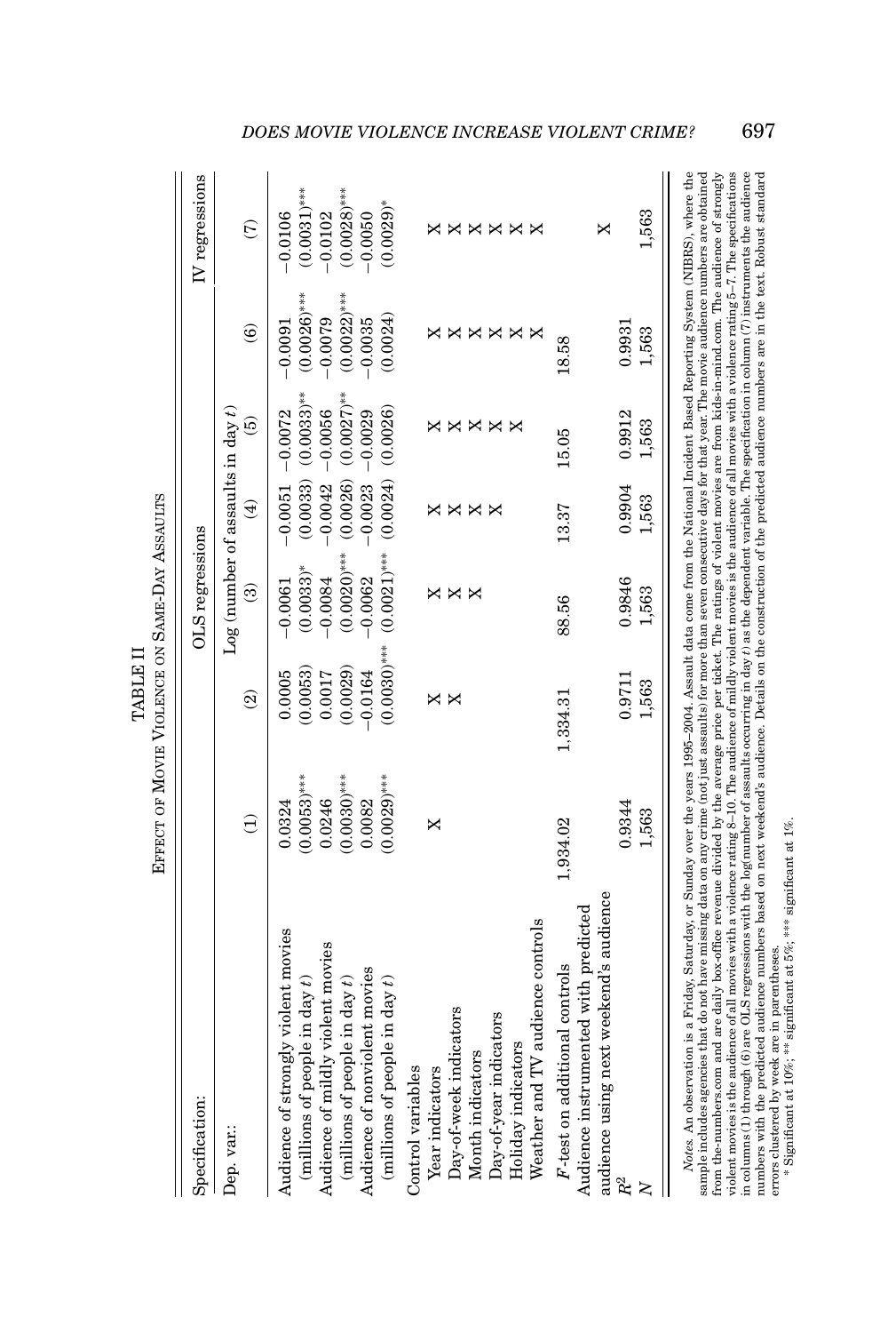TABLE II

EFFECT OF MOVIE VIOLENCE ON SAME-DAY ASSAULTS

| Specification: | OLS regressions | | | | | | IV regressions |
|---|---|---|---|---|---|---|---|
| Dep. var.: | Log (number of assaults in day $t$) | | | | | | |
| | (1) | (2) | (3) | (4) | (5) | (6) | (7) |
| Audience of strongly violent movies | 0.0324 | 0.0005 | −0.0061 | −0.0051 | −0.0072 | −0.0091 | −0.0106 |
| (millions of people in day $t$) | (0.0053)*** | (0.0053) | (0.0033)* | (0.0033) | (0.0033)** | (0.0026)*** | (0.0031)*** |
| Audience of mildly violent movies | 0.0246 | 0.0017 | −0.0084 | −0.0042 | −0.0056 | −0.0079 | −0.0102 |
| (millions of people in day $t$) | (0.0030)*** | (0.0029) | (0.0020)*** | (0.0026) | (0.0027)** | (0.0022)*** | (0.0028)*** |
| Audience of nonviolent movies | 0.0082 | −0.0164 | −0.0062 | −0.0023 | −0.0029 | −0.0035 | −0.0050 |
| (millions of people in day $t$) | (0.0029)*** | (0.0030)*** | (0.0021)*** | (0.0024) | (0.0026) | (0.0024) | (0.0029)* |
| Control variables | | | | | | | |
| Year indicators | X | X | X | X | X | X | X |
| Day-of-week indicators | | X | X | X | X | X | X |
| Month indicators | | | X | X | X | X | X |
| Day-of-year indicators | | | | X | X | X | X |
| Holiday indicators | | | | | X | X | X |
| Weather and TV audience controls | | | | | | X | X |
| $F$-test on additional controls | 1,934.02 | 1,334.31 | 88.56 | 13.37 | 15.05 | 18.58 | |
| Audience instrumented with predicted audience using next weekend's audience | | | | | | | X |
| $R^2$ | 0.9344 | 0.9711 | 0.9846 | 0.9904 | 0.9912 | 0.9931 | |
| $N$ | 1,563 | 1,563 | 1,563 | 1,563 | 1,563 | 1,563 | 1,563 |

*Notes.* An observation is a Friday, Saturday, or Sunday over the years 1995–2004. Assault data come from the National Incident Based Reporting System (NIBRS), where the sample includes agencies that do not have missing data on any crime (not just assaults) for more than seven consecutive days for that year. The movie audience numbers are obtained from the-numbers.com and are daily box-office revenue divided by the average price per ticket. The ratings of violent movies are from kids-in-mind.com. The audience of strongly violent movies is the audience of all movies with a violence rating 8–10. The audience of mildly violent movies is the audience of all movies with a violence rating 5–7. The specifications in columns (1) through (6) are OLS regressions with the log(number of assaults occurring in day $t$) as the dependent variable. The specification in column (7) instruments the audience numbers with the predicted audience numbers based on next weekend's audience. Details on the construction of the predicted audience numbers are in the text. Robust standard errors clustered by week are in parentheses.

\* Significant at 10%; \*\* significant at 5%; \*\*\* significant at 1%.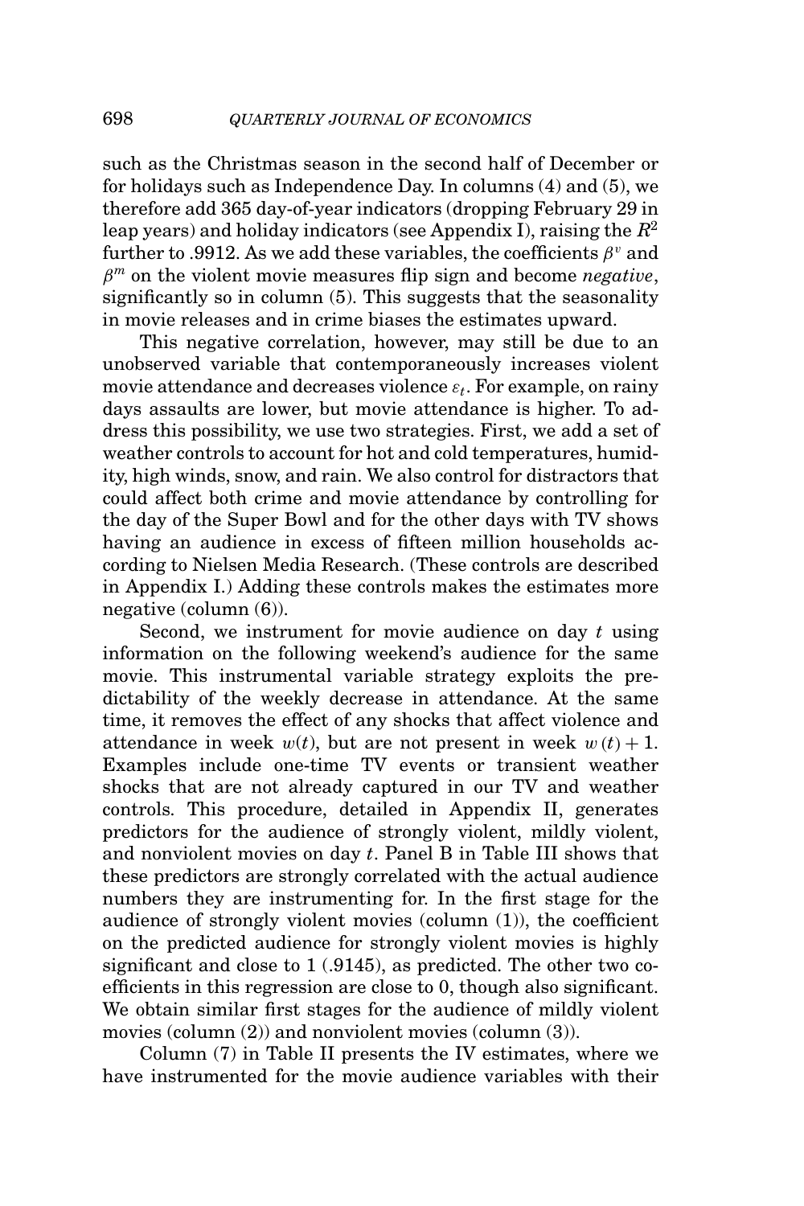such as the Christmas season in the second half of December or for holidays such as Independence Day. In columns (4) and (5), we therefore add 365 day-of-year indicators (dropping February 29 in leap years) and holiday indicators (see Appendix I), raising the $R^2$ further to .9912. As we add these variables, the coefficients $\beta^v$ and $\beta^m$ on the violent movie measures flip sign and become *negative*, significantly so in column (5). This suggests that the seasonality in movie releases and in crime biases the estimates upward.

This negative correlation, however, may still be due to an unobserved variable that contemporaneously increases violent movie attendance and decreases violence $\varepsilon_t$. For example, on rainy days assaults are lower, but movie attendance is higher. To address this possibility, we use two strategies. First, we add a set of weather controls to account for hot and cold temperatures, humidity, high winds, snow, and rain. We also control for distractors that could affect both crime and movie attendance by controlling for the day of the Super Bowl and for the other days with TV shows having an audience in excess of fifteen million households according to Nielsen Media Research. (These controls are described in Appendix I.) Adding these controls makes the estimates more negative (column (6)).

Second, we instrument for movie audience on day $t$ using information on the following weekend's audience for the same movie. This instrumental variable strategy exploits the predictability of the weekly decrease in attendance. At the same time, it removes the effect of any shocks that affect violence and attendance in week $w(t)$, but are not present in week $w(t) + 1$. Examples include one-time TV events or transient weather shocks that are not already captured in our TV and weather controls. This procedure, detailed in Appendix II, generates predictors for the audience of strongly violent, mildly violent, and nonviolent movies on day $t$. Panel B in Table III shows that these predictors are strongly correlated with the actual audience numbers they are instrumenting for. In the first stage for the audience of strongly violent movies (column (1)), the coefficient on the predicted audience for strongly violent movies is highly significant and close to 1 (.9145), as predicted. The other two coefficients in this regression are close to 0, though also significant. We obtain similar first stages for the audience of mildly violent movies (column (2)) and nonviolent movies (column (3)).

Column (7) in Table II presents the IV estimates, where we have instrumented for the movie audience variables with their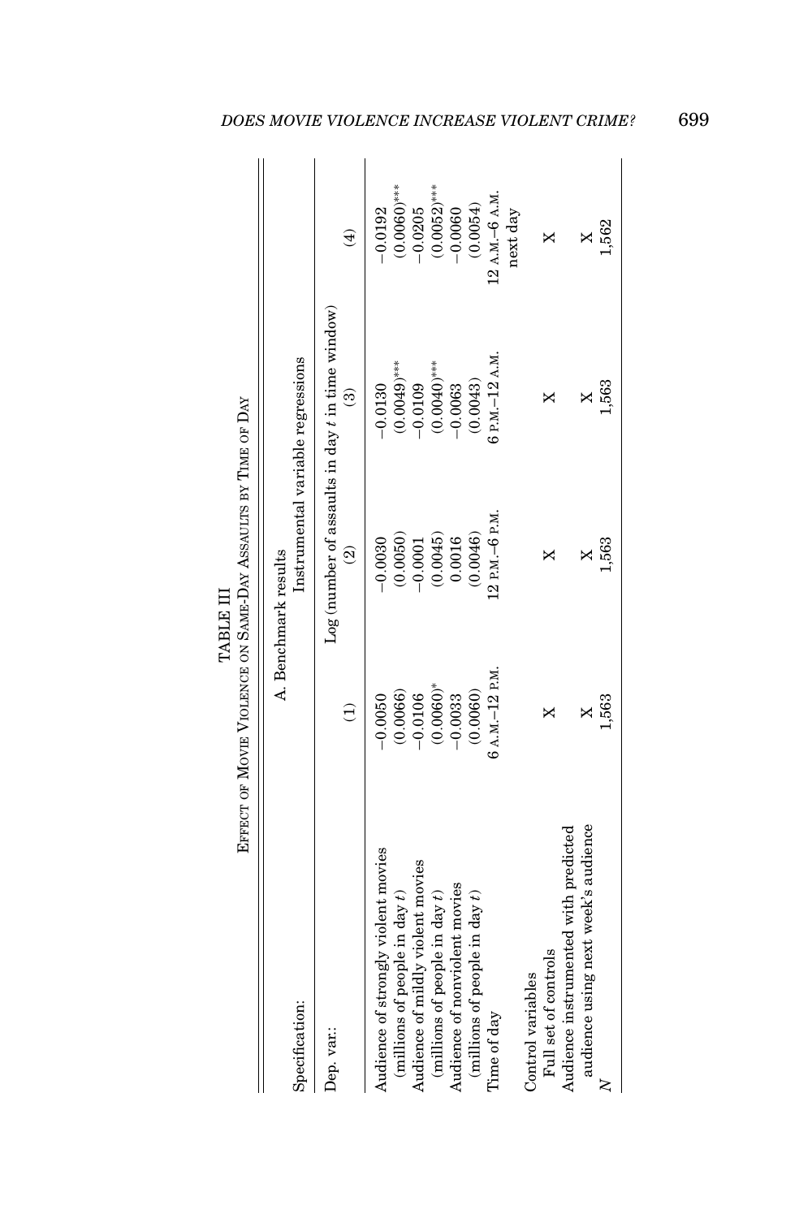TABLE III

Effect of Movie Violence on Same-Day Assaults by Time of Day

| | A. Benchmark results | | | |
|---|---|---|---|---|
| Specification: | Instrumental variable regressions | | | |
| Dep. var.: | Log (number of assaults in day $t$ in time window) | | | |
| | (1) | (2) | (3) | (4) |
| Audience of strongly violent movies | −0.0050 | −0.0030 | −0.0130 | −0.0192 |
| (millions of people in day $t$) | (0.0066) | (0.0050) | (0.0049)*** | (0.0060)*** |
| Audience of mildly violent movies | −0.0106 | −0.0001 | −0.0109 | −0.0205 |
| (millions of people in day $t$) | (0.0060)* | (0.0045) | (0.0040)*** | (0.0052)*** |
| Audience of nonviolent movies | −0.0033 | 0.0016 | −0.0063 | −0.0060 |
| (millions of people in day $t$) | (0.0060) | (0.0046) | (0.0043) | (0.0054) |
| Time of day | 6 A.M.–12 P.M. | 12 P.M.–6 P.M. | 6 P.M.–12 A.M. | 12 A.M.–6 A.M. next day |
| Control variables | | | | |
| Full set of controls | X | X | X | X |
| Audience instrumented with predicted audience using next week's audience | X | X | X | X |
| $N$ | 1,563 | 1,563 | 1,563 | 1,562 |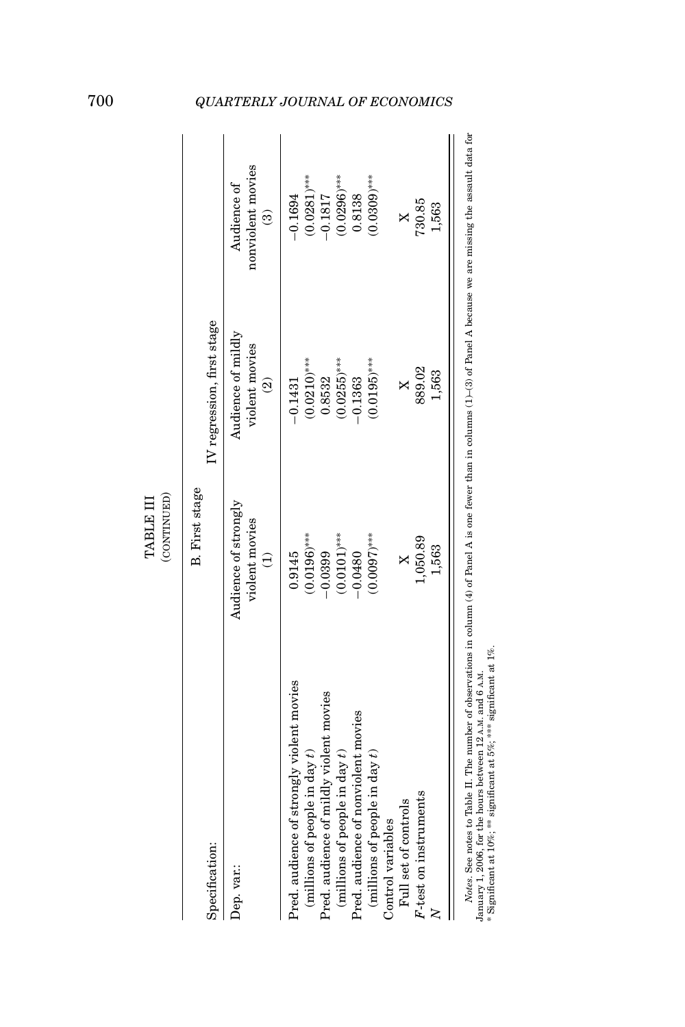TABLE III
(CONTINUED)

| Specification: | B. First stage | | |
|---|---|---|---|
| | | IV regression, first stage | |
| Dep. var.: | Audience of strongly violent movies<br>(1) | Audience of mildly violent movies<br>(2) | Audience of nonviolent movies<br>(3) |
| Pred. audience of strongly violent movies | 0.9145 | −0.1431 | −0.1694 |
| (millions of people in day $t$) | (0.0196)*** | (0.0210)*** | (0.0281)*** |
| Pred. audience of mildly violent movies | −0.0399 | 0.8532 | −0.1817 |
| (millions of people in day $t$) | (0.0101)*** | (0.0255)*** | (0.0296)*** |
| Pred. audience of nonviolent movies | −0.0480 | −0.1363 | 0.8138 |
| (millions of people in day $t$) | (0.0097)*** | (0.0195)*** | (0.0309)*** |
| Control variables | | | |
| Full set of controls | X | X | X |
| $F$-test on instruments | 1,050.89 | 889.02 | 730.85 |
| $N$ | 1,563 | 1,563 | 1,563 |

*Notes.* See notes to Table II. The number of observations in column (4) of Panel A is one fewer than in columns (1)–(3) of Panel A because we are missing the assault data for January 1, 2006, for the hours between 12 A.M. and 6 A.M.
* Significant at 10%; ** significant at 5%; *** significant at 1%.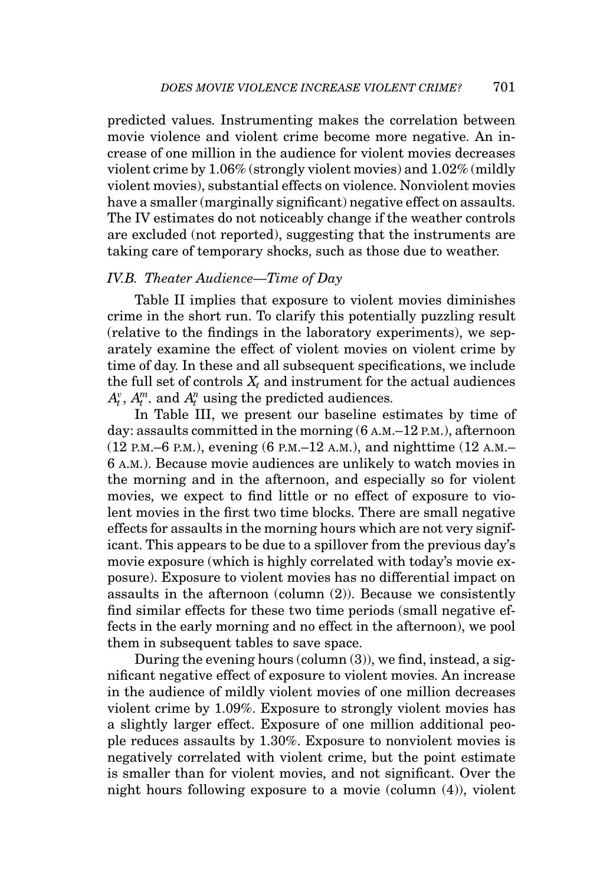predicted values. Instrumenting makes the correlation between movie violence and violent crime become more negative. An increase of one million in the audience for violent movies decreases violent crime by 1.06% (strongly violent movies) and 1.02% (mildly violent movies), substantial effects on violence. Nonviolent movies have a smaller (marginally significant) negative effect on assaults. The IV estimates do not noticeably change if the weather controls are excluded (not reported), suggesting that the instruments are taking care of temporary shocks, such as those due to weather.

### *IV.B. Theater Audience—Time of Day*

Table II implies that exposure to violent movies diminishes crime in the short run. To clarify this potentially puzzling result (relative to the findings in the laboratory experiments), we separately examine the effect of violent movies on violent crime by time of day. In these and all subsequent specifications, we include the full set of controls $X_t$ and instrument for the actual audiences $A_t^v$, $A_t^m$, and $A_t^n$ using the predicted audiences.

In Table III, we present our baseline estimates by time of day: assaults committed in the morning (6 A.M.–12 P.M.), afternoon (12 P.M.–6 P.M.), evening (6 P.M.–12 A.M.), and nighttime (12 A.M.–6 A.M.). Because movie audiences are unlikely to watch movies in the morning and in the afternoon, and especially so for violent movies, we expect to find little or no effect of exposure to violent movies in the first two time blocks. There are small negative effects for assaults in the morning hours which are not very significant. This appears to be due to a spillover from the previous day's movie exposure (which is highly correlated with today's movie exposure). Exposure to violent movies has no differential impact on assaults in the afternoon (column (2)). Because we consistently find similar effects for these two time periods (small negative effects in the early morning and no effect in the afternoon), we pool them in subsequent tables to save space.

During the evening hours (column (3)), we find, instead, a significant negative effect of exposure to violent movies. An increase in the audience of mildly violent movies of one million decreases violent crime by 1.09%. Exposure to strongly violent movies has a slightly larger effect. Exposure of one million additional people reduces assaults by 1.30%. Exposure to nonviolent movies is negatively correlated with violent crime, but the point estimate is smaller than for violent movies, and not significant. Over the night hours following exposure to a movie (column (4)), violent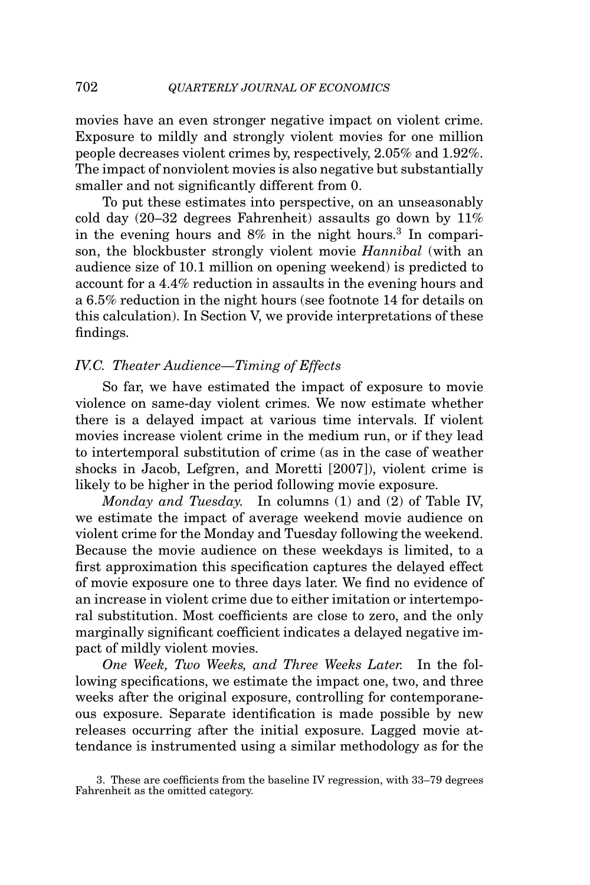movies have an even stronger negative impact on violent crime. Exposure to mildly and strongly violent movies for one million people decreases violent crimes by, respectively, 2.05% and 1.92%. The impact of nonviolent movies is also negative but substantially smaller and not significantly different from 0.

To put these estimates into perspective, on an unseasonably cold day (20–32 degrees Fahrenheit) assaults go down by 11% in the evening hours and 8% in the night hours.[3] In comparison, the blockbuster strongly violent movie *Hannibal* (with an audience size of 10.1 million on opening weekend) is predicted to account for a 4.4% reduction in assaults in the evening hours and a 6.5% reduction in the night hours (see footnote 14 for details on this calculation). In Section V, we provide interpretations of these findings.

### *IV.C. Theater Audience—Timing of Effects*

So far, we have estimated the impact of exposure to movie violence on same-day violent crimes. We now estimate whether there is a delayed impact at various time intervals. If violent movies increase violent crime in the medium run, or if they lead to intertemporal substitution of crime (as in the case of weather shocks in Jacob, Lefgren, and Moretti [2007]), violent crime is likely to be higher in the period following movie exposure.

*Monday and Tuesday.* In columns (1) and (2) of Table IV, we estimate the impact of average weekend movie audience on violent crime for the Monday and Tuesday following the weekend. Because the movie audience on these weekdays is limited, to a first approximation this specification captures the delayed effect of movie exposure one to three days later. We find no evidence of an increase in violent crime due to either imitation or intertemporal substitution. Most coefficients are close to zero, and the only marginally significant coefficient indicates a delayed negative impact of mildly violent movies.

*One Week, Two Weeks, and Three Weeks Later.* In the following specifications, we estimate the impact one, two, and three weeks after the original exposure, controlling for contemporaneous exposure. Separate identification is made possible by new releases occurring after the initial exposure. Lagged movie attendance is instrumented using a similar methodology as for the

3. These are coefficients from the baseline IV regression, with 33–79 degrees Fahrenheit as the omitted category.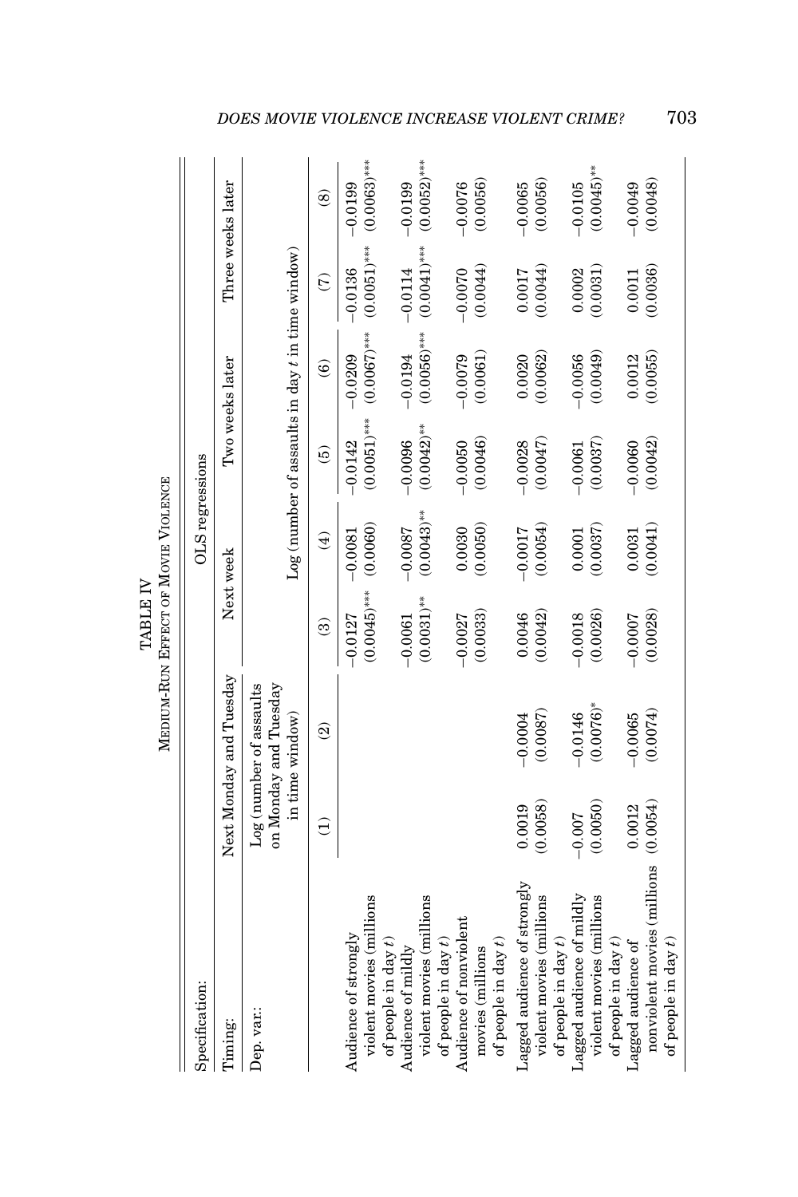TABLE IV

MEDIUM-RUN EFFECT OF MOVIE VIOLENCE

| Specification: | OLS regressions | | | | | | | |
|---|---|---|---|---|---|---|---|---|
| Timing: | Next Monday and Tuesday | | Next week | | Two weeks later | | Three weeks later | |
| Dep. var.: | Log (number of assaults on Monday and Tuesday in time window) | | Log (number of assaults in day $t$ in time window) | | | | | |
| | (1) | (2) | (3) | (4) | (5) | (6) | (7) | (8) |
| Audience of strongly violent movies (millions of people in day $t$) | | | −0.0127 (0.0045)*** | −0.0081 (0.0060) | −0.0142 (0.0051)*** | −0.0209 (0.0067)*** | −0.0136 (0.0051)*** | −0.0199 (0.0063)*** |
| Audience of mildly violent movies (millions of people in day $t$) | | | −0.0061 (0.0031)** | −0.0087 (0.0043)** | −0.0096 (0.0042)** | −0.0194 (0.0056)*** | −0.0114 (0.0041)*** | −0.0199 (0.0052)*** |
| Audience of nonviolent movies (millions of people in day $t$) | | | −0.0027 (0.0033) | 0.0030 (0.0050) | −0.0050 (0.0046) | −0.0079 (0.0061) | −0.0070 (0.0044) | −0.0076 (0.0056) |
| Lagged audience of strongly violent movies (millions of people in day $t$) | 0.0019 (0.0058) | −0.0004 (0.0087) | 0.0046 (0.0042) | −0.0017 (0.0054) | −0.0028 (0.0047) | 0.0020 (0.0062) | 0.0017 (0.0044) | −0.0065 (0.0056) |
| Lagged audience of mildly violent movies (millions of people in day $t$) | −0.007 (0.0050) | −0.0146 (0.0076)* | −0.0018 (0.0026) | 0.0001 (0.0037) | −0.0061 (0.0037) | −0.0056 (0.0049) | 0.0002 (0.0031) | −0.0105 (0.0045)** |
| Lagged audience of nonviolent movies (millions of people in day $t$) | 0.0012 (0.0054) | −0.0065 (0.0074) | −0.0007 (0.0028) | 0.0031 (0.0041) | −0.0060 (0.0042) | 0.0012 (0.0055) | 0.0011 (0.0036) | −0.0049 (0.0048) |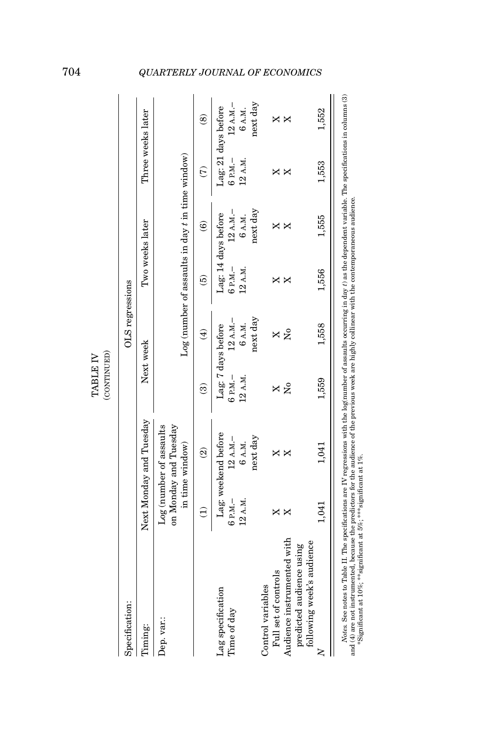TABLE IV
(CONTINUED)

| Specification: | OLS regressions | | | | | | | |
|---|---|---|---|---|---|---|---|---|
| Timing: | Next Monday and Tuesday | | Next week | | Two weeks later | | Three weeks later | |
| Dep. var.: | Log (number of assaults on Monday and Tuesday in time window) | | Log (number of assaults in day $t$ in time window) | | | | | |
| | (1) | (2) | (3) | (4) | (5) | (6) | (7) | (8) |
| Lag specification | Lag: weekend before | | Lag: 7 days before | | Lag: 14 days before | | Lag: 21 days before | |
| Time of day | 6 P.M.–12 A.M. | 12 A.M.–6 A.M. next day | 6 P.M.–12 A.M. | 12 A.M.–6 A.M. next day | 6 P.M.–12 A.M. | 12 A.M.–6 A.M. next day | 6 P.M.–12 A.M. | 12 A.M.–6 A.M. next day |
| Control variables | | | | | | | | |
| Full set of controls | X | X | X | X | X | X | X | X |
| Audience instrumented with predicted audience using following week's audience | X | X | No | No | X | X | X | X |
| $N$ | 1,041 | 1,041 | 1,559 | 1,558 | 1,556 | 1,555 | 1,553 | 1,552 |

*Notes.* See notes to Table II. The specifications are IV regressions with the log(number of assaults occurring in day $t$) as the dependent variable. The specifications in columns (3) and (4) are not instrumented, because the predictors for the audience of the previous week are highly collinear with the contemporaneous audience.
*Significant at 10%; **significant at 5%; ***significant at 1%.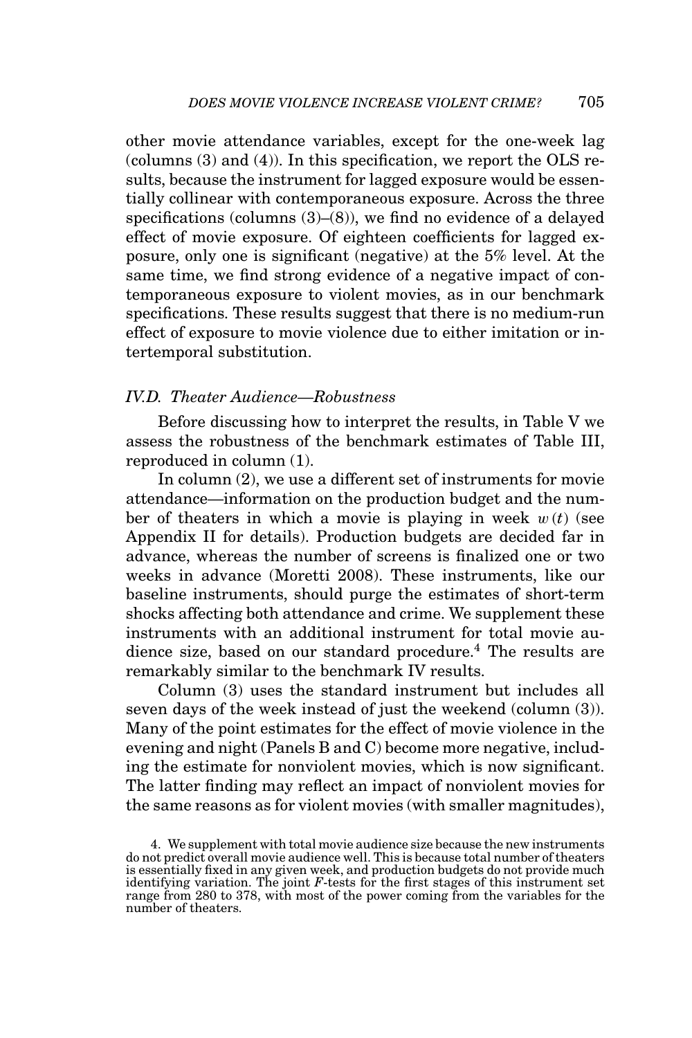other movie attendance variables, except for the one-week lag (columns (3) and (4)). In this specification, we report the OLS results, because the instrument for lagged exposure would be essentially collinear with contemporaneous exposure. Across the three specifications (columns (3)–(8)), we find no evidence of a delayed effect of movie exposure. Of eighteen coefficients for lagged exposure, only one is significant (negative) at the 5% level. At the same time, we find strong evidence of a negative impact of contemporaneous exposure to violent movies, as in our benchmark specifications. These results suggest that there is no medium-run effect of exposure to movie violence due to either imitation or intertemporal substitution.

### IV.D. *Theater Audience—Robustness*

Before discussing how to interpret the results, in Table V we assess the robustness of the benchmark estimates of Table III, reproduced in column (1).

In column (2), we use a different set of instruments for movie attendance—information on the production budget and the number of theaters in which a movie is playing in week $w(t)$ (see Appendix II for details). Production budgets are decided far in advance, whereas the number of screens is finalized one or two weeks in advance (Moretti 2008). These instruments, like our baseline instruments, should purge the estimates of short-term shocks affecting both attendance and crime. We supplement these instruments with an additional instrument for total movie audience size, based on our standard procedure.[4] The results are remarkably similar to the benchmark IV results.

Column (3) uses the standard instrument but includes all seven days of the week instead of just the weekend (column (3)). Many of the point estimates for the effect of movie violence in the evening and night (Panels B and C) become more negative, including the estimate for nonviolent movies, which is now significant. The latter finding may reflect an impact of nonviolent movies for the same reasons as for violent movies (with smaller magnitudes),

4. We supplement with total movie audience size because the new instruments do not predict overall movie audience well. This is because total number of theaters is essentially fixed in any given week, and production budgets do not provide much identifying variation. The joint $F$-tests for the first stages of this instrument set range from 280 to 378, with most of the power coming from the variables for the number of theaters.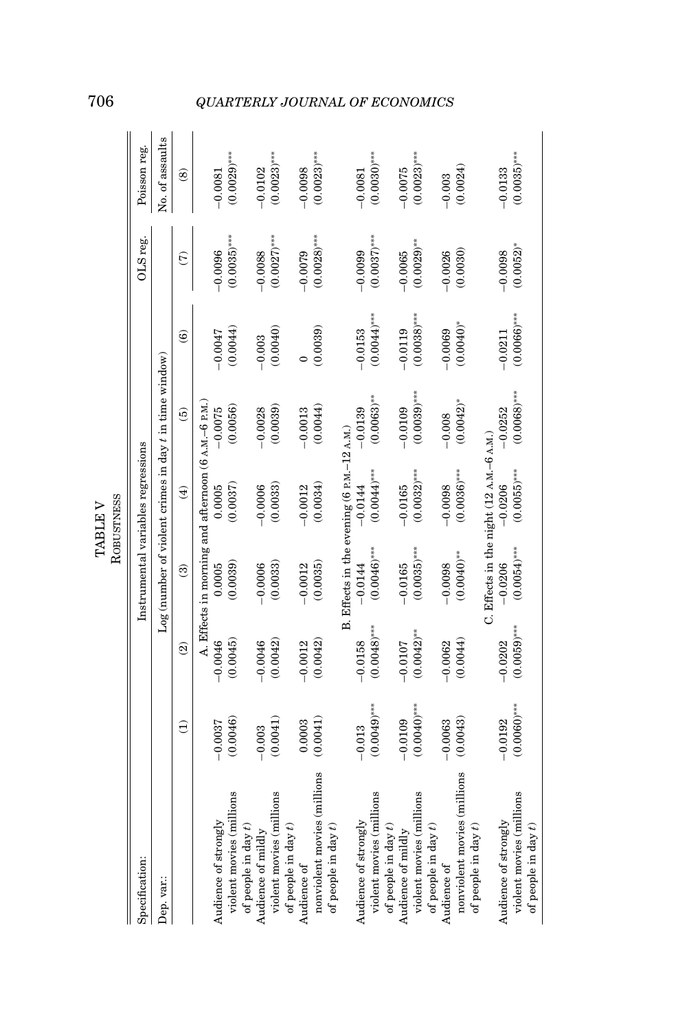# TABLE V
## Robustness

| Specification: | Instrumental variables regressions | | | | | | OLS reg. | Poisson reg. |
|---|---|---|---|---|---|---|---|---|
| Dep. var.: | Log (number of violent crimes in day $t$ in time window) | | | | | | | No. of assaults |
| | (1) | (2) | (3) | (4) | (5) | (6) | (7) | (8) |
| **A. Effects in morning and afternoon (6 A.M.–6 P.M.)** | | | | | | | | |
| Audience of strongly violent movies (millions of people in day $t$) | −0.0037 (0.0046) | −0.0046 (0.0045) | 0.0005 (0.0039) | 0.0005 (0.0037) | −0.0075 (0.0056) | −0.0047 (0.0044) | −0.0096 (0.0035)*** | −0.0081 (0.0029)*** |
| Audience of mildly violent movies (millions of people in day $t$) | −0.003 (0.0041) | −0.0046 (0.0042) | −0.0006 (0.0033) | −0.0006 (0.0033) | −0.0028 (0.0039) | −0.003 (0.0040) | −0.0088 (0.0027)*** | −0.0102 (0.0023)*** |
| Audience of nonviolent movies (millions of people in day $t$) | 0.0003 (0.0041) | −0.0012 (0.0042) | −0.0012 (0.0035) | −0.0012 (0.0034) | −0.0013 (0.0044) | 0 (0.0039) | −0.0079 (0.0028)*** | −0.0098 (0.0023)*** |
| **B. Effects in the evening (6 P.M.–12 A.M.)** | | | | | | | | |
| Audience of strongly violent movies (millions of people in day $t$) | −0.013 (0.0049)*** | −0.0158 (0.0048)*** | −0.0144 (0.0046)*** | −0.0144 (0.0044)*** | −0.0139 (0.0063)** | −0.0153 (0.0044)*** | −0.0099 (0.0037)*** | −0.0081 (0.0030)*** |
| Audience of mildly violent movies (millions of people in day $t$) | −0.0109 (0.0040)*** | −0.0107 (0.0042)** | −0.0165 (0.0035)*** | −0.0165 (0.0032)*** | −0.0109 (0.0039)*** | −0.0119 (0.0038)*** | −0.0065 (0.0029)** | −0.0075 (0.0023)*** |
| Audience of nonviolent movies (millions of people in day $t$) | −0.0063 (0.0043) | −0.0062 (0.0044) | −0.0098 (0.0040)** | −0.0098 (0.0036)*** | −0.008 (0.0042)* | −0.0069 (0.0040)* | −0.0026 (0.0030) | −0.003 (0.0024) |
| **C. Effects in the night (12 A.M.–6 A.M.)** | | | | | | | | |
| Audience of strongly violent movies (millions of people in day $t$) | −0.0192 (0.0060)*** | −0.0202 (0.0059)*** | −0.0206 (0.0054)*** | −0.0206 (0.0055)*** | −0.0252 (0.0068)*** | −0.0211 (0.0066)*** | −0.0098 (0.0052)* | −0.0133 (0.0035)*** |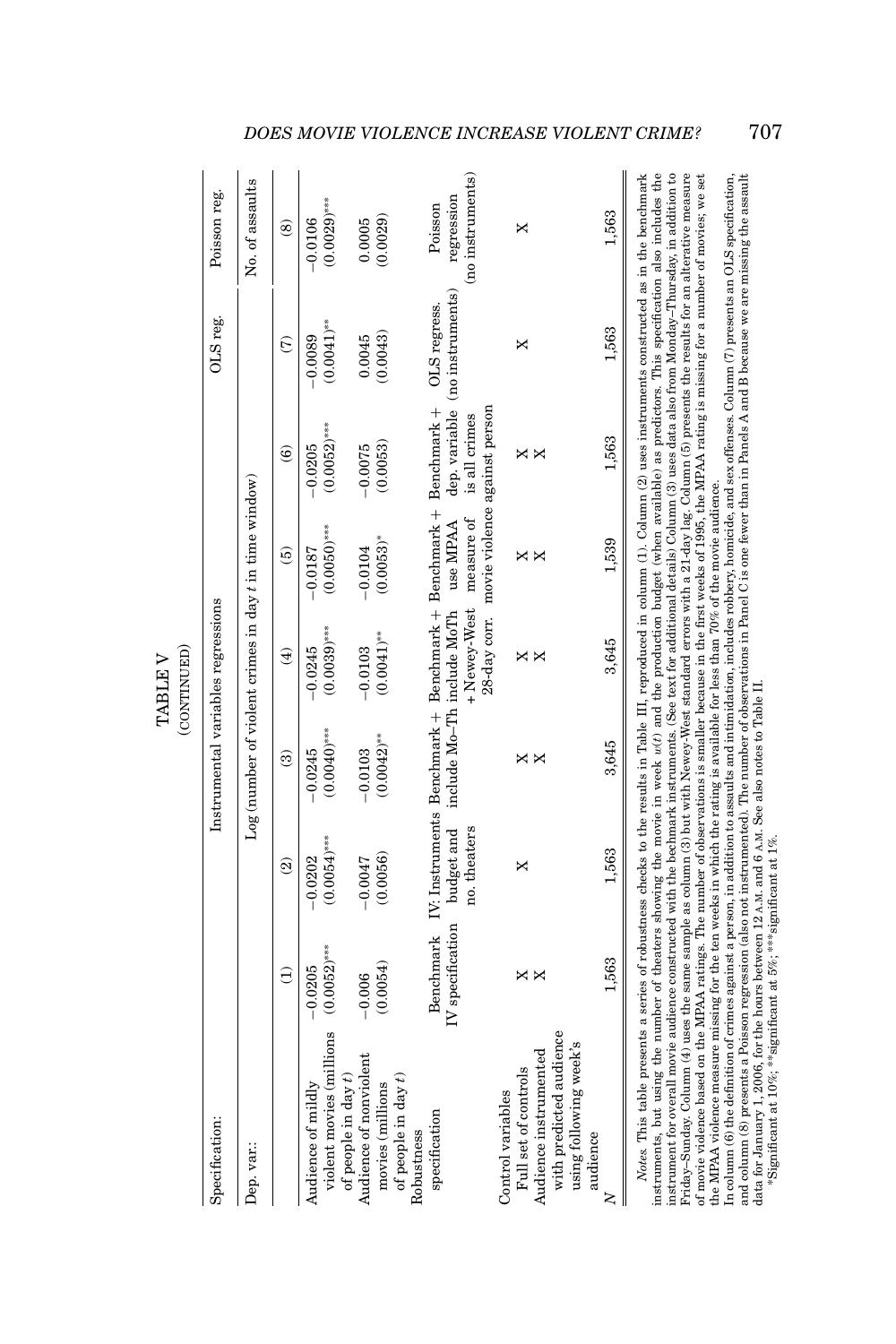TABLE V
(CONTINUED)

| Specification: | Instrumental variables regressions | | | | | | OLS reg. | Poisson reg. |
|---|---|---|---|---|---|---|---|---|
| Dep. var.: | Log (number of violent crimes in day $t$ in time window) | | | | | | | No. of assaults |
| | (1) | (2) | (3) | (4) | (5) | (6) | (7) | (8) |
| Audience of mildly violent movies (millions of people in day $t$) | −0.0205 (0.0052)*** | −0.0202 (0.0054)*** | −0.0245 (0.0040)*** | −0.0245 (0.0039)*** | −0.0187 (0.0050)*** | −0.0205 (0.0052)*** | −0.0089 (0.0041)** | −0.0106 (0.0029)*** |
| Audience of nonviolent movies (millions of people in day $t$) | −0.006 (0.0054) | −0.0047 (0.0056) | −0.0103 (0.0042)** | −0.0103 (0.0041)** | −0.0104 (0.0053)* | −0.0075 (0.0053) | 0.0045 (0.0043) | 0.0005 (0.0029) |
| Robustness specification | Benchmark IV specification | IV: Instruments budget and no. theaters | Benchmark + include Mo–Th | Benchmark + include MoTh + Newey-West 28-day corr. | Benchmark + use MPAA measure of movie violence | Benchmark + dep. variable is all crimes against person | OLS regress. (no instruments) | Poisson regression (no instruments) |
| Control variables | | | | | | | | |
| Full set of controls | X | X | X | X | X | X | X | X |
| Audience instrumented with predicted audience using following week's audience | X | | X | X | X | X | | |
| $N$ | 1,563 | 1,563 | 3,645 | 3,645 | 1,539 | 1,563 | 1,563 | 1,563 |

*Notes.* This table presents a series of robustness checks to the results in Table III, reproduced in column (1). Column (2) uses instruments constructed as in the benchmark instruments, but using the number of theaters showing the movie in week $w(t)$ and the production budget (when available) as predictors. This specification also includes the instrument for overall movie audience constructed with the bechmark instruments. (See text for additional details) Column (3) uses data also from Monday–Thursday, in addition to Friday–Sunday. Column (4) uses the same sample as column (3) but with Newey-West standard errors with a 21-day lag. Column (5) presents the results for an alterative measure of movie violence based on the MPAA ratings. The number of observations is smaller because in the first weeks of 1995, the MPAA rating is missing for a number of movies; we set the MPAA violence measure missing for the ten weeks in which the rating is available for less than 70% of the movie audience.
In column (6) the definition of crimes against a person, in addition to assaults and intimidation, includes robbery, homicide, and sex offenses. Column (7) presents an OLS specification, and column (8) presents a Poisson regression (also not instrumented). The number of observations in Panel C is one fewer than in Panels A and B because we are missing the assault data for January 1, 2006, for the hours between 12 A.M. and 6 A.M. See also notes to Table II.
*Significant at 10%; **significant at 5%; ***significant at 1%.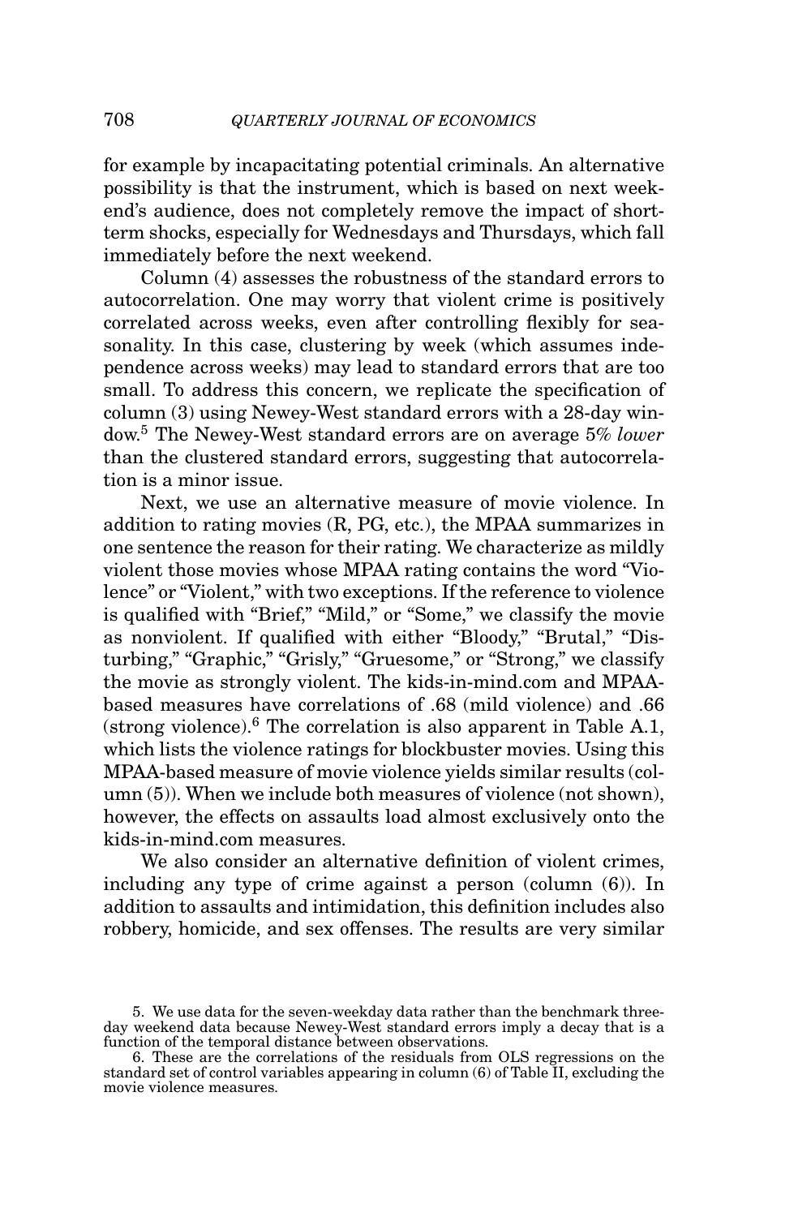for example by incapacitating potential criminals. An alternative possibility is that the instrument, which is based on next weekend's audience, does not completely remove the impact of short-term shocks, especially for Wednesdays and Thursdays, which fall immediately before the next weekend.

Column (4) assesses the robustness of the standard errors to autocorrelation. One may worry that violent crime is positively correlated across weeks, even after controlling flexibly for seasonality. In this case, clustering by week (which assumes independence across weeks) may lead to standard errors that are too small. To address this concern, we replicate the specification of column (3) using Newey-West standard errors with a 28-day window.[5] The Newey-West standard errors are on average 5% *lower* than the clustered standard errors, suggesting that autocorrelation is a minor issue.

Next, we use an alternative measure of movie violence. In addition to rating movies (R, PG, etc.), the MPAA summarizes in one sentence the reason for their rating. We characterize as mildly violent those movies whose MPAA rating contains the word "Violence" or "Violent," with two exceptions. If the reference to violence is qualified with "Brief," "Mild," or "Some," we classify the movie as nonviolent. If qualified with either "Bloody," "Brutal," "Disturbing," "Graphic," "Grisly," "Gruesome," or "Strong," we classify the movie as strongly violent. The kids-in-mind.com and MPAA-based measures have correlations of .68 (mild violence) and .66 (strong violence).[6] The correlation is also apparent in Table A.1, which lists the violence ratings for blockbuster movies. Using this MPAA-based measure of movie violence yields similar results (column (5)). When we include both measures of violence (not shown), however, the effects on assaults load almost exclusively onto the kids-in-mind.com measures.

We also consider an alternative definition of violent crimes, including any type of crime against a person (column (6)). In addition to assaults and intimidation, this definition includes also robbery, homicide, and sex offenses. The results are very similar

5. We use data for the seven-weekday data rather than the benchmark three-day weekend data because Newey-West standard errors imply a decay that is a function of the temporal distance between observations.

6. These are the correlations of the residuals from OLS regressions on the standard set of control variables appearing in column (6) of Table II, excluding the movie violence measures.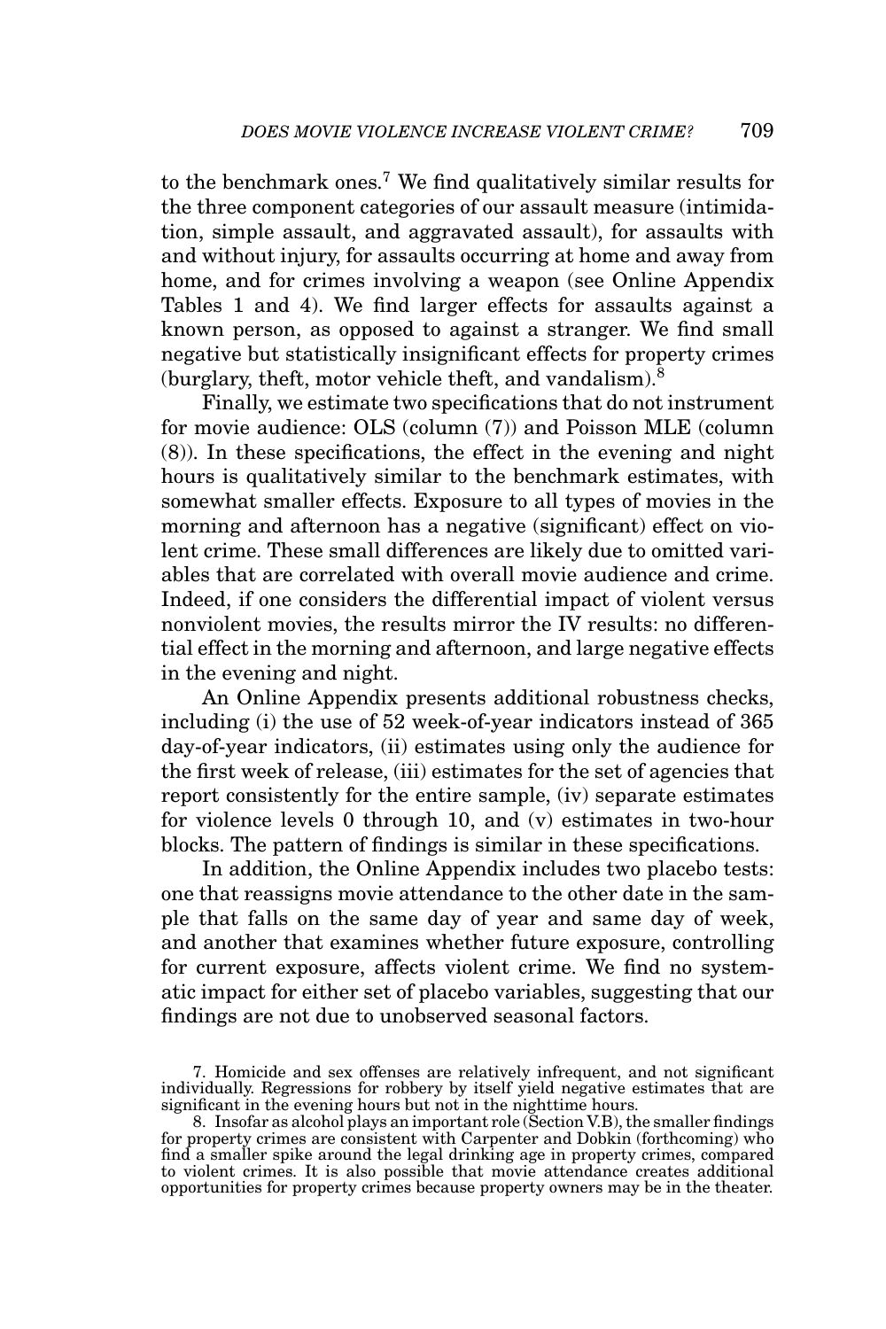to the benchmark ones.[7] We find qualitatively similar results for the three component categories of our assault measure (intimidation, simple assault, and aggravated assault), for assaults with and without injury, for assaults occurring at home and away from home, and for crimes involving a weapon (see Online Appendix Tables 1 and 4). We find larger effects for assaults against a known person, as opposed to against a stranger. We find small negative but statistically insignificant effects for property crimes (burglary, theft, motor vehicle theft, and vandalism).[8]

Finally, we estimate two specifications that do not instrument for movie audience: OLS (column (7)) and Poisson MLE (column (8)). In these specifications, the effect in the evening and night hours is qualitatively similar to the benchmark estimates, with somewhat smaller effects. Exposure to all types of movies in the morning and afternoon has a negative (significant) effect on violent crime. These small differences are likely due to omitted variables that are correlated with overall movie audience and crime. Indeed, if one considers the differential impact of violent versus nonviolent movies, the results mirror the IV results: no differential effect in the morning and afternoon, and large negative effects in the evening and night.

An Online Appendix presents additional robustness checks, including (i) the use of 52 week-of-year indicators instead of 365 day-of-year indicators, (ii) estimates using only the audience for the first week of release, (iii) estimates for the set of agencies that report consistently for the entire sample, (iv) separate estimates for violence levels 0 through 10, and (v) estimates in two-hour blocks. The pattern of findings is similar in these specifications.

In addition, the Online Appendix includes two placebo tests: one that reassigns movie attendance to the other date in the sample that falls on the same day of year and same day of week, and another that examines whether future exposure, controlling for current exposure, affects violent crime. We find no systematic impact for either set of placebo variables, suggesting that our findings are not due to unobserved seasonal factors.

7. Homicide and sex offenses are relatively infrequent, and not significant individually. Regressions for robbery by itself yield negative estimates that are significant in the evening hours but not in the nighttime hours.

8. Insofar as alcohol plays an important role (Section V.B), the smaller findings for property crimes are consistent with Carpenter and Dobkin (forthcoming) who find a smaller spike around the legal drinking age in property crimes, compared to violent crimes. It is also possible that movie attendance creates additional opportunities for property crimes because property owners may be in the theater.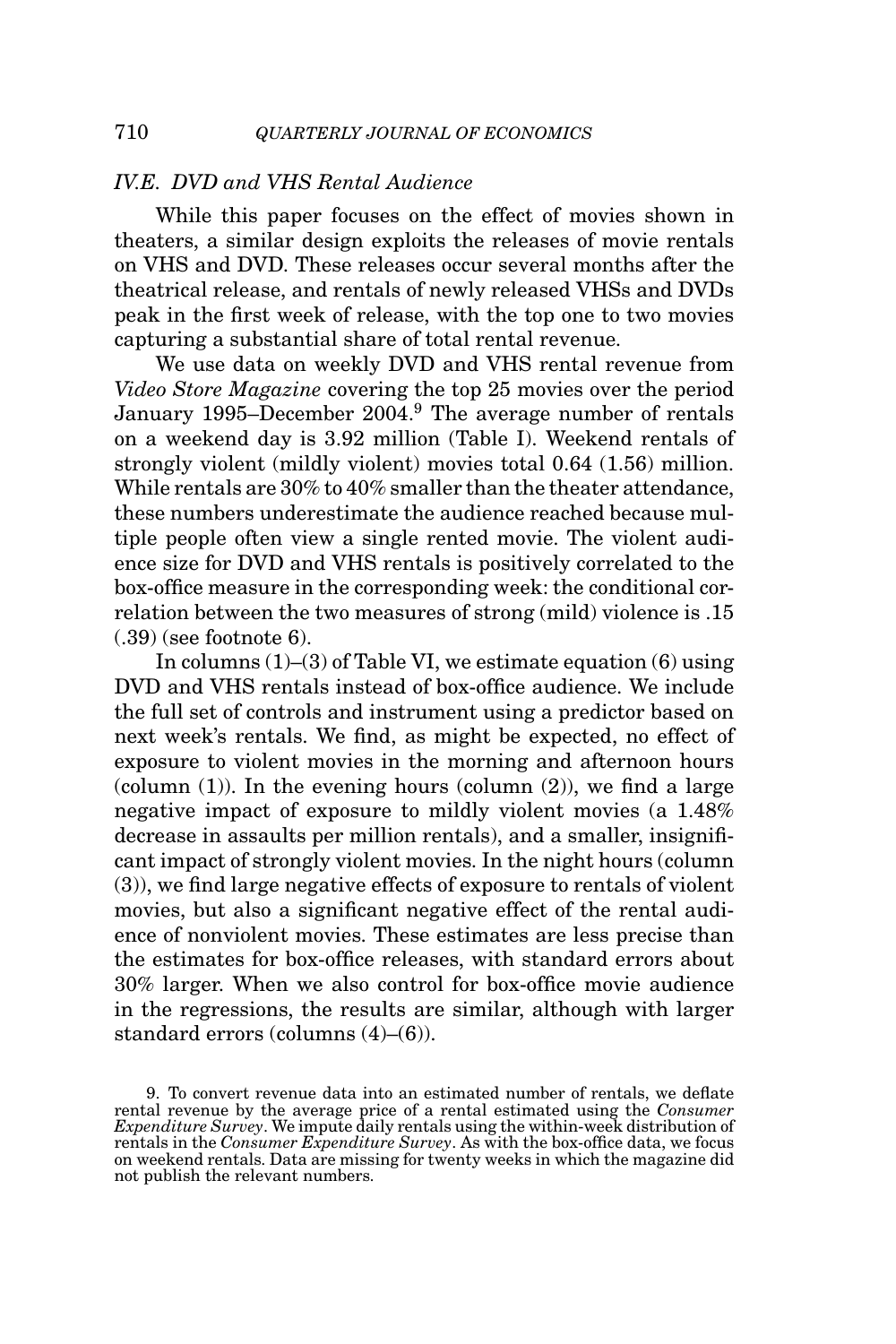### *IV.E. DVD and VHS Rental Audience*

While this paper focuses on the effect of movies shown in theaters, a similar design exploits the releases of movie rentals on VHS and DVD. These releases occur several months after the theatrical release, and rentals of newly released VHSs and DVDs peak in the first week of release, with the top one to two movies capturing a substantial share of total rental revenue.

We use data on weekly DVD and VHS rental revenue from *Video Store Magazine* covering the top 25 movies over the period January 1995–December 2004.[9] The average number of rentals on a weekend day is 3.92 million (Table I). Weekend rentals of strongly violent (mildly violent) movies total 0.64 (1.56) million. While rentals are 30% to 40% smaller than the theater attendance, these numbers underestimate the audience reached because multiple people often view a single rented movie. The violent audience size for DVD and VHS rentals is positively correlated to the box-office measure in the corresponding week: the conditional correlation between the two measures of strong (mild) violence is .15 (.39) (see footnote 6).

In columns (1)–(3) of Table VI, we estimate equation (6) using DVD and VHS rentals instead of box-office audience. We include the full set of controls and instrument using a predictor based on next week's rentals. We find, as might be expected, no effect of exposure to violent movies in the morning and afternoon hours (column (1)). In the evening hours (column (2)), we find a large negative impact of exposure to mildly violent movies (a 1.48% decrease in assaults per million rentals), and a smaller, insignificant impact of strongly violent movies. In the night hours (column (3)), we find large negative effects of exposure to rentals of violent movies, but also a significant negative effect of the rental audience of nonviolent movies. These estimates are less precise than the estimates for box-office releases, with standard errors about 30% larger. When we also control for box-office movie audience in the regressions, the results are similar, although with larger standard errors (columns (4)–(6)).

9. To convert revenue data into an estimated number of rentals, we deflate rental revenue by the average price of a rental estimated using the *Consumer Expenditure Survey*. We impute daily rentals using the within-week distribution of rentals in the *Consumer Expenditure Survey*. As with the box-office data, we focus on weekend rentals. Data are missing for twenty weeks in which the magazine did not publish the relevant numbers.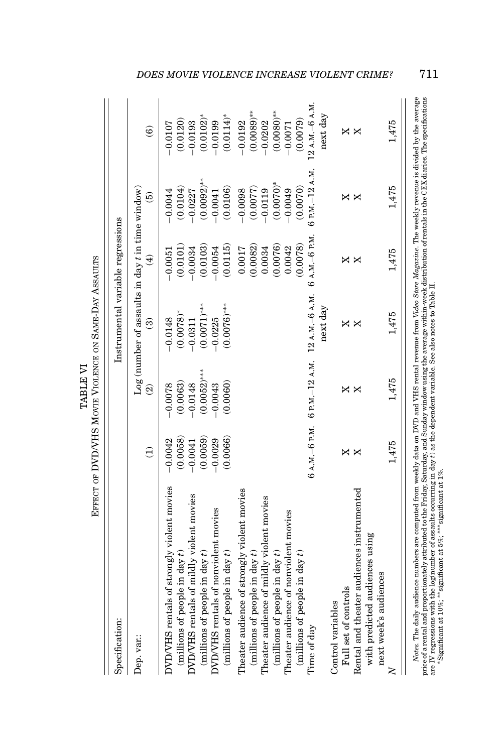TABLE VI

EFFECT OF DVD/VHS MOVIE VIOLENCE ON SAME-DAY ASSAULTS

| Specification: | Instrumental variable regressions | | | | | |
|---|---|---|---|---|---|---|
| Dep. var.: | Log (number of assaults in day $t$ in time window) | | | | | |
| | (1) | (2) | (3) | (4) | (5) | (6) |
| DVD/VHS rentals of strongly violent movies | −0.0042 | −0.0078 | −0.0148 | −0.0051 | −0.0044 | −0.0107 |
| (millions of people in day $t$) | (0.0058) | (0.0063) | (0.0078)* | (0.0101) | (0.0104) | (0.0120) |
| DVD/VHS rentals of mildly violent movies | −0.0041 | −0.0148 | −0.0311 | −0.0034 | −0.0227 | −0.0193 |
| (millions of people in day $t$) | (0.0059) | (0.0052)*** | (0.0071)*** | (0.0103) | (0.0092)** | (0.0102)* |
| DVD/VHS rentals of nonviolent movies | −0.0029 | −0.0043 | −0.0225 | −0.0054 | −0.0041 | −0.0199 |
| (millions of people in day $t$) | (0.0066) | (0.0060) | (0.0076)*** | (0.0115) | (0.0106) | (0.0114)* |
| Theater audience of strongly violent movies | | | | 0.0017 | −0.0098 | −0.0192 |
| (millions of people in day $t$) | | | | (0.0082) | (0.0077) | (0.0089)** |
| Theater audience of mildly violent movies | | | | 0.0034 | −0.0119 | −0.0202 |
| (millions of people in day $t$) | | | | (0.0076) | (0.0070)* | (0.0080)** |
| Theater audience of nonviolent movies | | | | 0.0042 | −0.0049 | −0.0071 |
| (millions of people in day $t$) | | | | (0.0078) | (0.0070) | (0.0079) |
| Time of day | 6 A.M.–6 P.M. | 6 P.M.–12 A.M. | 12 A.M.–6 A.M. next day | 6 A.M.–6 P.M. | 6 P.M.–12 A.M. | 12 A.M.–6 A.M. next day |
| Control variables | | | | | | |
| Full set of controls | X | X | X | X | X | X |
| Rental and theater audiences instrumented with predicted audiences using next week's audiences | X | X | X | X | X | X |
| $N$ | 1,475 | 1,475 | 1,475 | 1,475 | 1,475 | 1,475 |

*Notes.* The daily audience numbers are computed from weekly data on DVD and VHS rental revenue from *Video Store Magazine*. The weekly revenue is divided by the average price of a rental and proportionately attributed to the Friday, Saturday, and Sunday window using the average within-week distribution of rentals in the CEX diaries. The specifications are IV regressions with the log(number of assaults occurring in day $t$) as the dependent variable. See also notes to Table II.

*Significant at 10%; **significant at 5%; ***significant at 1%.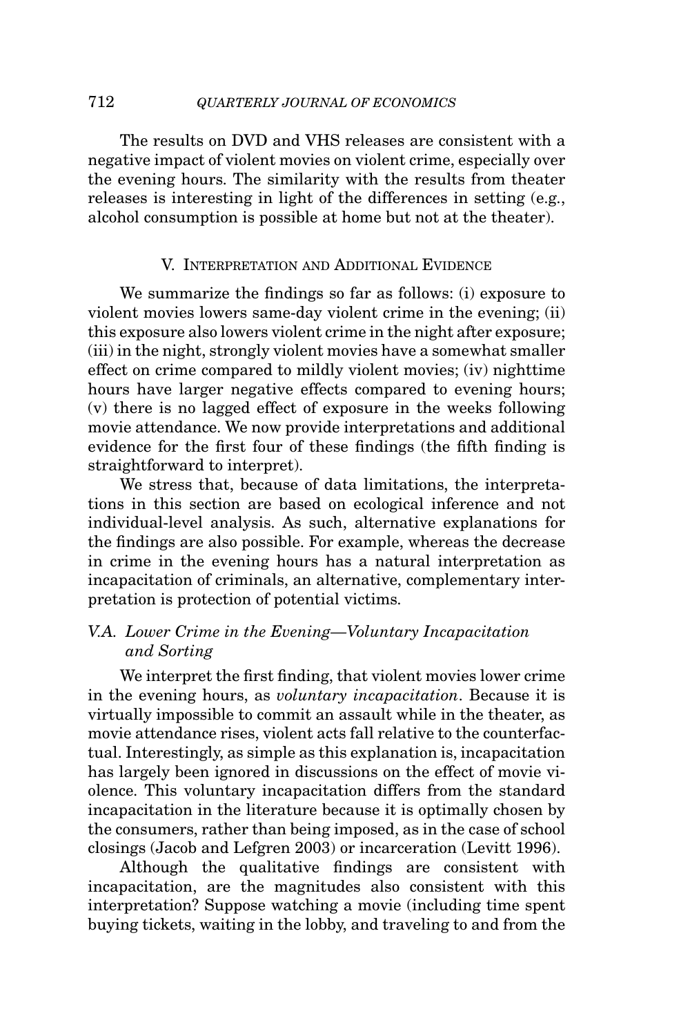The results on DVD and VHS releases are consistent with a negative impact of violent movies on violent crime, especially over the evening hours. The similarity with the results from theater releases is interesting in light of the differences in setting (e.g., alcohol consumption is possible at home but not at the theater).

## V. Interpretation and Additional Evidence

We summarize the findings so far as follows: (i) exposure to violent movies lowers same-day violent crime in the evening; (ii) this exposure also lowers violent crime in the night after exposure; (iii) in the night, strongly violent movies have a somewhat smaller effect on crime compared to mildly violent movies; (iv) nighttime hours have larger negative effects compared to evening hours; (v) there is no lagged effect of exposure in the weeks following movie attendance. We now provide interpretations and additional evidence for the first four of these findings (the fifth finding is straightforward to interpret).

We stress that, because of data limitations, the interpretations in this section are based on ecological inference and not individual-level analysis. As such, alternative explanations for the findings are also possible. For example, whereas the decrease in crime in the evening hours has a natural interpretation as incapacitation of criminals, an alternative, complementary interpretation is protection of potential victims.

### V.A. Lower Crime in the Evening—Voluntary Incapacitation and Sorting

We interpret the first finding, that violent movies lower crime in the evening hours, as *voluntary incapacitation*. Because it is virtually impossible to commit an assault while in the theater, as movie attendance rises, violent acts fall relative to the counterfactual. Interestingly, as simple as this explanation is, incapacitation has largely been ignored in discussions on the effect of movie violence. This voluntary incapacitation differs from the standard incapacitation in the literature because it is optimally chosen by the consumers, rather than being imposed, as in the case of school closings (Jacob and Lefgren 2003) or incarceration (Levitt 1996).

Although the qualitative findings are consistent with incapacitation, are the magnitudes also consistent with this interpretation? Suppose watching a movie (including time spent buying tickets, waiting in the lobby, and traveling to and from the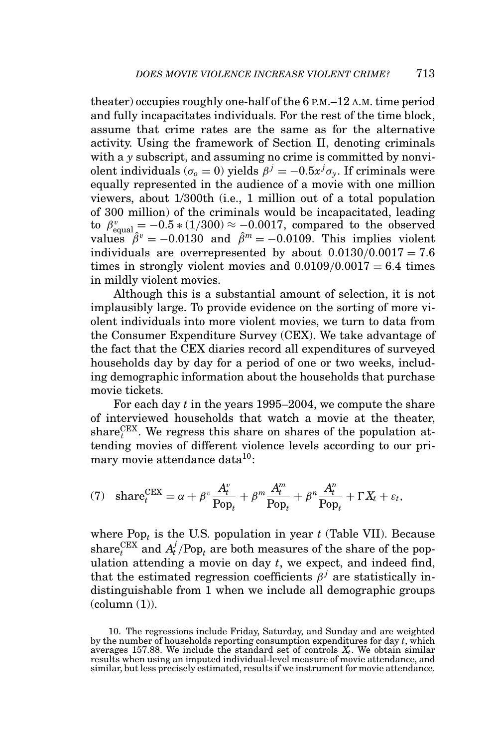theater) occupies roughly one-half of the 6 P.M.–12 A.M. time period and fully incapacitates individuals. For the rest of the time block, assume that crime rates are the same as for the alternative activity. Using the framework of Section II, denoting criminals with a $y$ subscript, and assuming no crime is committed by nonviolent individuals ($\sigma_o = 0$) yields $\beta^j = -0.5x^j\sigma_y$. If criminals were equally represented in the audience of a movie with one million viewers, about 1/300th (i.e., 1 million out of a total population of 300 million) of the criminals would be incapacitated, leading to $\beta^v_{\text{equal}} = -0.5 * (1/300) \approx -0.0017$, compared to the observed values $\hat{\beta}^v = -0.0130$ and $\hat{\beta}^m = -0.0109$. This implies violent individuals are overrepresented by about $0.0130/0.0017 = 7.6$ times in strongly violent movies and $0.0109/0.0017 = 6.4$ times in mildly violent movies.

Although this is a substantial amount of selection, it is not implausibly large. To provide evidence on the sorting of more violent individuals into more violent movies, we turn to data from the Consumer Expenditure Survey (CEX). We take advantage of the fact that the CEX diaries record all expenditures of surveyed households day by day for a period of one or two weeks, including demographic information about the households that purchase movie tickets.

For each day $t$ in the years 1995–2004, we compute the share of interviewed households that watch a movie at the theater, $\text{share}_t^{\text{CEX}}$. We regress this share on shares of the population attending movies of different violence levels according to our primary movie attendance data[10]:

$$(7) \quad \text{share}_t^{\text{CEX}} = \alpha + \beta^v \frac{A_t^v}{\text{Pop}_t} + \beta^m \frac{A_t^m}{\text{Pop}_t} + \beta^n \frac{A_t^n}{\text{Pop}_t} + \Gamma X_t + \varepsilon_t,$$

where $\text{Pop}_t$ is the U.S. population in year $t$ (Table VII). Because $\text{share}_t^{\text{CEX}}$ and $A_t^j/\text{Pop}_t$ are both measures of the share of the population attending a movie on day $t$, we expect, and indeed find, that the estimated regression coefficients $\beta^j$ are statistically indistinguishable from 1 when we include all demographic groups (column (1)).

10. The regressions include Friday, Saturday, and Sunday and are weighted by the number of households reporting consumption expenditures for day $t$, which averages 157.88. We include the standard set of controls $X_t$. We obtain similar results when using an imputed individual-level measure of movie attendance, and similar, but less precisely estimated, results if we instrument for movie attendance.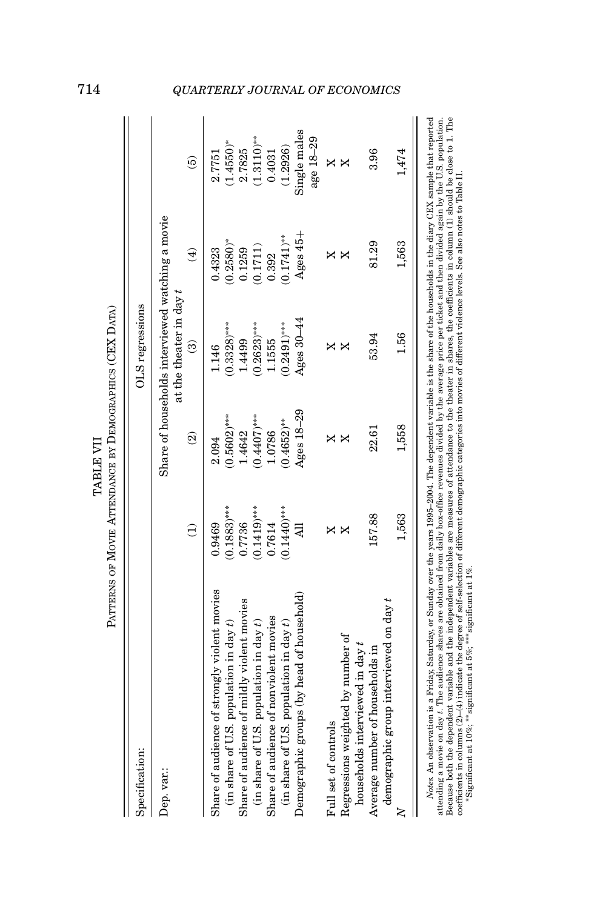TABLE VII

PATTERNS OF MOVIE ATTENDANCE BY DEMOGRAPHICS (CEX DATA)

| Specification: | OLS regressions | | | | |
|---|---|---|---|---|---|
| Dep. var.: | Share of households interviewed watching a movie at the theater in day $t$ | | | | |
| | (1) | (2) | (3) | (4) | (5) |
| Share of audience of strongly violent movies | 0.9469 | 2.094 | 1.146 | 0.4323 | 2.7751 |
| (in share of U.S. population in day $t$) | (0.1883)*** | (0.5602)*** | (0.3328)*** | (0.2580)* | (1.4550)* |
| Share of audience of mildly violent movies | 0.7736 | 1.4642 | 1.4499 | 0.1259 | 2.7825 |
| (in share of U.S. population in day $t$) | (0.1419)*** | (0.4407)*** | (0.2623)*** | (0.1711) | (1.3110)** |
| Share of audience of nonviolent movies | 0.7614 | 1.0786 | 1.1555 | 0.392 | 0.4031 |
| (in share of U.S. population in day $t$) | (0.1440)*** | (0.4652)** | (0.2491)*** | (0.1741)** | (1.2926) |
| Demographic groups (by head of household) | All | Ages 18–29 | Ages 30–44 | Ages 45+ | Single males age 18–29 |
| Full set of controls | X | X | X | X | X |
| Regressions weighted by number of households interviewed in day $t$ | X | X | X | X | X |
| Average number of households in demographic group interviewed on day $t$ | 157.88 | 22.61 | 53.94 | 81.29 | 3.96 |
| $N$ | 1,563 | 1,558 | 1.56 | 1,563 | 1,474 |

*Notes.* An observation is a Friday, Saturday, or Sunday over the years 1995–2004. The dependent variable is the share of the households in the diary CEX sample that reported attending a movie on day $t$. The audience shares are obtained from daily box-office revenues divided by the average price per ticket and then divided again by the U.S. population. Because both the dependent variable and the independent variables are measures of attendance to the theater in shares, the coefficients in column (1) should be close to 1. The coefficients in columns (2)–(4) indicate the degree of self-selection of different demographic categories into movies of different violence levels. See also notes to Table II.

*Significant at 10%; **significant at 5%; ***significant at 1%.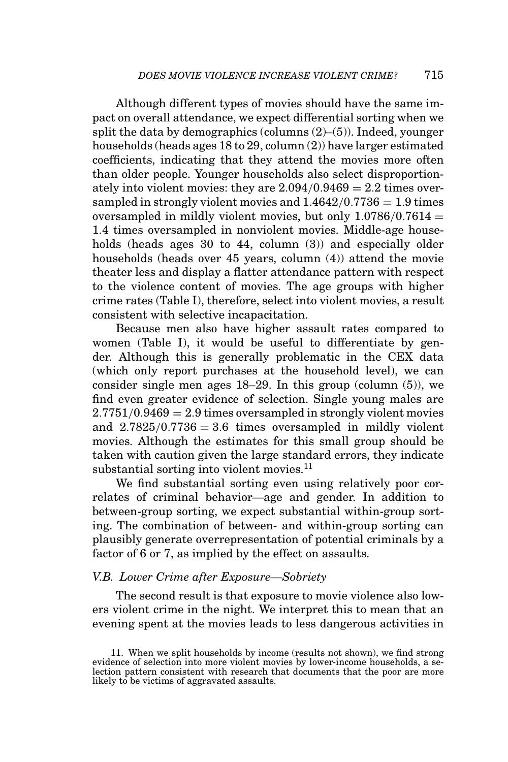Although different types of movies should have the same impact on overall attendance, we expect differential sorting when we split the data by demographics (columns (2)–(5)). Indeed, younger households (heads ages 18 to 29, column (2)) have larger estimated coefficients, indicating that they attend the movies more often than older people. Younger households also select disproportionately into violent movies: they are $2.094/0.9469 = 2.2$ times oversampled in strongly violent movies and $1.4642/0.7736 = 1.9$ times oversampled in mildly violent movies, but only $1.0786/0.7614 = 1.4$ times oversampled in nonviolent movies. Middle-age households (heads ages 30 to 44, column (3)) and especially older households (heads over 45 years, column (4)) attend the movie theater less and display a flatter attendance pattern with respect to the violence content of movies. The age groups with higher crime rates (Table I), therefore, select into violent movies, a result consistent with selective incapacitation.

Because men also have higher assault rates compared to women (Table I), it would be useful to differentiate by gender. Although this is generally problematic in the CEX data (which only report purchases at the household level), we can consider single men ages 18–29. In this group (column (5)), we find even greater evidence of selection. Single young males are $2.7751/0.9469 = 2.9$ times oversampled in strongly violent movies and $2.7825/0.7736 = 3.6$ times oversampled in mildly violent movies. Although the estimates for this small group should be taken with caution given the large standard errors, they indicate substantial sorting into violent movies.[11]

We find substantial sorting even using relatively poor correlates of criminal behavior—age and gender. In addition to between-group sorting, we expect substantial within-group sorting. The combination of between- and within-group sorting can plausibly generate overrepresentation of potential criminals by a factor of 6 or 7, as implied by the effect on assaults.

### *V.B. Lower Crime after Exposure—Sobriety*

The second result is that exposure to movie violence also lowers violent crime in the night. We interpret this to mean that an evening spent at the movies leads to less dangerous activities in

11. When we split households by income (results not shown), we find strong evidence of selection into more violent movies by lower-income households, a selection pattern consistent with research that documents that the poor are more likely to be victims of aggravated assaults.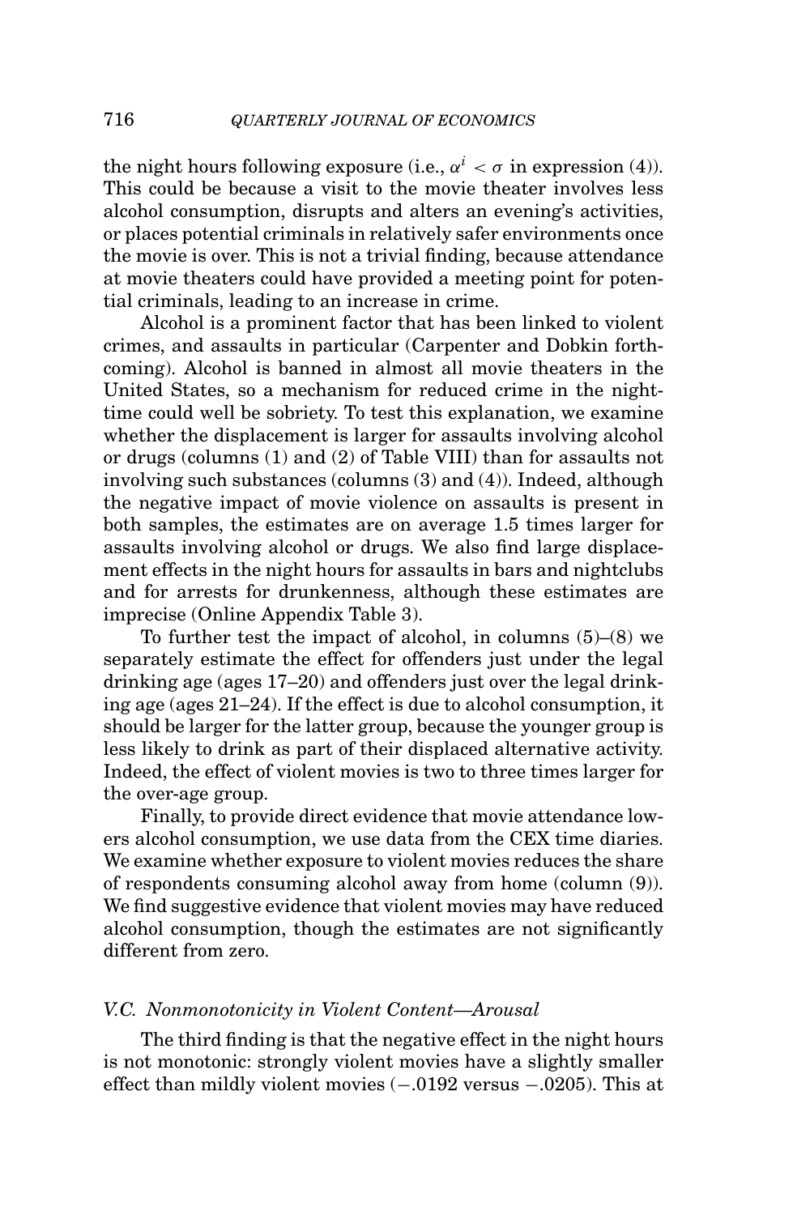the night hours following exposure (i.e., $\alpha^i < \sigma$ in expression (4)). This could be because a visit to the movie theater involves less alcohol consumption, disrupts and alters an evening's activities, or places potential criminals in relatively safer environments once the movie is over. This is not a trivial finding, because attendance at movie theaters could have provided a meeting point for potential criminals, leading to an increase in crime.

Alcohol is a prominent factor that has been linked to violent crimes, and assaults in particular (Carpenter and Dobkin forthcoming). Alcohol is banned in almost all movie theaters in the United States, so a mechanism for reduced crime in the nighttime could well be sobriety. To test this explanation, we examine whether the displacement is larger for assaults involving alcohol or drugs (columns (1) and (2) of Table VIII) than for assaults not involving such substances (columns (3) and (4)). Indeed, although the negative impact of movie violence on assaults is present in both samples, the estimates are on average 1.5 times larger for assaults involving alcohol or drugs. We also find large displacement effects in the night hours for assaults in bars and nightclubs and for arrests for drunkenness, although these estimates are imprecise (Online Appendix Table 3).

To further test the impact of alcohol, in columns (5)–(8) we separately estimate the effect for offenders just under the legal drinking age (ages 17–20) and offenders just over the legal drinking age (ages 21–24). If the effect is due to alcohol consumption, it should be larger for the latter group, because the younger group is less likely to drink as part of their displaced alternative activity. Indeed, the effect of violent movies is two to three times larger for the over-age group.

Finally, to provide direct evidence that movie attendance lowers alcohol consumption, we use data from the CEX time diaries. We examine whether exposure to violent movies reduces the share of respondents consuming alcohol away from home (column (9)). We find suggestive evidence that violent movies may have reduced alcohol consumption, though the estimates are not significantly different from zero.

### *V.C. Nonmonotonicity in Violent Content—Arousal*

The third finding is that the negative effect in the night hours is not monotonic: strongly violent movies have a slightly smaller effect than mildly violent movies (−.0192 versus −.0205). This at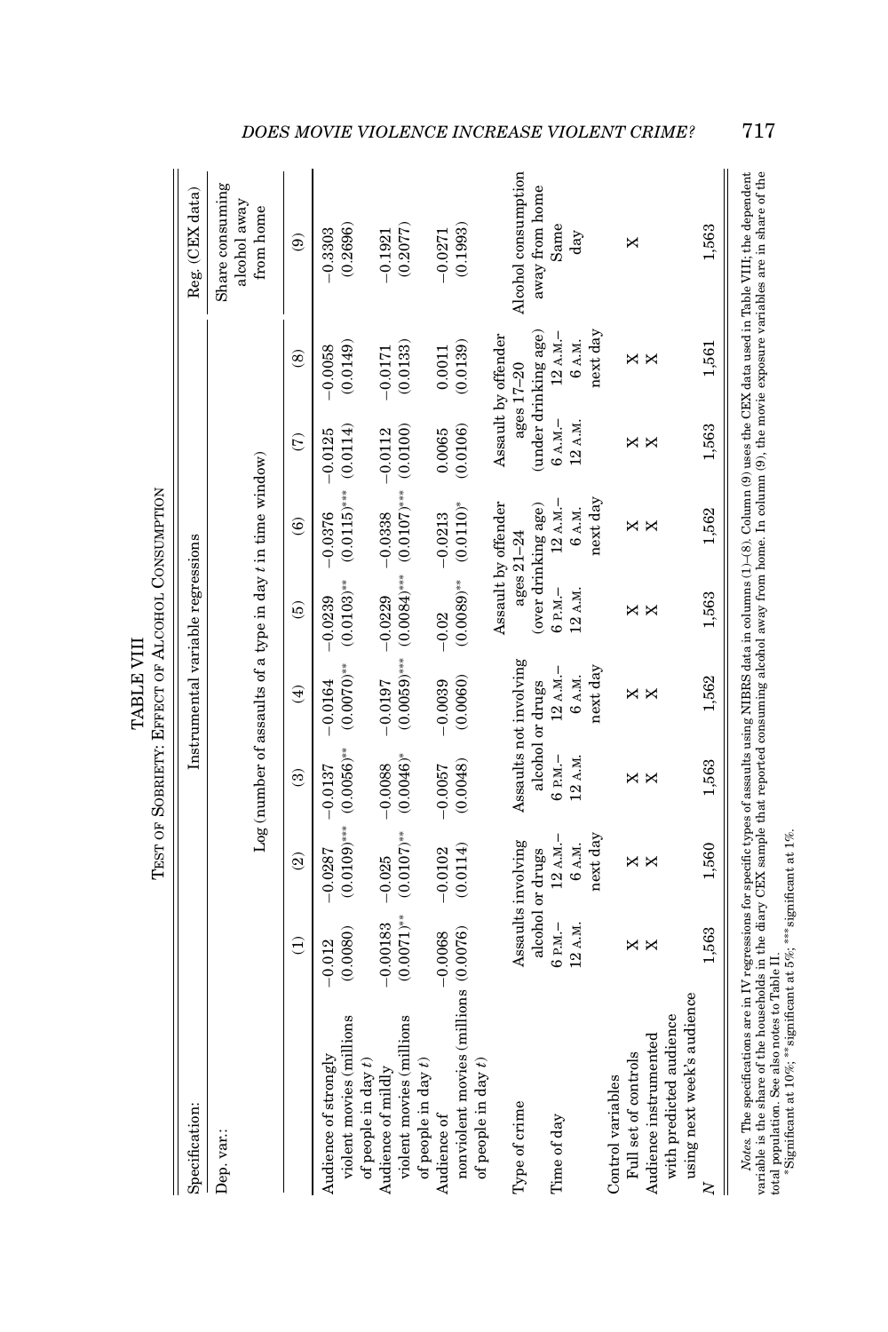TABLE VIII

TEST OF SOBRIETY: EFFECT OF ALCOHOL CONSUMPTION

| Specification: | Instrumental variable regressions | | | | | | | | Reg. (CEX data) |
|---|---|---|---|---|---|---|---|---|---|
| Dep. var.: | Log (number of assaults of a type in day $t$ in time window) | | | | | | | | Share consuming alcohol away from home |
| | (1) | (2) | (3) | (4) | (5) | (6) | (7) | (8) | (9) |
| Audience of strongly violent movies (millions of people in day $t$) | −0.012 (0.0080) | −0.0287 (0.0109)*** | −0.0137 (0.0056)** | −0.0164 (0.0070)** | −0.0239 (0.0103)** | −0.0376 (0.0115)*** | −0.0125 (0.0114) | −0.0058 (0.0149) | −0.3303 (0.2696) |
| Audience of mildly violent movies (millions of people in day $t$) | −0.00183 (0.0071)** | −0.025 (0.0107)** | −0.0088 (0.0046)* | −0.0197 (0.0059)*** | −0.0229 (0.0084)*** | −0.0338 (0.0107)*** | −0.0112 (0.0100) | −0.0171 (0.0133) | −0.1921 (0.2077) |
| Audience of nonviolent movies (millions of people in day $t$) | −0.0068 (0.0076) | −0.0102 (0.0114) | −0.0057 (0.0048) | −0.0039 (0.0060) | −0.02 (0.0089)** | −0.0213 (0.0110)* | 0.0065 (0.0106) | 0.0011 (0.0139) | −0.0271 (0.1993) |
| Type of crime | Assaults involving alcohol or drugs | | Assaults not involving alcohol or drugs | | Assault by offender ages 21–24 (over drinking age) | | Assault by offender ages 17–20 (under drinking age) | | Alcohol consumption away from home |
| Time of day | 6 P.M.–12 A.M. | 12 A.M.–6 A.M. next day | 6 P.M.–12 A.M. | 12 A.M.–6 A.M. next day | 6 P.M.–12 A.M. | 12 A.M.–6 A.M. next day | 6 A.M.–12 A.M. | 12 A.M.–6 A.M. next day | Same day |
| Control variables | | | | | | | | | |
| Full set of controls | X | X | X | X | X | X | X | X | X |
| Audience instrumented with predicted audience using next week's audience | X | X | X | X | X | X | X | X | |
| $N$ | 1,563 | 1,560 | 1,563 | 1,562 | 1,563 | 1,562 | 1,563 | 1,561 | 1,563 |

*Notes.* The specifications are in IV regressions for specific types of assaults using NIBRS data in columns (1)–(8). Column (9) uses the CEX data used in Table VIII; the dependent variable is the share of the households in the diary CEX sample that reported consuming alcohol away from home. In column (9), the movie exposure variables are in share of the total population. See also notes to Table II.

*Significant at 10%; **significant at 5%; ***significant at 1%.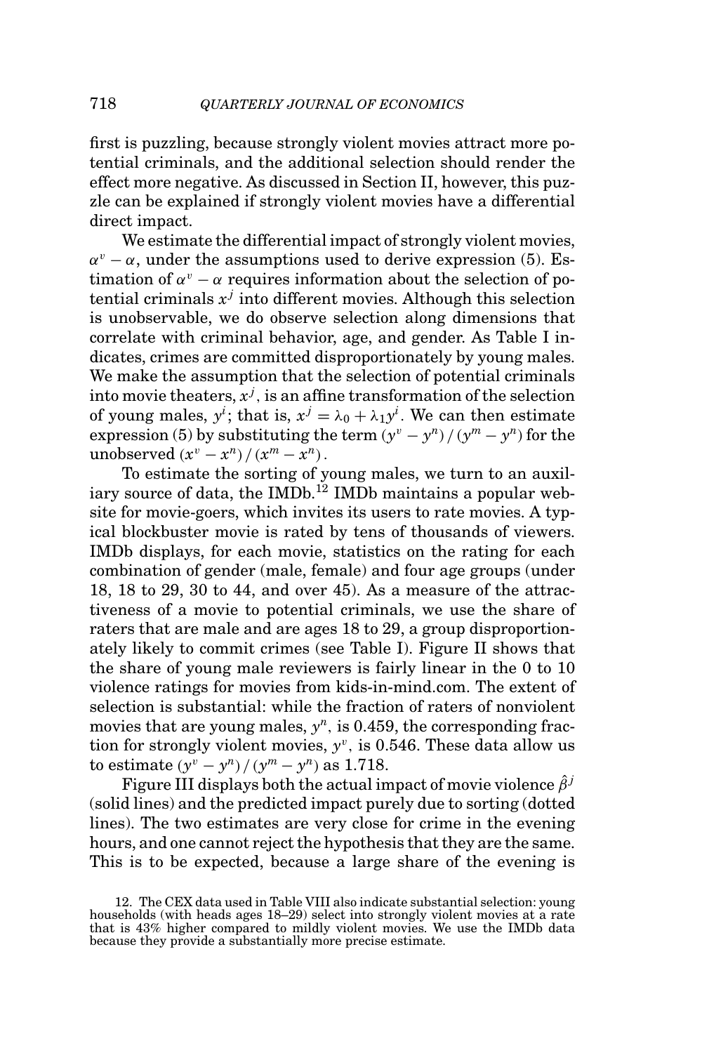first is puzzling, because strongly violent movies attract more potential criminals, and the additional selection should render the effect more negative. As discussed in Section II, however, this puzzle can be explained if strongly violent movies have a differential direct impact.

We estimate the differential impact of strongly violent movies, $\alpha^v - \alpha$, under the assumptions used to derive expression (5). Estimation of $\alpha^v - \alpha$ requires information about the selection of potential criminals $x^j$ into different movies. Although this selection is unobservable, we do observe selection along dimensions that correlate with criminal behavior, age, and gender. As Table I indicates, crimes are committed disproportionately by young males. We make the assumption that the selection of potential criminals into movie theaters, $x^j$, is an affine transformation of the selection of young males, $y^i$; that is, $x^j = \lambda_0 + \lambda_1 y^i$. We can then estimate expression (5) by substituting the term $(y^v - y^n)/(y^m - y^n)$ for the unobserved $(x^v - x^n)/(x^m - x^n)$.

To estimate the sorting of young males, we turn to an auxiliary source of data, the IMDb.[12] IMDb maintains a popular website for movie-goers, which invites its users to rate movies. A typical blockbuster movie is rated by tens of thousands of viewers. IMDb displays, for each movie, statistics on the rating for each combination of gender (male, female) and four age groups (under 18, 18 to 29, 30 to 44, and over 45). As a measure of the attractiveness of a movie to potential criminals, we use the share of raters that are male and are ages 18 to 29, a group disproportionately likely to commit crimes (see Table I). Figure II shows that the share of young male reviewers is fairly linear in the 0 to 10 violence ratings for movies from kids-in-mind.com. The extent of selection is substantial: while the fraction of raters of nonviolent movies that are young males, $y^n$, is 0.459, the corresponding fraction for strongly violent movies, $y^v$, is 0.546. These data allow us to estimate $(y^v - y^n)/(y^m - y^n)$ as 1.718.

Figure III displays both the actual impact of movie violence $\hat{\beta}^j$ (solid lines) and the predicted impact purely due to sorting (dotted lines). The two estimates are very close for crime in the evening hours, and one cannot reject the hypothesis that they are the same. This is to be expected, because a large share of the evening is

12. The CEX data used in Table VIII also indicate substantial selection: young households (with heads ages 18–29) select into strongly violent movies at a rate that is 43% higher compared to mildly violent movies. We use the IMDb data because they provide a substantially more precise estimate.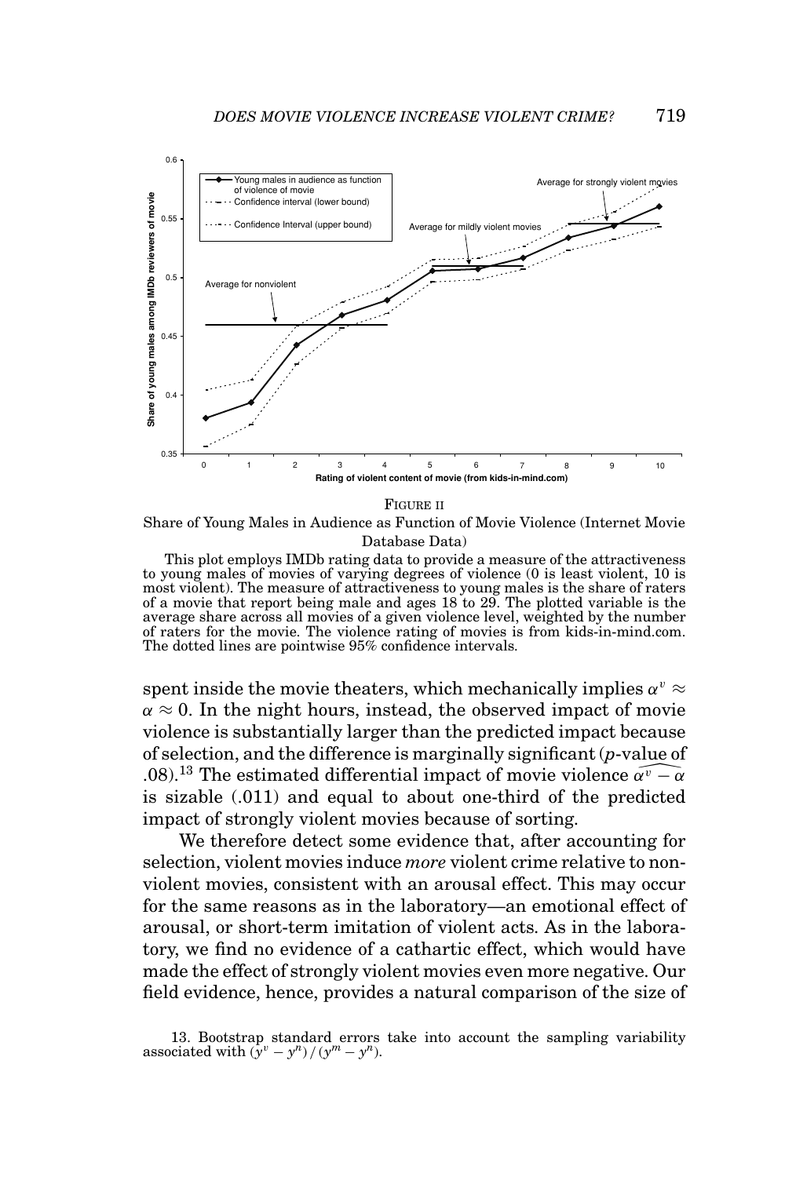FIGURE II

Share of Young Males in Audience as Function of Movie Violence (Internet Movie Database Data)

This plot employs IMDb rating data to provide a measure of the attractiveness to young males of movies of varying degrees of violence (0 is least violent, 10 is most violent). The measure of attractiveness to young males is the share of raters of a movie that report being male and ages 18 to 29. The plotted variable is the average share across all movies of a given violence level, weighted by the number of raters for the movie. The violence rating of movies is from kids-in-mind.com. The dotted lines are pointwise 95% confidence intervals.

spent inside the movie theaters, which mechanically implies $\alpha^v \approx \alpha \approx 0$. In the night hours, instead, the observed impact of movie violence is substantially larger than the predicted impact because of selection, and the difference is marginally significant ($p$-value of .08).[13] The estimated differential impact of movie violence $\widehat{\alpha^v - \alpha}$ is sizable (.011) and equal to about one-third of the predicted impact of strongly violent movies because of sorting.

We therefore detect some evidence that, after accounting for selection, violent movies induce *more* violent crime relative to nonviolent movies, consistent with an arousal effect. This may occur for the same reasons as in the laboratory—an emotional effect of arousal, or short-term imitation of violent acts. As in the laboratory, we find no evidence of a cathartic effect, which would have made the effect of strongly violent movies even more negative. Our field evidence, hence, provides a natural comparison of the size of

13. Bootstrap standard errors take into account the sampling variability associated with $(y^v - y^n)/(y^m - y^n)$.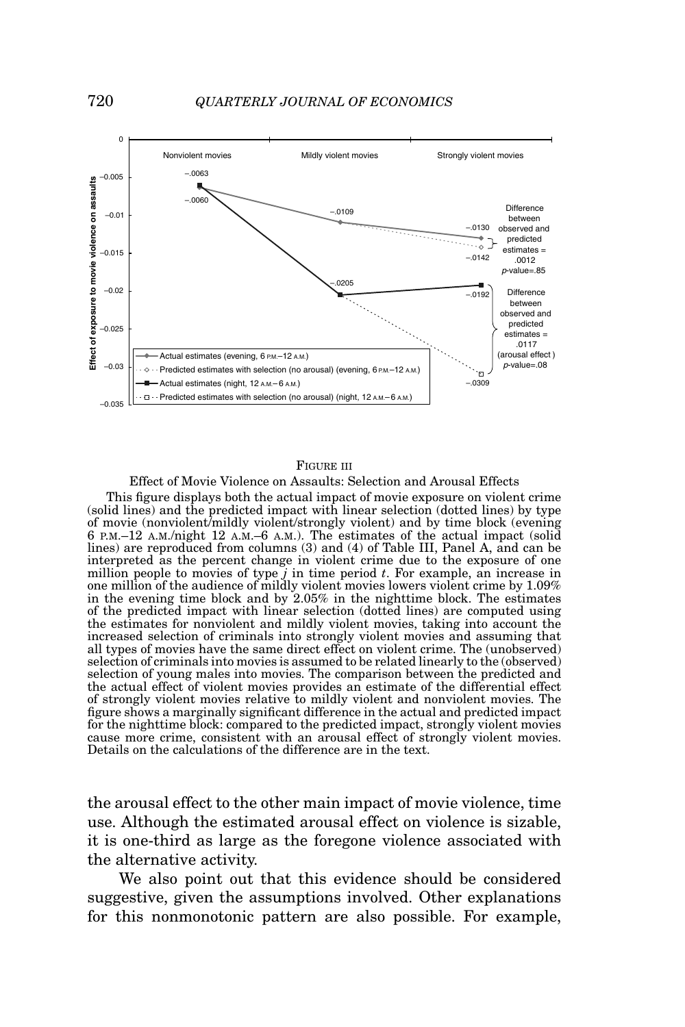FIGURE III

Effect of Movie Violence on Assaults: Selection and Arousal Effects

This figure displays both the actual impact of movie exposure on violent crime (solid lines) and the predicted impact with linear selection (dotted lines) by type of movie (nonviolent/mildly violent/strongly violent) and by time block (evening 6 P.M.–12 A.M./night 12 A.M.–6 A.M.). The estimates of the actual impact (solid lines) are reproduced from columns (3) and (4) of Table III, Panel A, and can be interpreted as the percent change in violent crime due to the exposure of one million people to movies of type $j$ in time period $t$. For example, an increase in one million of the audience of mildly violent movies lowers violent crime by 1.09% in the evening time block and by 2.05% in the nighttime block. The estimates of the predicted impact with linear selection (dotted lines) are computed using the estimates for nonviolent and mildly violent movies, taking into account the increased selection of criminals into strongly violent movies and assuming that all types of movies have the same direct effect on violent crime. The (unobserved) selection of criminals into movies is assumed to be related linearly to the (observed) selection of young males into movies. The comparison between the predicted and the actual effect of violent movies provides an estimate of the differential effect of strongly violent movies relative to mildly violent and nonviolent movies. The figure shows a marginally significant difference in the actual and predicted impact for the nighttime block: compared to the predicted impact, strongly violent movies cause more crime, consistent with an arousal effect of strongly violent movies. Details on the calculations of the difference are in the text.

the arousal effect to the other main impact of movie violence, time use. Although the estimated arousal effect on violence is sizable, it is one-third as large as the foregone violence associated with the alternative activity.

We also point out that this evidence should be considered suggestive, given the assumptions involved. Other explanations for this nonmonotonic pattern are also possible. For example,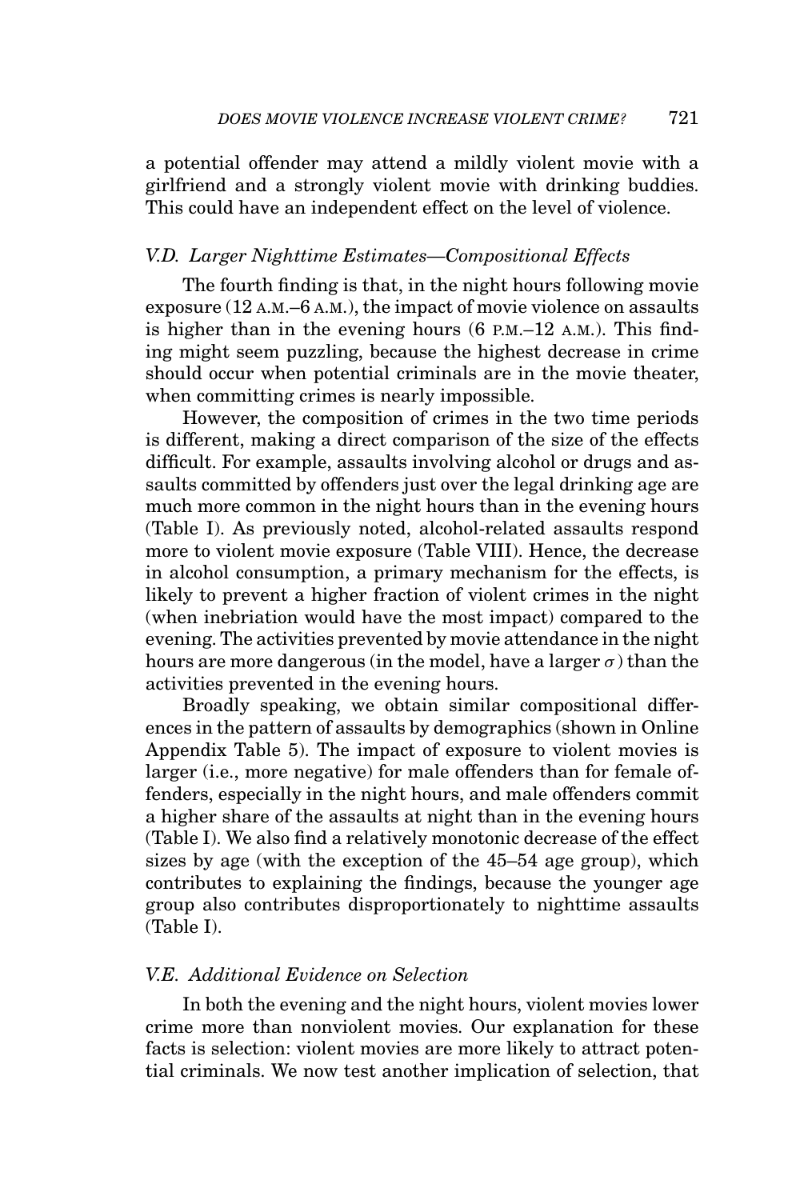a potential offender may attend a mildly violent movie with a girlfriend and a strongly violent movie with drinking buddies. This could have an independent effect on the level of violence.

### *V.D. Larger Nighttime Estimates—Compositional Effects*

The fourth finding is that, in the night hours following movie exposure (12 A.M.–6 A.M.), the impact of movie violence on assaults is higher than in the evening hours (6 P.M.–12 A.M.). This finding might seem puzzling, because the highest decrease in crime should occur when potential criminals are in the movie theater, when committing crimes is nearly impossible.

However, the composition of crimes in the two time periods is different, making a direct comparison of the size of the effects difficult. For example, assaults involving alcohol or drugs and assaults committed by offenders just over the legal drinking age are much more common in the night hours than in the evening hours (Table I). As previously noted, alcohol-related assaults respond more to violent movie exposure (Table VIII). Hence, the decrease in alcohol consumption, a primary mechanism for the effects, is likely to prevent a higher fraction of violent crimes in the night (when inebriation would have the most impact) compared to the evening. The activities prevented by movie attendance in the night hours are more dangerous (in the model, have a larger $\sigma$) than the activities prevented in the evening hours.

Broadly speaking, we obtain similar compositional differences in the pattern of assaults by demographics (shown in Online Appendix Table 5). The impact of exposure to violent movies is larger (i.e., more negative) for male offenders than for female offenders, especially in the night hours, and male offenders commit a higher share of the assaults at night than in the evening hours (Table I). We also find a relatively monotonic decrease of the effect sizes by age (with the exception of the 45–54 age group), which contributes to explaining the findings, because the younger age group also contributes disproportionately to nighttime assaults (Table I).

### *V.E. Additional Evidence on Selection*

In both the evening and the night hours, violent movies lower crime more than nonviolent movies. Our explanation for these facts is selection: violent movies are more likely to attract potential criminals. We now test another implication of selection, that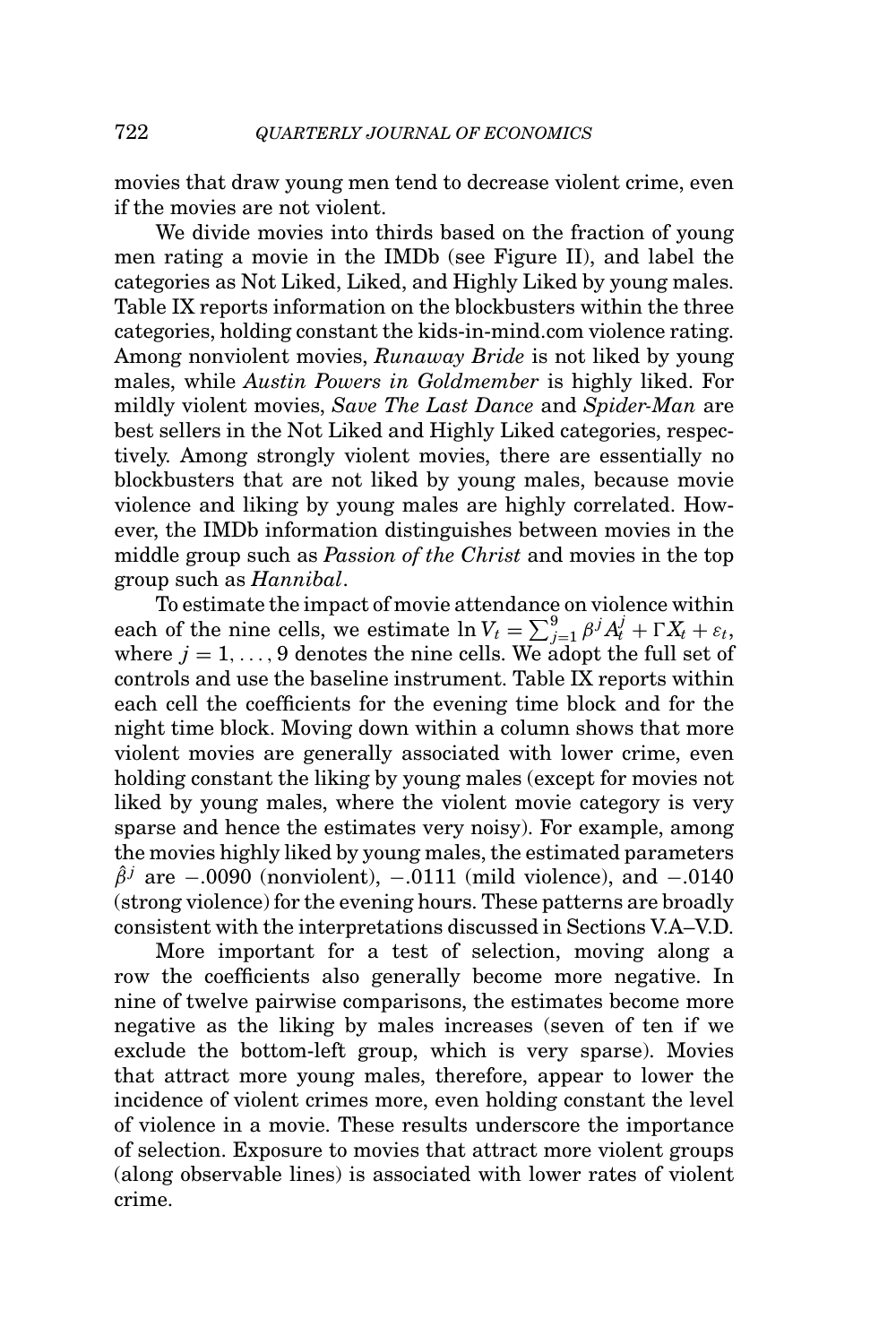movies that draw young men tend to decrease violent crime, even if the movies are not violent.

We divide movies into thirds based on the fraction of young men rating a movie in the IMDb (see Figure II), and label the categories as Not Liked, Liked, and Highly Liked by young males. Table IX reports information on the blockbusters within the three categories, holding constant the kids-in-mind.com violence rating. Among nonviolent movies, *Runaway Bride* is not liked by young males, while *Austin Powers in Goldmember* is highly liked. For mildly violent movies, *Save The Last Dance* and *Spider-Man* are best sellers in the Not Liked and Highly Liked categories, respectively. Among strongly violent movies, there are essentially no blockbusters that are not liked by young males, because movie violence and liking by young males are highly correlated. However, the IMDb information distinguishes between movies in the middle group such as *Passion of the Christ* and movies in the top group such as *Hannibal*.

To estimate the impact of movie attendance on violence within each of the nine cells, we estimate $\ln V_t = \sum_{j=1}^{9} \beta^j A_t^j + \Gamma X_t + \varepsilon_t$, where $j = 1, \ldots, 9$ denotes the nine cells. We adopt the full set of controls and use the baseline instrument. Table IX reports within each cell the coefficients for the evening time block and for the night time block. Moving down within a column shows that more violent movies are generally associated with lower crime, even holding constant the liking by young males (except for movies not liked by young males, where the violent movie category is very sparse and hence the estimates very noisy). For example, among the movies highly liked by young males, the estimated parameters $\hat{\beta}^j$ are $-.0090$ (nonviolent), $-.0111$ (mild violence), and $-.0140$ (strong violence) for the evening hours. These patterns are broadly consistent with the interpretations discussed in Sections V.A–V.D.

More important for a test of selection, moving along a row the coefficients also generally become more negative. In nine of twelve pairwise comparisons, the estimates become more negative as the liking by males increases (seven of ten if we exclude the bottom-left group, which is very sparse). Movies that attract more young males, therefore, appear to lower the incidence of violent crimes more, even holding constant the level of violence in a movie. These results underscore the importance of selection. Exposure to movies that attract more violent groups (along observable lines) is associated with lower rates of violent crime.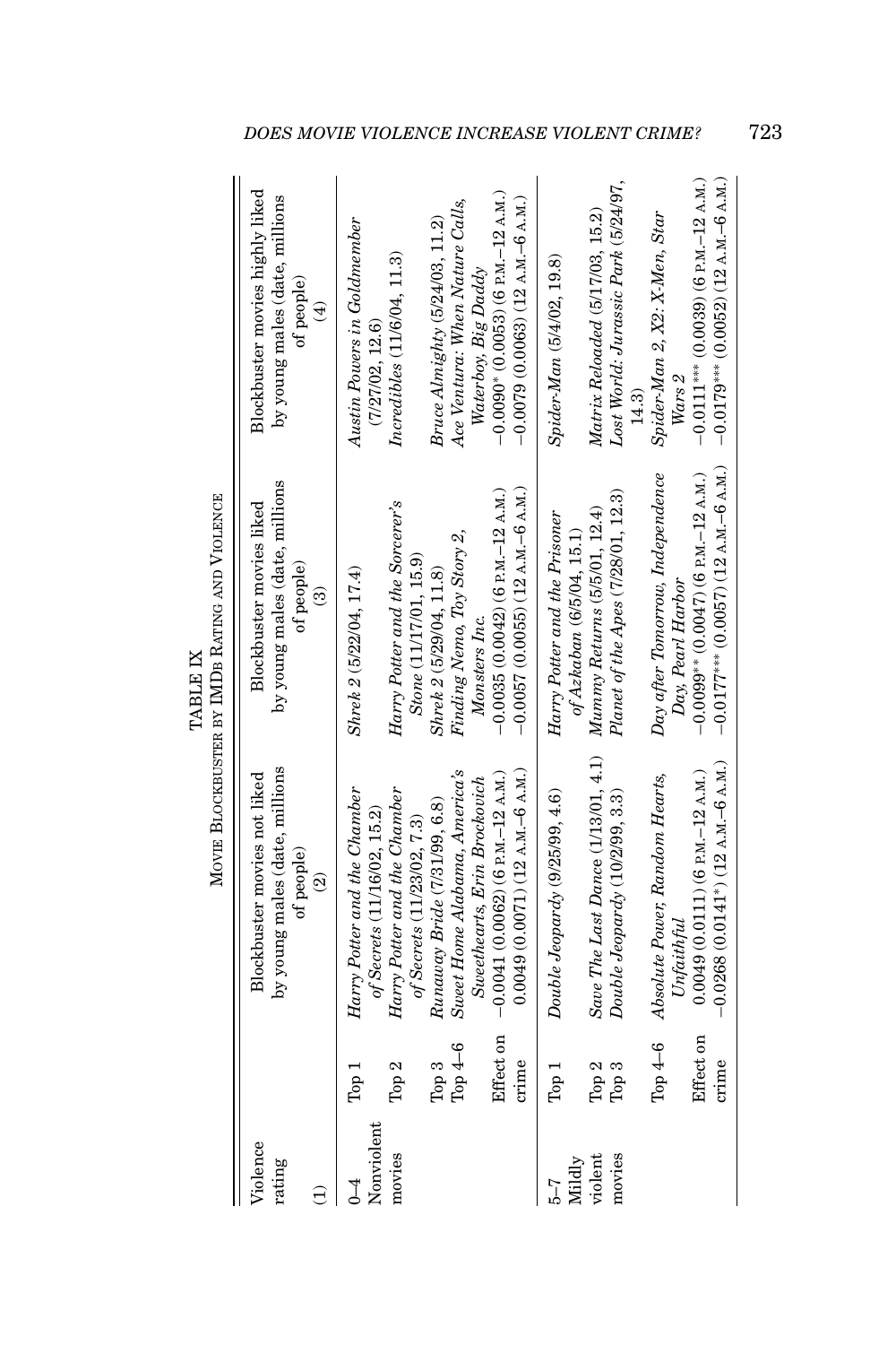TABLE IX

MOVIE BLOCKBUSTER BY IMDB RATING AND VIOLENCE

| Violence rating (1) | | Blockbuster movies not liked by young males (date, millions of people) (2) | Blockbuster movies liked by young males (date, millions of people) (3) | Blockbuster movies highly liked by young males (date, millions of people) (4) |
|---|---|---|---|---|
| 0–4 Nonviolent movies | Top 1 | *Harry Potter and the Chamber of Secrets* (11/16/02, 15.2) | *Shrek 2* (5/22/04, 17.4) | *Austin Powers in Goldmember* (7/27/02, 12.6) |
| | Top 2 | *Harry Potter and the Chamber of Secrets* (11/23/02, 7.3) | *Harry Potter and the Sorcerer's Stone* (11/17/01, 15.9) | *Incredibles* (11/6/04, 11.3) |
| | Top 3 | *Runaway Bride* (7/31/99, 6.8) | *Shrek 2* (5/29/04, 11.8) | *Bruce Almighty* (5/24/03, 11.2) |
| | Top 4–6 | *Sweet Home Alabama, America's Sweethearts, Erin Brockovich* | *Finding Nemo, Toy Story 2, Monsters Inc.* | *Ace Ventura: When Nature Calls, Waterboy, Big Daddy* |
| | Effect on crime | −0.0041 (0.0062) (6 P.M.–12 A.M.) | −0.0035 (0.0042) (6 P.M.–12 A.M.) | −0.0090* (0.0053) (6 P.M.–12 A.M.) |
| | | 0.0049 (0.0071) (12 A.M.–6 A.M.) | −0.0057 (0.0055) (12 A.M.–6 A.M.) | −0.0079 (0.0063) (12 A.M.–6 A.M.) |
| 5–7 Mildly violent movies | Top 1 | *Double Jeopardy* (9/25/99, 4.6) | *Harry Potter and the Prisoner of Azkaban* (6/5/04, 15.1) | *Spider-Man* (5/4/02, 19.8) |
| | Top 2 | *Save The Last Dance* (1/13/01, 4.1) | *Mummy Returns* (5/5/01, 12.4) | *Matrix Reloaded* (5/17/03, 15.2) |
| | Top 3 | *Double Jeopardy* (10/2/99, 3.3) | *Planet of the Apes* (7/28/01, 12.3) | *Lost World: Jurassic Park* (5/24/97, 14.3) |
| | Top 4–6 | *Absolute Power, Random Hearts, Unfaithful* | *Day after Tomorrow, Independence Day, Pearl Harbor* | *Spider-Man 2, X2: X-Men, Star Wars 2* |
| | Effect on crime | 0.0049 (0.0111) (6 P.M.–12 A.M.) | −0.0099** (0.0047) (6 P.M.–12 A.M.) | −0.0111*** (0.0039) (6 P.M.–12 A.M.) |
| | | −0.0268 (0.0141*) (12 A.M.–6 A.M.) | −0.0177*** (0.0057) (12 A.M.–6 A.M.) | −0.0179*** (0.0052) (12 A.M.–6 A.M.) |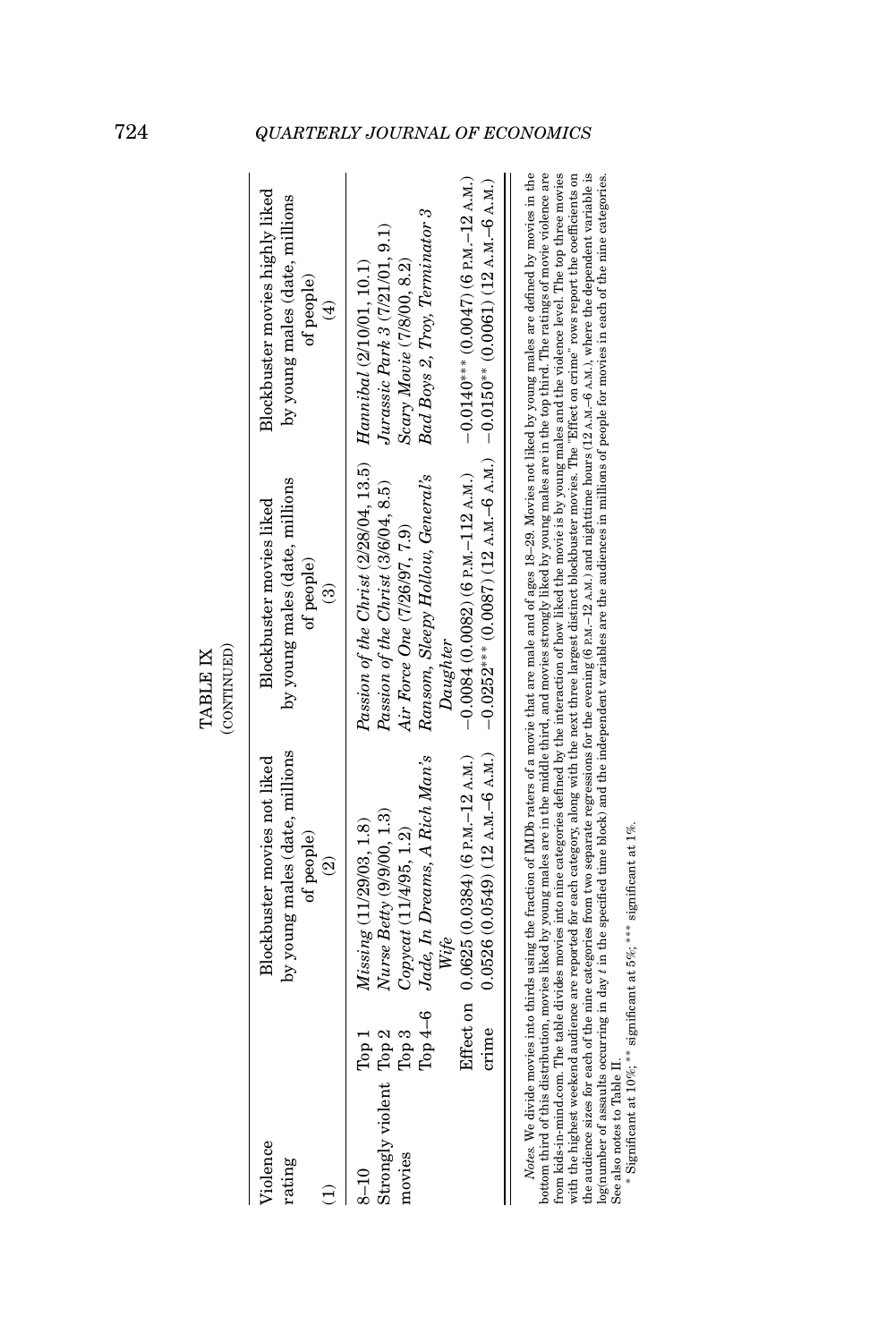TABLE IX

(CONTINUED)

| Violence rating (1) | | Blockbuster movies not liked by young males (date, millions of people) (2) | Blockbuster movies liked by young males (date, millions of people) (3) | Blockbuster movies highly liked by young males (date, millions of people) (4) |
|---|---|---|---|---|
| 8–10 | Top 1 | *Missing* (11/29/03, 1.8) | *Passion of the Christ* (2/28/04, 13.5) | *Hannibal* (2/10/01, 10.1) |
| Strongly violent | Top 2 | *Nurse Betty* (9/9/00, 1.3) | *Passion of the Christ* (3/6/04, 8.5) | *Jurassic Park 3* (7/21/01, 9.1) |
| movies | Top 3 | *Copycat* (11/4/95, 1.2) | *Air Force One* (7/26/97, 7.9) | *Scary Movie* (7/8/00, 8.2) |
| | Top 4–6 | *Jade, In Dreams, A Rich Man's Wife* | *Ransom, Sleepy Hollow, General's Daughter* | *Bad Boys 2, Troy, Terminator 3* |
| | Effect on crime | 0.0625 (0.0384) (6 P.M.–12 A.M.) | −0.0084 (0.0082) (6 P.M.–112 A.M.) | −0.0140*** (0.0047) (6 P.M.–12 A.M.) |
| | | 0.0526 (0.0549) (12 A.M.–6 A.M.) | −0.0252*** (0.0087) (12 A.M.–6 A.M.) | −0.0150** (0.0061) (12 A.M.–6 A.M.) |

*Notes.* We divide movies into thirds using the fraction of IMDb raters of a movie that are male and of ages 18–29. Movies not liked by young males are defined by movies in the bottom third of this distribution, movies liked by young males are in the middle third, and movies strongly liked by young males are in the top third. The ratings of movie violence are from kids-in-mind.com. The table divides movies into nine categories defined by the interaction of how liked the movie is by young males and the violence level. The top three movies with the highest weekend audience are reported for each category, along with the next three largest distinct blockbuster movies. The "Effect on crime" rows report the coefficients on the audience sizes for each of the nine categories from two separate regressions for the evening (6 P.M.–12 A.M.) and nighttime hours (12 A.M.–6 A.M.), where the dependent variable is log(number of assaults occurring in day $t$ in the specified time block) and the independent variables are the audiences in millions of people for movies in each of the nine categories. See also notes to Table II.

\* Significant at 10%; \*\* significant at 5%; \*\*\* significant at 1%.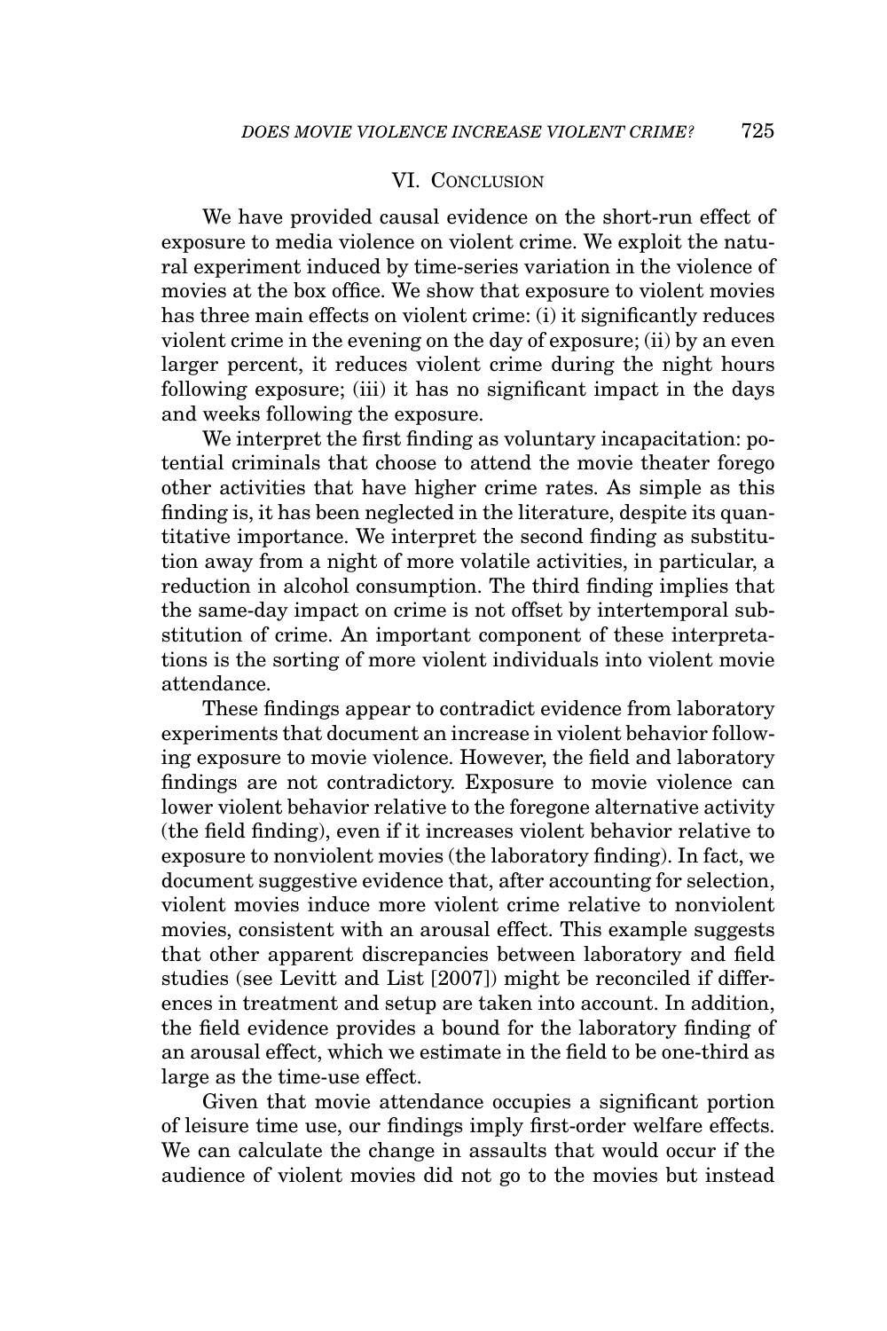## VI. Conclusion

We have provided causal evidence on the short-run effect of exposure to media violence on violent crime. We exploit the natural experiment induced by time-series variation in the violence of movies at the box office. We show that exposure to violent movies has three main effects on violent crime: (i) it significantly reduces violent crime in the evening on the day of exposure; (ii) by an even larger percent, it reduces violent crime during the night hours following exposure; (iii) it has no significant impact in the days and weeks following the exposure.

We interpret the first finding as voluntary incapacitation: potential criminals that choose to attend the movie theater forego other activities that have higher crime rates. As simple as this finding is, it has been neglected in the literature, despite its quantitative importance. We interpret the second finding as substitution away from a night of more volatile activities, in particular, a reduction in alcohol consumption. The third finding implies that the same-day impact on crime is not offset by intertemporal substitution of crime. An important component of these interpretations is the sorting of more violent individuals into violent movie attendance.

These findings appear to contradict evidence from laboratory experiments that document an increase in violent behavior following exposure to movie violence. However, the field and laboratory findings are not contradictory. Exposure to movie violence can lower violent behavior relative to the foregone alternative activity (the field finding), even if it increases violent behavior relative to exposure to nonviolent movies (the laboratory finding). In fact, we document suggestive evidence that, after accounting for selection, violent movies induce more violent crime relative to nonviolent movies, consistent with an arousal effect. This example suggests that other apparent discrepancies between laboratory and field studies (see Levitt and List [2007]) might be reconciled if differences in treatment and setup are taken into account. In addition, the field evidence provides a bound for the laboratory finding of an arousal effect, which we estimate in the field to be one-third as large as the time-use effect.

Given that movie attendance occupies a significant portion of leisure time use, our findings imply first-order welfare effects. We can calculate the change in assaults that would occur if the audience of violent movies did not go to the movies but instead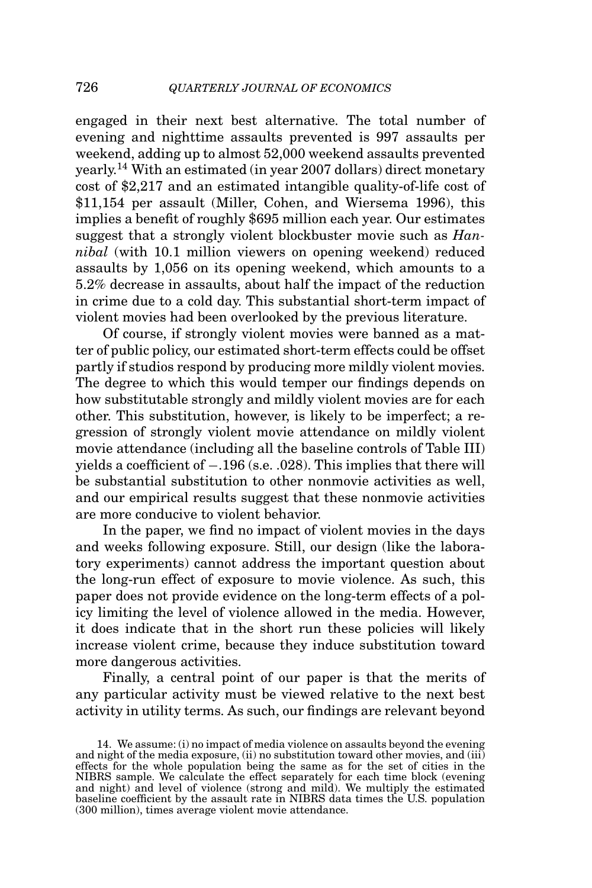engaged in their next best alternative. The total number of evening and nighttime assaults prevented is 997 assaults per weekend, adding up to almost 52,000 weekend assaults prevented yearly.[14] With an estimated (in year 2007 dollars) direct monetary cost of $2,217 and an estimated intangible quality-of-life cost of $11,154 per assault (Miller, Cohen, and Wiersema 1996), this implies a benefit of roughly $695 million each year. Our estimates suggest that a strongly violent blockbuster movie such as *Hannibal* (with 10.1 million viewers on opening weekend) reduced assaults by 1,056 on its opening weekend, which amounts to a 5.2% decrease in assaults, about half the impact of the reduction in crime due to a cold day. This substantial short-term impact of violent movies had been overlooked by the previous literature.

Of course, if strongly violent movies were banned as a matter of public policy, our estimated short-term effects could be offset partly if studios respond by producing more mildly violent movies. The degree to which this would temper our findings depends on how substitutable strongly and mildly violent movies are for each other. This substitution, however, is likely to be imperfect; a regression of strongly violent movie attendance on mildly violent movie attendance (including all the baseline controls of Table III) yields a coefficient of −.196 (s.e. .028). This implies that there will be substantial substitution to other nonmovie activities as well, and our empirical results suggest that these nonmovie activities are more conducive to violent behavior.

In the paper, we find no impact of violent movies in the days and weeks following exposure. Still, our design (like the laboratory experiments) cannot address the important question about the long-run effect of exposure to movie violence. As such, this paper does not provide evidence on the long-term effects of a policy limiting the level of violence allowed in the media. However, it does indicate that in the short run these policies will likely increase violent crime, because they induce substitution toward more dangerous activities.

Finally, a central point of our paper is that the merits of any particular activity must be viewed relative to the next best activity in utility terms. As such, our findings are relevant beyond

14. We assume: (i) no impact of media violence on assaults beyond the evening and night of the media exposure, (ii) no substitution toward other movies, and (iii) effects for the whole population being the same as for the set of cities in the NIBRS sample. We calculate the effect separately for each time block (evening and night) and level of violence (strong and mild). We multiply the estimated baseline coefficient by the assault rate in NIBRS data times the U.S. population (300 million), times average violent movie attendance.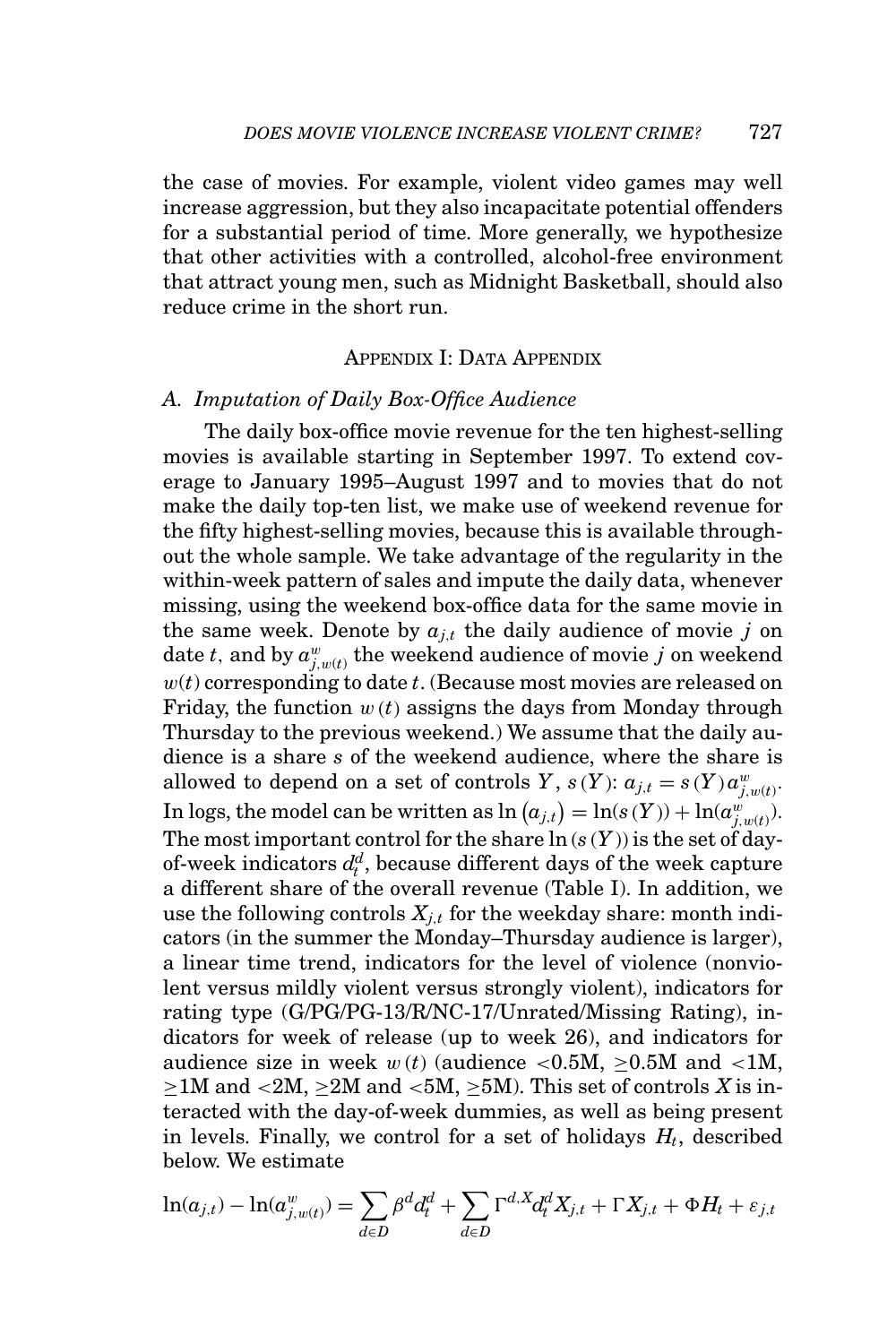the case of movies. For example, violent video games may well increase aggression, but they also incapacitate potential offenders for a substantial period of time. More generally, we hypothesize that other activities with a controlled, alcohol-free environment that attract young men, such as Midnight Basketball, should also reduce crime in the short run.

## Appendix I: Data Appendix

### A. *Imputation of Daily Box-Office Audience*

The daily box-office movie revenue for the ten highest-selling movies is available starting in September 1997. To extend coverage to January 1995–August 1997 and to movies that do not make the daily top-ten list, we make use of weekend revenue for the fifty highest-selling movies, because this is available throughout the whole sample. We take advantage of the regularity in the within-week pattern of sales and impute the daily data, whenever missing, using the weekend box-office data for the same movie in the same week. Denote by $a_{j,t}$ the daily audience of movie $j$ on date $t$, and by $a^{w}_{j,w(t)}$ the weekend audience of movie $j$ on weekend $w(t)$ corresponding to date $t$. (Because most movies are released on Friday, the function $w(t)$ assigns the days from Monday through Thursday to the previous weekend.) We assume that the daily audience is a share $s$ of the weekend audience, where the share is allowed to depend on a set of controls $Y$, $s(Y)$: $a_{j,t} = s(Y)a^{w}_{j,w(t)}$. In logs, the model can be written as $\ln(a_{j,t}) = \ln(s(Y)) + \ln(a^{w}_{j,w(t)})$. The most important control for the share $\ln(s(Y))$ is the set of day-of-week indicators $d^{d}_{t}$, because different days of the week capture a different share of the overall revenue (Table I). In addition, we use the following controls $X_{j,t}$ for the weekday share: month indicators (in the summer the Monday–Thursday audience is larger), a linear time trend, indicators for the level of violence (nonviolent versus mildly violent versus strongly violent), indicators for rating type (G/PG/PG-13/R/NC-17/Unrated/Missing Rating), indicators for week of release (up to week 26), and indicators for audience size in week $w(t)$ (audience $<$0.5M, $\geq$0.5M and $<$1M, $\geq$1M and $<$2M, $\geq$2M and $<$5M, $\geq$5M). This set of controls $X$ is interacted with the day-of-week dummies, as well as being present in levels. Finally, we control for a set of holidays $H_t$, described below. We estimate

$$\ln(a_{j,t}) - \ln(a^{w}_{j,w(t)}) = \sum_{d\in D}\beta^{d}d^{d}_{t} + \sum_{d\in D}\Gamma^{d,X}d^{d}_{t}X_{j,t} + \Gamma X_{j,t} + \Phi H_{t} + \varepsilon_{j,t}$$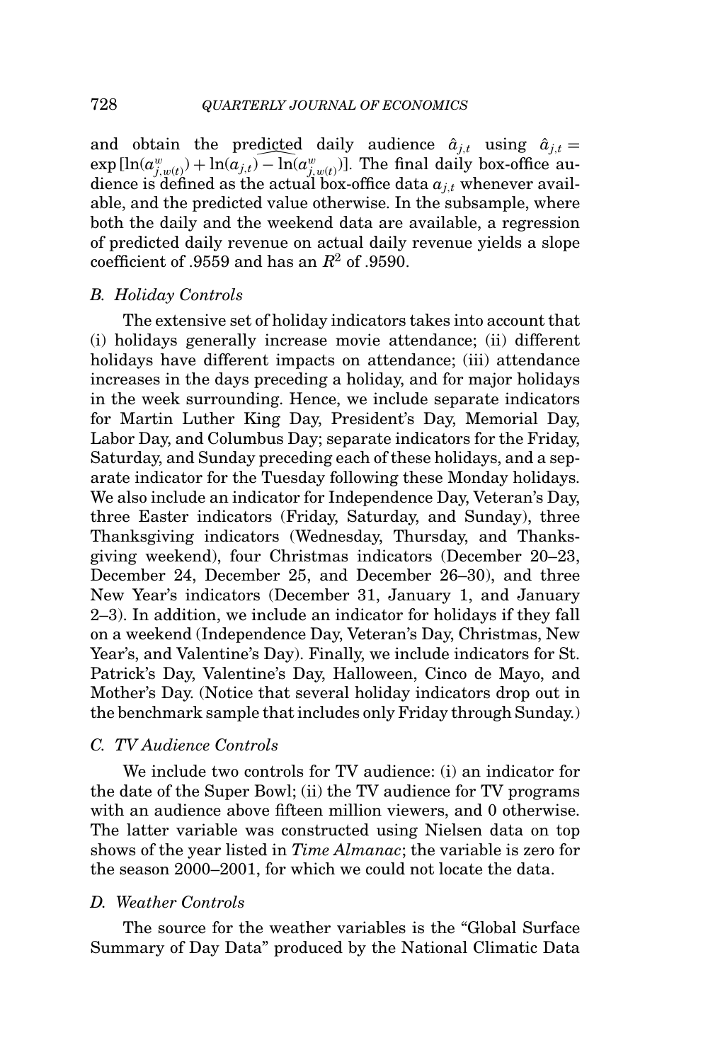and obtain the predicted daily audience $\hat{a}_{j,t}$ using $\hat{a}_{j,t} = \exp[\ln(a^w_{j,w(t)}) + \widehat{\ln(a_{j,t}) - \ln(a^w_{j,w(t)})}]$. The final daily box-office audience is defined as the actual box-office data $a_{j,t}$ whenever available, and the predicted value otherwise. In the subsample, where both the daily and the weekend data are available, a regression of predicted daily revenue on actual daily revenue yields a slope coefficient of .9559 and has an $R^2$ of .9590.

### *B. Holiday Controls*

The extensive set of holiday indicators takes into account that (i) holidays generally increase movie attendance; (ii) different holidays have different impacts on attendance; (iii) attendance increases in the days preceding a holiday, and for major holidays in the week surrounding. Hence, we include separate indicators for Martin Luther King Day, President's Day, Memorial Day, Labor Day, and Columbus Day; separate indicators for the Friday, Saturday, and Sunday preceding each of these holidays, and a separate indicator for the Tuesday following these Monday holidays. We also include an indicator for Independence Day, Veteran's Day, three Easter indicators (Friday, Saturday, and Sunday), three Thanksgiving indicators (Wednesday, Thursday, and Thanksgiving weekend), four Christmas indicators (December 20–23, December 24, December 25, and December 26–30), and three New Year's indicators (December 31, January 1, and January 2–3). In addition, we include an indicator for holidays if they fall on a weekend (Independence Day, Veteran's Day, Christmas, New Year's, and Valentine's Day). Finally, we include indicators for St. Patrick's Day, Valentine's Day, Halloween, Cinco de Mayo, and Mother's Day. (Notice that several holiday indicators drop out in the benchmark sample that includes only Friday through Sunday.)

### *C. TV Audience Controls*

We include two controls for TV audience: (i) an indicator for the date of the Super Bowl; (ii) the TV audience for TV programs with an audience above fifteen million viewers, and 0 otherwise. The latter variable was constructed using Nielsen data on top shows of the year listed in *Time Almanac*; the variable is zero for the season 2000–2001, for which we could not locate the data.

### *D. Weather Controls*

The source for the weather variables is the "Global Surface Summary of Day Data" produced by the National Climatic Data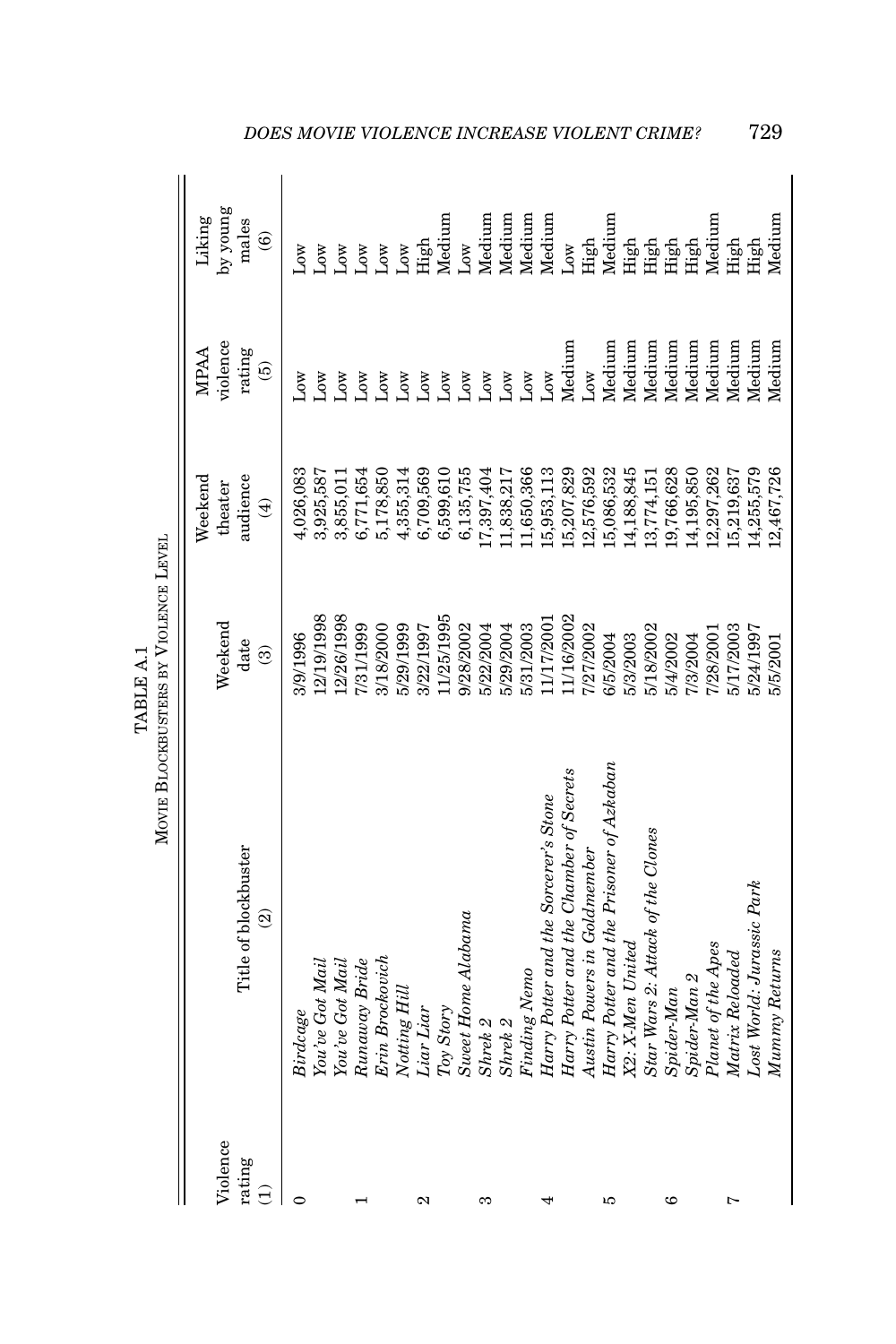TABLE A.1

MOVIE BLOCKBUSTERS BY VIOLENCE LEVEL

| Violence rating (1) | Title of blockbuster (2) | Weekend date (3) | Weekend theater audience (4) | MPAA violence rating (5) | Liking by young males (6) |
|---|---|---|---|---|---|
| 0 | *Birdcage* | 3/9/1996 | 4,026,083 | Low | Low |
| | *You've Got Mail* | 12/19/1998 | 3,925,587 | Low | Low |
| | *You've Got Mail* | 12/26/1998 | 3,855,011 | Low | Low |
| 1 | *Runaway Bride* | 7/31/1999 | 6,771,654 | Low | Low |
| | *Erin Brockovich* | 3/18/2000 | 5,178,850 | Low | Low |
| | *Notting Hill* | 5/29/1999 | 4,355,314 | Low | Low |
| 2 | *Liar Liar* | 3/22/1997 | 6,709,569 | Low | High |
| | *Toy Story* | 11/25/1995 | 6,599,610 | Low | Medium |
| | *Sweet Home Alabama* | 9/28/2002 | 6,135,755 | Low | Low |
| 3 | *Shrek 2* | 5/22/2004 | 17,397,404 | Low | Medium |
| | *Shrek 2* | 5/29/2004 | 11,838,217 | Low | Medium |
| | *Finding Nemo* | 5/31/2003 | 11,650,366 | Low | Medium |
| 4 | *Harry Potter and the Sorcerer's Stone* | 11/17/2001 | 15,953,113 | Low | Medium |
| | *Harry Potter and the Chamber of Secrets* | 11/16/2002 | 15,207,829 | Medium | Low |
| | *Austin Powers in Goldmember* | 7/27/2002 | 12,576,592 | Low | High |
| 5 | *Harry Potter and the Prisoner of Azkaban* | 6/5/2004 | 15,086,532 | Medium | Medium |
| | *X2: X-Men United* | 5/3/2003 | 14,188,845 | Medium | High |
| | *Star Wars 2: Attack of the Clones* | 5/18/2002 | 13,774,151 | Medium | High |
| 6 | *Spider-Man* | 5/4/2002 | 19,766,628 | Medium | High |
| | *Spider-Man 2* | 7/3/2004 | 14,195,850 | Medium | High |
| | *Planet of the Apes* | 7/28/2001 | 12,297,262 | Medium | Medium |
| 7 | *Matrix Reloaded* | 5/17/2003 | 15,219,637 | Medium | High |
| | *Lost World: Jurassic Park* | 5/24/1997 | 14,255,579 | Medium | High |
| | *Mummy Returns* | 5/5/2001 | 12,467,726 | Medium | Medium |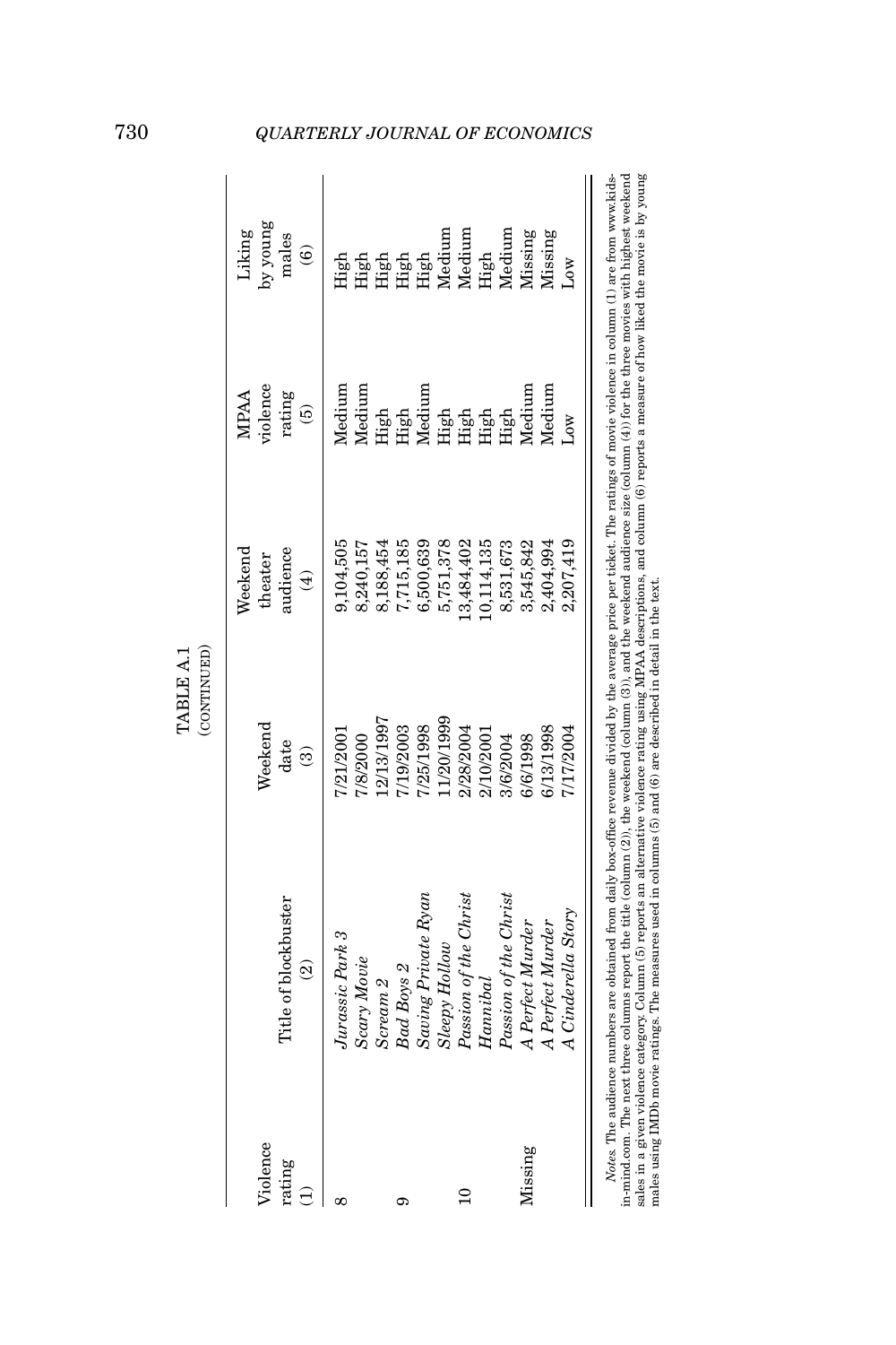TABLE A.1
(CONTINUED)

| Violence rating (1) | Title of blockbuster (2) | Weekend date (3) | Weekend theater audience (4) | MPAA violence rating (5) | Liking by young males (6) |
|---|---|---|---|---|---|
| 8 | *Jurassic Park 3* | 7/21/2001 | 9,104,505 | Medium | High |
| | *Scary Movie* | 7/8/2000 | 8,240,157 | Medium | High |
| | *Scream 2* | 12/13/1997 | 8,188,454 | High | High |
| 9 | *Bad Boys 2* | 7/19/2003 | 7,715,185 | High | High |
| | *Saving Private Ryan* | 7/25/1998 | 6,500,639 | Medium | High |
| | *Sleepy Hollow* | 11/20/1999 | 5,751,378 | High | Medium |
| 10 | *Passion of the Christ* | 2/28/2004 | 13,484,402 | High | Medium |
| | *Hannibal* | 2/10/2001 | 10,114,135 | High | High |
| | *Passion of the Christ* | 3/6/2004 | 8,531,673 | High | Medium |
| Missing | *A Perfect Murder* | 6/6/1998 | 3,545,842 | Medium | Missing |
| | *A Perfect Murder* | 6/13/1998 | 2,404,994 | Medium | Missing |
| | *A Cinderella Story* | 7/17/2004 | 2,207,419 | Low | Low |

*Notes.* The audience numbers are obtained from daily box-office revenue divided by the average price per ticket. The ratings of movie violence in column (1) are from www.kids-in-mind.com. The next three columns report the title (column (2)), the weekend (column (3)), and the weekend audience size (column (4)) for the three movies with highest weekend sales in a given violence category. Column (5) reports an alternative violence rating using MPAA descriptions, and column (6) reports a measure of how liked the movie is by young males using IMDb movie ratings. The measures used in columns (5) and (6) are described in detail in the text.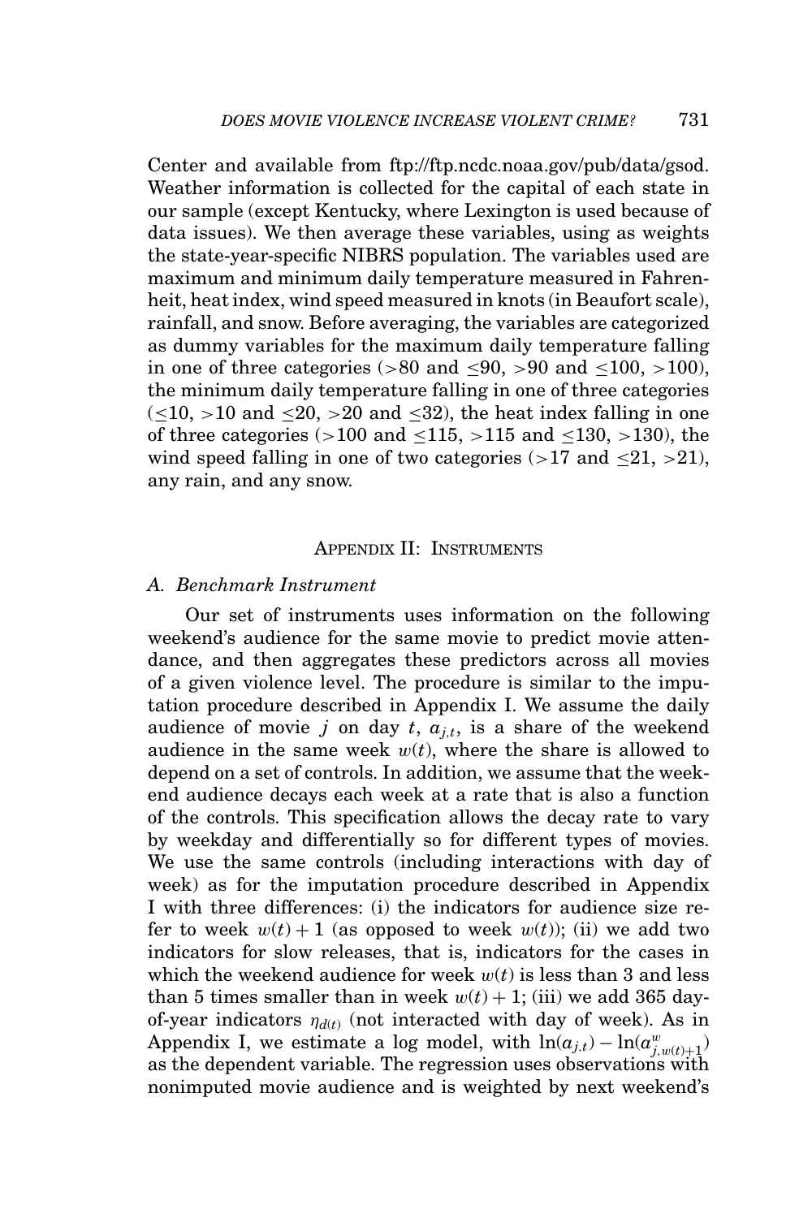Center and available from ftp://ftp.ncdc.noaa.gov/pub/data/gsod. Weather information is collected for the capital of each state in our sample (except Kentucky, where Lexington is used because of data issues). We then average these variables, using as weights the state-year-specific NIBRS population. The variables used are maximum and minimum daily temperature measured in Fahrenheit, heat index, wind speed measured in knots (in Beaufort scale), rainfall, and snow. Before averaging, the variables are categorized as dummy variables for the maximum daily temperature falling in one of three categories (>80 and ≤90, >90 and ≤100, >100), the minimum daily temperature falling in one of three categories (≤10, >10 and ≤20, >20 and ≤32), the heat index falling in one of three categories (>100 and ≤115, >115 and ≤130, >130), the wind speed falling in one of two categories (>17 and ≤21, >21), any rain, and any snow.

## Appendix II: Instruments

### A. Benchmark Instrument

Our set of instruments uses information on the following weekend's audience for the same movie to predict movie attendance, and then aggregates these predictors across all movies of a given violence level. The procedure is similar to the imputation procedure described in Appendix I. We assume the daily audience of movie $j$ on day $t$, $a_{j,t}$, is a share of the weekend audience in the same week $w(t)$, where the share is allowed to depend on a set of controls. In addition, we assume that the weekend audience decays each week at a rate that is also a function of the controls. This specification allows the decay rate to vary by weekday and differentially so for different types of movies. We use the same controls (including interactions with day of week) as for the imputation procedure described in Appendix I with three differences: (i) the indicators for audience size refer to week $w(t)+1$ (as opposed to week $w(t)$); (ii) we add two indicators for slow releases, that is, indicators for the cases in which the weekend audience for week $w(t)$ is less than 3 and less than 5 times smaller than in week $w(t)+1$; (iii) we add 365 day-of-year indicators $\eta_{d(t)}$ (not interacted with day of week). As in Appendix I, we estimate a log model, with $\ln(a_{j,t}) - \ln(a^{w}_{j,w(t)+1})$ as the dependent variable. The regression uses observations with nonimputed movie audience and is weighted by next weekend's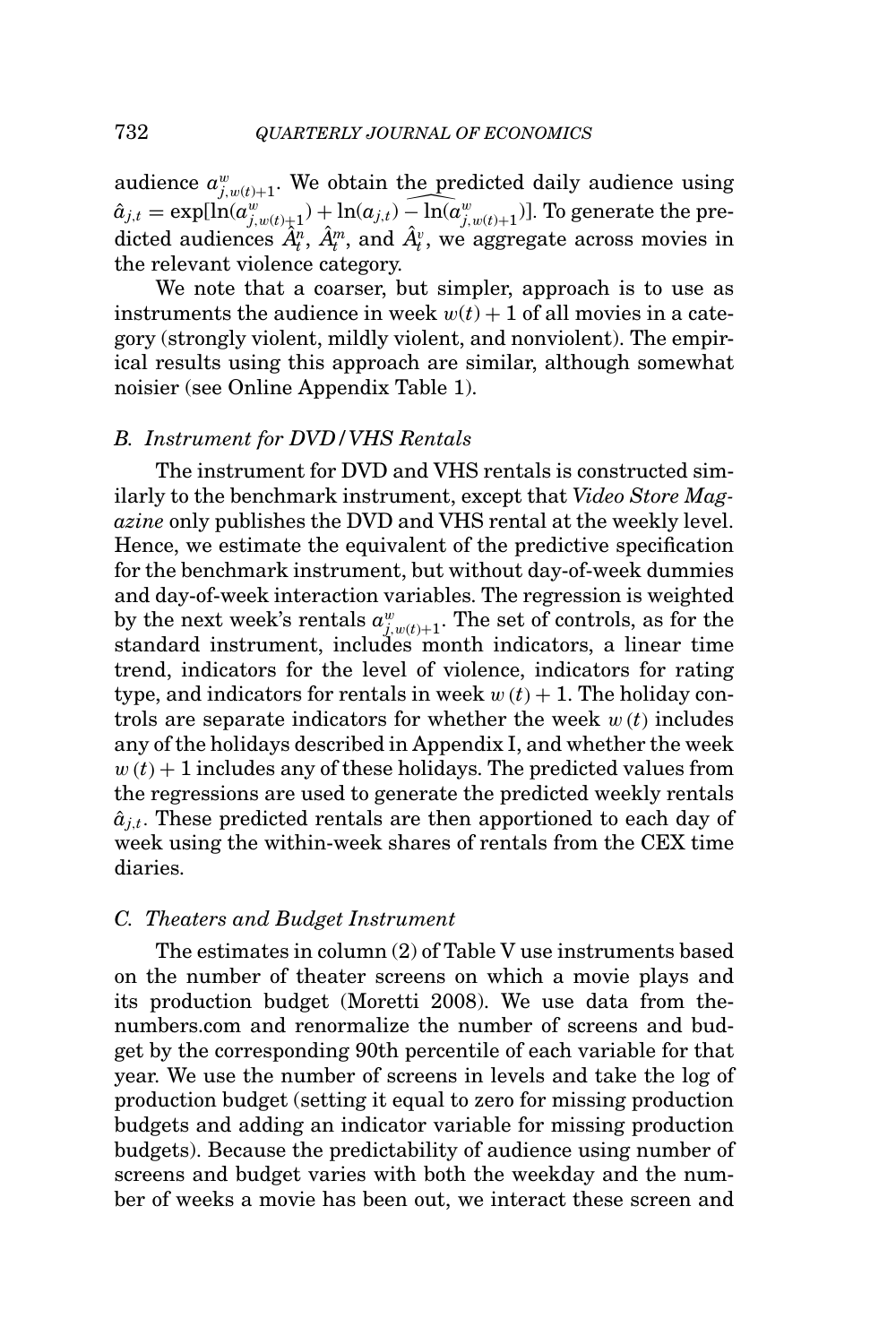audience $a^w_{j,w(t)+1}$. We obtain the predicted daily audience using $\hat{a}_{j,t} = \exp[\ln(a^w_{j,w(t)+1}) + \widehat{\ln(a_{j,t}) - \ln(a^w_{j,w(t)+1})}]$. To generate the predicted audiences $\hat{A}^n_t$, $\hat{A}^m_t$, and $\hat{A}^v_t$, we aggregate across movies in the relevant violence category.

We note that a coarser, but simpler, approach is to use as instruments the audience in week $w(t) + 1$ of all movies in a category (strongly violent, mildly violent, and nonviolent). The empirical results using this approach are similar, although somewhat noisier (see Online Appendix Table 1).

### B. Instrument for DVD/VHS Rentals

The instrument for DVD and VHS rentals is constructed similarly to the benchmark instrument, except that *Video Store Magazine* only publishes the DVD and VHS rental at the weekly level. Hence, we estimate the equivalent of the predictive specification for the benchmark instrument, but without day-of-week dummies and day-of-week interaction variables. The regression is weighted by the next week's rentals $a^w_{j,w(t)+1}$. The set of controls, as for the standard instrument, includes month indicators, a linear time trend, indicators for the level of violence, indicators for rating type, and indicators for rentals in week $w(t) + 1$. The holiday controls are separate indicators for whether the week $w(t)$ includes any of the holidays described in Appendix I, and whether the week $w(t) + 1$ includes any of these holidays. The predicted values from the regressions are used to generate the predicted weekly rentals $\hat{a}_{j,t}$. These predicted rentals are then apportioned to each day of week using the within-week shares of rentals from the CEX time diaries.

### C. Theaters and Budget Instrument

The estimates in column (2) of Table V use instruments based on the number of theater screens on which a movie plays and its production budget (Moretti 2008). We use data from the-numbers.com and renormalize the number of screens and budget by the corresponding 90th percentile of each variable for that year. We use the number of screens in levels and take the log of production budget (setting it equal to zero for missing production budgets and adding an indicator variable for missing production budgets). Because the predictability of audience using number of screens and budget varies with both the weekday and the number of weeks a movie has been out, we interact these screen and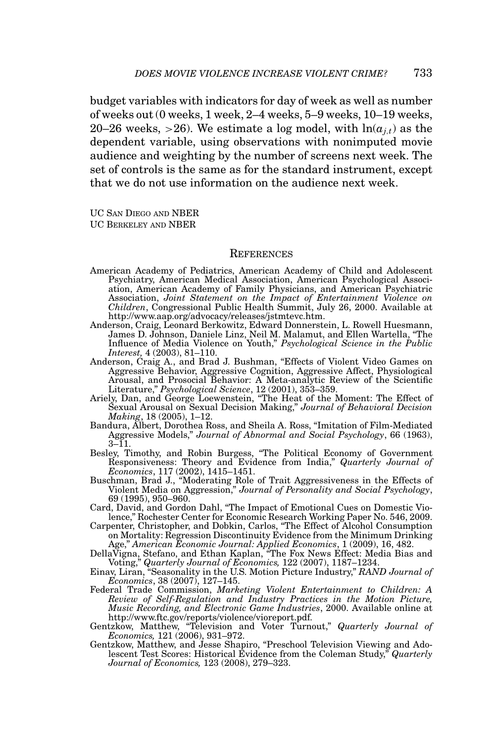budget variables with indicators for day of week as well as number of weeks out (0 weeks, 1 week, 2–4 weeks, 5–9 weeks, 10–19 weeks, 20–26 weeks, >26). We estimate a log model, with $\ln(a_{j,t})$ as the dependent variable, using observations with nonimputed movie audience and weighting by the number of screens next week. The set of controls is the same as for the standard instrument, except that we do not use information on the audience next week.

UC San Diego and NBER
UC Berkeley and NBER

## References

American Academy of Pediatrics, American Academy of Child and Adolescent Psychiatry, American Medical Association, American Psychological Association, American Academy of Family Physicians, and American Psychiatric Association, *Joint Statement on the Impact of Entertainment Violence on Children*, Congressional Public Health Summit, July 26, 2000. Available at http://www.aap.org/advocacy/releases/jstmtevc.htm.

Anderson, Craig, Leonard Berkowitz, Edward Donnerstein, L. Rowell Huesmann, James D. Johnson, Daniele Linz, Neil M. Malamut, and Ellen Wartella, "The Influence of Media Violence on Youth," *Psychological Science in the Public Interest,* 4 (2003), 81–110.

Anderson, Craig A., and Brad J. Bushman, "Effects of Violent Video Games on Aggressive Behavior, Aggressive Cognition, Aggressive Affect, Physiological Arousal, and Prosocial Behavior: A Meta-analytic Review of the Scientific Literature," *Psychological Science*, 12 (2001), 353–359.

Ariely, Dan, and George Loewenstein, "The Heat of the Moment: The Effect of Sexual Arousal on Sexual Decision Making," *Journal of Behavioral Decision Making*, 18 (2005), 1–12.

Bandura, Albert, Dorothea Ross, and Sheila A. Ross, "Imitation of Film-Mediated Aggressive Models," *Journal of Abnormal and Social Psychology*, 66 (1963), 3–11.

Besley, Timothy, and Robin Burgess, "The Political Economy of Government Responsiveness: Theory and Evidence from India," *Quarterly Journal of Economics*, 117 (2002), 1415–1451.

Buschman, Brad J., "Moderating Role of Trait Aggressiveness in the Effects of Violent Media on Aggression," *Journal of Personality and Social Psychology*, 69 (1995), 950–960.

Card, David, and Gordon Dahl, "The Impact of Emotional Cues on Domestic Violence," Rochester Center for Economic Research Working Paper No. 546, 2009.

Carpenter, Christopher, and Dobkin, Carlos, "The Effect of Alcohol Consumption on Mortality: Regression Discontinuity Evidence from the Minimum Drinking Age," *American Economic Journal: Applied Economics*, 1 (2009), 16, 482.

DellaVigna, Stefano, and Ethan Kaplan, "The Fox News Effect: Media Bias and Voting," *Quarterly Journal of Economics,* 122 (2007), 1187–1234.

Einav, Liran, "Seasonality in the U.S. Motion Picture Industry," *RAND Journal of Economics*, 38 (2007), 127–145.

Federal Trade Commission, *Marketing Violent Entertainment to Children: A Review of Self-Regulation and Industry Practices in the Motion Picture, Music Recording, and Electronic Game Industries*, 2000. Available online at http://www.ftc.gov/reports/violence/vioreport.pdf.

Gentzkow, Matthew, "Television and Voter Turnout," *Quarterly Journal of Economics,* 121 (2006), 931–972.

Gentzkow, Matthew, and Jesse Shapiro, "Preschool Television Viewing and Adolescent Test Scores: Historical Evidence from the Coleman Study," *Quarterly Journal of Economics,* 123 (2008), 279–323.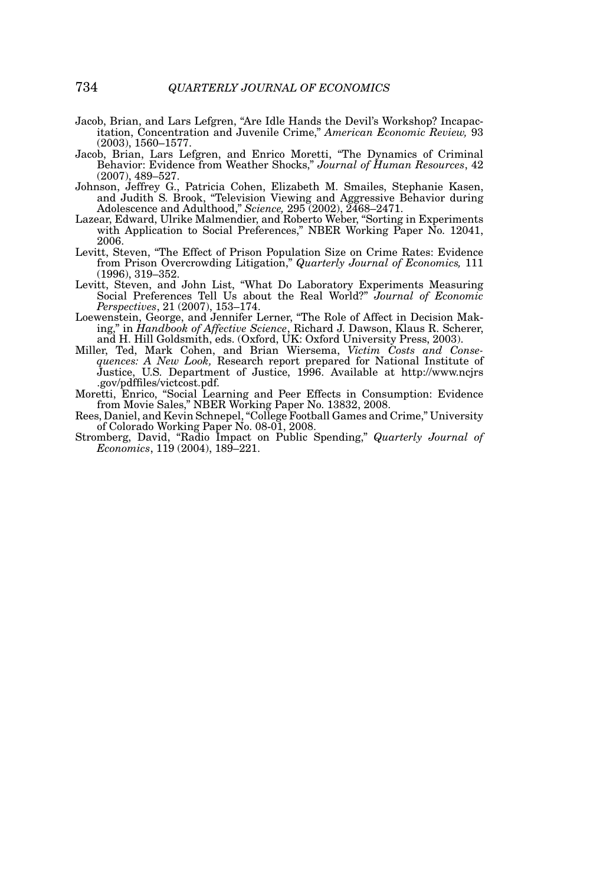Jacob, Brian, and Lars Lefgren, "Are Idle Hands the Devil's Workshop? Incapacitation, Concentration and Juvenile Crime," *American Economic Review,* 93 (2003), 1560–1577.

Jacob, Brian, Lars Lefgren, and Enrico Moretti, "The Dynamics of Criminal Behavior: Evidence from Weather Shocks," *Journal of Human Resources*, 42 (2007), 489–527.

Johnson, Jeffrey G., Patricia Cohen, Elizabeth M. Smailes, Stephanie Kasen, and Judith S. Brook, "Television Viewing and Aggressive Behavior during Adolescence and Adulthood," *Science,* 295 (2002), 2468–2471.

Lazear, Edward, Ulrike Malmendier, and Roberto Weber, "Sorting in Experiments with Application to Social Preferences," NBER Working Paper No. 12041, 2006.

Levitt, Steven, "The Effect of Prison Population Size on Crime Rates: Evidence from Prison Overcrowding Litigation," *Quarterly Journal of Economics,* 111 (1996), 319–352.

Levitt, Steven, and John List, "What Do Laboratory Experiments Measuring Social Preferences Tell Us about the Real World?" *Journal of Economic Perspectives*, 21 (2007), 153–174.

Loewenstein, George, and Jennifer Lerner, "The Role of Affect in Decision Making," in *Handbook of Affective Science*, Richard J. Dawson, Klaus R. Scherer, and H. Hill Goldsmith, eds. (Oxford, UK: Oxford University Press, 2003).

Miller, Ted, Mark Cohen, and Brian Wiersema, *Victim Costs and Consequences: A New Look,* Research report prepared for National Institute of Justice, U.S. Department of Justice, 1996. Available at http://www.ncjrs.gov/pdffiles/victcost.pdf.

Moretti, Enrico, "Social Learning and Peer Effects in Consumption: Evidence from Movie Sales," NBER Working Paper No. 13832, 2008.

Rees, Daniel, and Kevin Schnepel, "College Football Games and Crime," University of Colorado Working Paper No. 08-01, 2008.

Stromberg, David, "Radio Impact on Public Spending," *Quarterly Journal of Economics*, 119 (2004), 189–221.